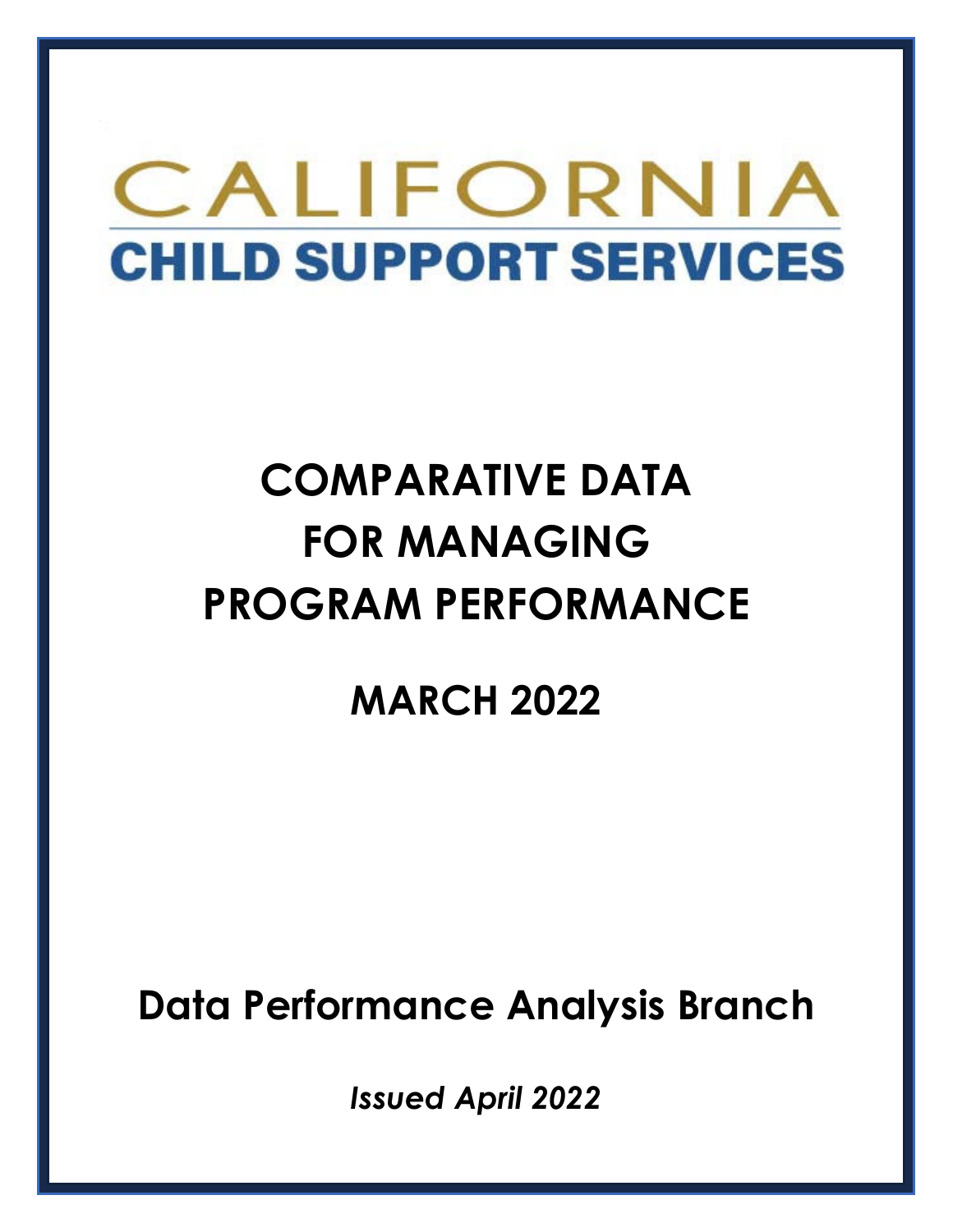# CALIFORNIA CHILD SUPPORT SERVICES

# COMPARATIVE DATA FOR MANAGING PROGRAM PERFORMANCE

## MARCH 2022

## Data Performance Analysis Branch

*Issued April 2022*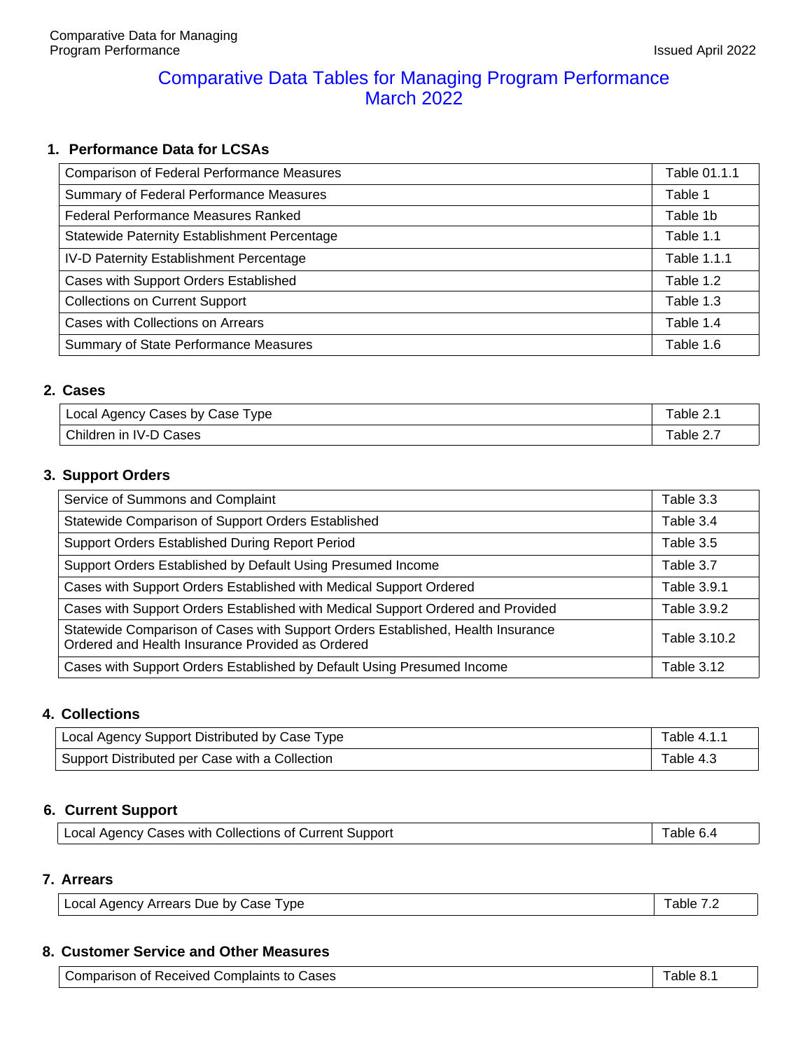# Comparative Data Tables for Managing Program Performance
## March 2022

### 1. Performance Data for LCSAs

| | |
|---|---|
| Comparison of Federal Performance Measures | Table 01.1.1 |
| Summary of Federal Performance Measures | Table 1 |
| Federal Performance Measures Ranked | Table 1b |
| Statewide Paternity Establishment Percentage | Table 1.1 |
| IV-D Paternity Establishment Percentage | Table 1.1.1 |
| Cases with Support Orders Established | Table 1.2 |
| Collections on Current Support | Table 1.3 |
| Cases with Collections on Arrears | Table 1.4 |
| Summary of State Performance Measures | Table 1.6 |

### 2. Cases

| | |
|---|---|
| Local Agency Cases by Case Type | Table 2.1 |
| Children in IV-D Cases | Table 2.7 |

### 3. Support Orders

| | |
|---|---|
| Service of Summons and Complaint | Table 3.3 |
| Statewide Comparison of Support Orders Established | Table 3.4 |
| Support Orders Established During Report Period | Table 3.5 |
| Support Orders Established by Default Using Presumed Income | Table 3.7 |
| Cases with Support Orders Established with Medical Support Ordered | Table 3.9.1 |
| Cases with Support Orders Established with Medical Support Ordered and Provided | Table 3.9.2 |
| Statewide Comparison of Cases with Support Orders Established, Health Insurance Ordered and Health Insurance Provided as Ordered | Table 3.10.2 |
| Cases with Support Orders Established by Default Using Presumed Income | Table 3.12 |

### 4. Collections

| | |
|---|---|
| Local Agency Support Distributed by Case Type | Table 4.1.1 |
| Support Distributed per Case with a Collection | Table 4.3 |

### 6. Current Support

| | |
|---|---|
| Local Agency Cases with Collections of Current Support | Table 6.4 |

### 7. Arrears

| | |
|---|---|
| Local Agency Arrears Due by Case Type | Table 7.2 |

### 8. Customer Service and Other Measures

| | |
|---|---|
| Comparison of Received Complaints to Cases | Table 8.1 |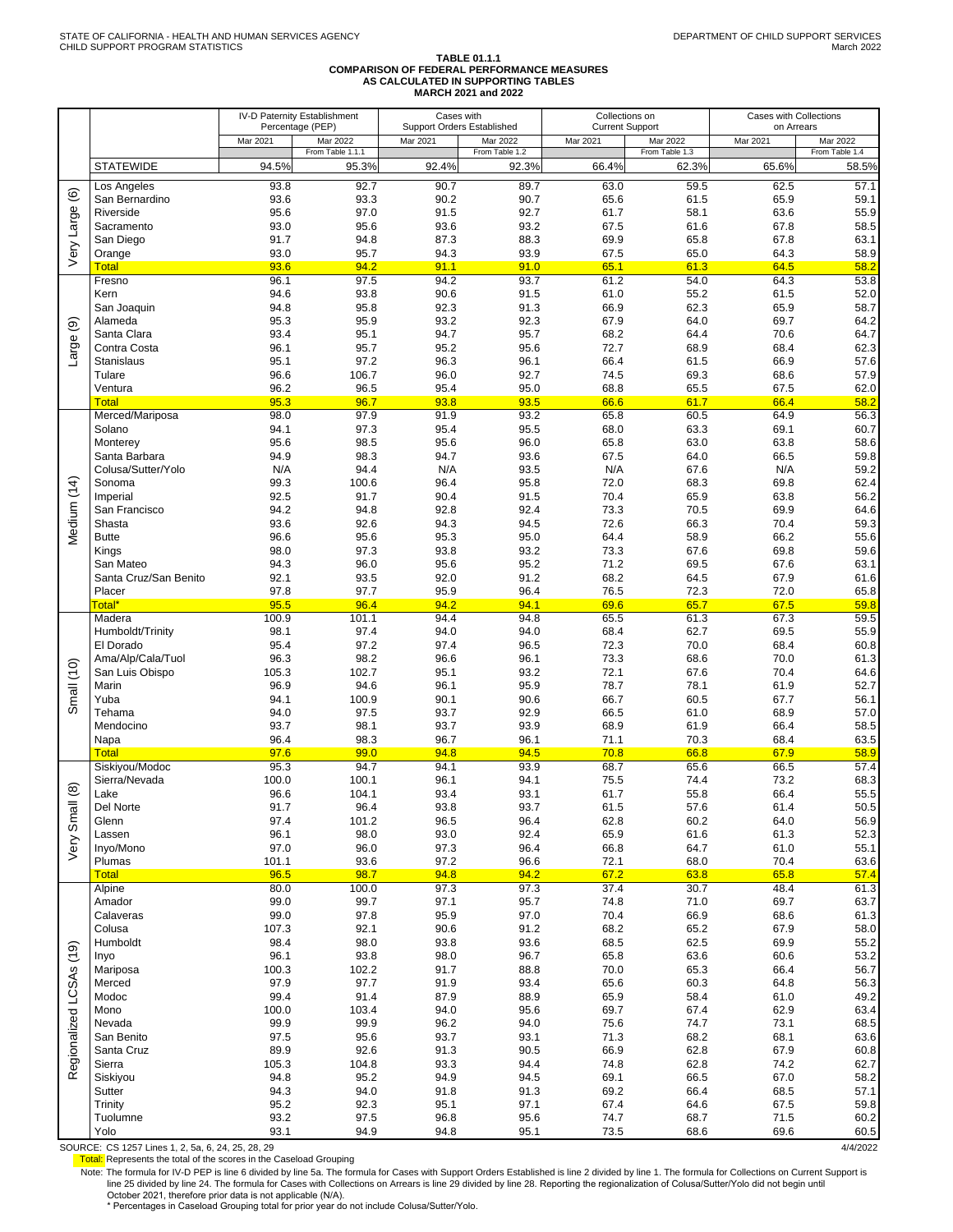STATE OF CALIFORNIA - HEALTH AND HUMAN SERVICES AGENCY
CHILD SUPPORT PROGRAM STATISTICS

DEPARTMENT OF CHILD SUPPORT SERVICES
March 2022

# TABLE 01.1.1
## COMPARISON OF FEDERAL PERFORMANCE MEASURES AS CALCULATED IN SUPPORTING TABLES
### MARCH 2021 and 2022

| | | IV-D Paternity Establishment Percentage (PEP) | | Cases with Support Orders Established | | Collections on Current Support | | Cases with Collections on Arrears | |
|---|---|---|---|---|---|---|---|---|---|
| | | Mar 2021 | Mar 2022 From Table 1.1.1 | Mar 2021 | Mar 2022 From Table 1.2 | Mar 2021 | Mar 2022 From Table 1.3 | Mar 2021 | Mar 2022 From Table 1.4 |
| | STATEWIDE | 94.5% | 95.3% | 92.4% | 92.3% | 66.4% | 62.3% | 65.6% | 58.5% |
| Very Large (6) | Los Angeles | 93.8 | 92.7 | 90.7 | 89.7 | 63.0 | 59.5 | 62.5 | 57.1 |
| | San Bernardino | 93.6 | 93.3 | 90.2 | 90.7 | 65.6 | 61.5 | 65.9 | 59.1 |
| | Riverside | 95.6 | 97.0 | 91.5 | 92.7 | 61.7 | 58.1 | 63.6 | 55.9 |
| | Sacramento | 93.0 | 95.6 | 93.6 | 93.2 | 67.5 | 61.6 | 67.8 | 58.5 |
| | San Diego | 91.7 | 94.8 | 87.3 | 88.3 | 69.9 | 65.8 | 67.8 | 63.1 |
| | Orange | 93.0 | 95.7 | 94.3 | 93.9 | 67.5 | 65.0 | 64.3 | 58.9 |
| | Total | 93.6 | 94.2 | 91.1 | 91.0 | 65.1 | 61.3 | 64.5 | 58.2 |
| Large (9) | Fresno | 96.1 | 97.5 | 94.2 | 93.7 | 61.2 | 54.0 | 64.3 | 53.8 |
| | Kern | 94.6 | 93.8 | 90.6 | 91.5 | 61.0 | 55.2 | 61.5 | 52.0 |
| | San Joaquin | 94.8 | 95.8 | 92.3 | 91.3 | 66.9 | 62.3 | 65.9 | 58.7 |
| | Alameda | 95.3 | 95.9 | 93.2 | 92.3 | 67.9 | 64.0 | 69.7 | 64.2 |
| | Santa Clara | 93.4 | 95.1 | 94.7 | 95.7 | 68.2 | 64.4 | 70.6 | 64.7 |
| | Contra Costa | 96.1 | 95.7 | 95.2 | 95.6 | 72.7 | 68.9 | 68.4 | 62.3 |
| | Stanislaus | 95.1 | 97.2 | 96.3 | 96.1 | 66.4 | 61.5 | 66.9 | 57.6 |
| | Tulare | 96.6 | 106.7 | 96.0 | 92.7 | 74.5 | 69.3 | 68.6 | 57.9 |
| | Ventura | 96.2 | 96.5 | 95.4 | 95.0 | 68.8 | 65.5 | 67.5 | 62.0 |
| | Total | 95.3 | 96.7 | 93.8 | 93.5 | 66.6 | 61.7 | 66.4 | 58.2 |
| Medium (14) | Merced/Mariposa | 98.0 | 97.9 | 91.9 | 93.2 | 65.8 | 60.5 | 64.9 | 56.3 |
| | Solano | 94.1 | 97.3 | 95.4 | 95.5 | 68.0 | 63.3 | 69.1 | 60.7 |
| | Monterey | 95.6 | 98.5 | 95.6 | 96.0 | 65.8 | 63.0 | 63.8 | 58.6 |
| | Santa Barbara | 94.9 | 98.3 | 94.7 | 93.6 | 67.5 | 64.0 | 66.5 | 59.8 |
| | Colusa/Sutter/Yolo | N/A | 94.4 | N/A | 93.5 | N/A | 67.6 | N/A | 59.2 |
| | Sonoma | 99.3 | 100.6 | 96.4 | 95.8 | 72.0 | 68.3 | 69.8 | 62.4 |
| | Imperial | 92.5 | 91.7 | 90.4 | 91.5 | 70.4 | 65.9 | 63.8 | 56.2 |
| | San Francisco | 94.2 | 94.8 | 92.8 | 92.4 | 73.3 | 70.5 | 69.9 | 64.6 |
| | Shasta | 93.6 | 92.6 | 94.3 | 94.5 | 72.6 | 66.3 | 70.4 | 59.3 |
| | Butte | 96.6 | 95.6 | 95.3 | 95.0 | 64.4 | 58.9 | 66.2 | 55.6 |
| | Kings | 98.0 | 97.3 | 93.8 | 93.2 | 73.3 | 67.6 | 69.8 | 59.6 |
| | San Mateo | 94.3 | 96.0 | 95.6 | 95.2 | 71.2 | 69.5 | 67.6 | 63.1 |
| | Santa Cruz/San Benito | 92.1 | 93.5 | 92.0 | 91.2 | 68.2 | 64.5 | 67.9 | 61.6 |
| | Placer | 97.8 | 97.7 | 95.9 | 96.4 | 76.5 | 72.3 | 72.0 | 65.8 |
| | Total* | 95.5 | 96.4 | 94.2 | 94.1 | 69.6 | 65.7 | 67.5 | 59.8 |
| Small (10) | Madera | 100.9 | 101.1 | 94.4 | 94.8 | 65.5 | 61.3 | 67.3 | 59.5 |
| | Humboldt/Trinity | 98.1 | 97.4 | 94.0 | 94.0 | 68.4 | 62.7 | 69.5 | 55.9 |
| | El Dorado | 95.4 | 97.2 | 97.4 | 96.5 | 72.3 | 70.0 | 68.4 | 60.8 |
| | Ama/Alp/Cala/Tuol | 96.3 | 98.2 | 96.6 | 96.1 | 73.3 | 68.6 | 70.0 | 61.3 |
| | San Luis Obispo | 105.3 | 102.7 | 95.1 | 93.2 | 72.1 | 67.6 | 70.4 | 64.6 |
| | Marin | 96.9 | 94.6 | 96.1 | 95.9 | 78.7 | 78.1 | 61.9 | 52.7 |
| | Yuba | 94.1 | 100.9 | 90.1 | 90.6 | 66.7 | 60.5 | 67.7 | 56.1 |
| | Tehama | 94.0 | 97.5 | 93.7 | 92.9 | 66.5 | 61.0 | 68.9 | 57.0 |
| | Mendocino | 93.7 | 98.1 | 93.7 | 93.9 | 68.9 | 61.9 | 66.4 | 58.5 |
| | Napa | 96.4 | 98.3 | 96.7 | 96.1 | 71.1 | 70.3 | 68.4 | 63.5 |
| | Total | 97.6 | 99.0 | 94.8 | 94.5 | 70.8 | 66.8 | 67.9 | 58.9 |
| Very Small (8) | Siskiyou/Modoc | 95.3 | 94.7 | 94.1 | 93.9 | 68.7 | 65.6 | 66.5 | 57.4 |
| | Sierra/Nevada | 100.0 | 100.1 | 96.1 | 94.1 | 75.5 | 74.4 | 73.2 | 68.3 |
| | Lake | 96.6 | 104.1 | 93.4 | 93.1 | 61.7 | 55.8 | 66.4 | 55.5 |
| | Del Norte | 91.7 | 96.4 | 93.8 | 93.7 | 61.5 | 57.6 | 61.4 | 50.5 |
| | Glenn | 97.4 | 101.2 | 96.5 | 96.4 | 62.8 | 60.2 | 64.0 | 56.9 |
| | Lassen | 96.1 | 98.0 | 93.0 | 92.4 | 65.9 | 61.6 | 61.3 | 52.3 |
| | Inyo/Mono | 97.0 | 96.0 | 97.3 | 96.4 | 66.8 | 64.7 | 61.0 | 55.1 |
| | Plumas | 101.1 | 93.6 | 97.2 | 96.6 | 72.1 | 68.0 | 70.4 | 63.6 |
| | Total | 96.5 | 98.7 | 94.8 | 94.2 | 67.2 | 63.8 | 65.8 | 57.4 |
| Regionalized LCSAs (19) | Alpine | 80.0 | 100.0 | 97.3 | 97.3 | 37.4 | 30.7 | 48.4 | 61.3 |
| | Amador | 99.0 | 99.7 | 97.1 | 95.7 | 74.8 | 71.0 | 69.7 | 63.7 |
| | Calaveras | 99.0 | 97.8 | 95.9 | 97.0 | 70.4 | 66.9 | 68.6 | 61.3 |
| | Colusa | 107.3 | 92.1 | 90.6 | 91.2 | 68.2 | 65.2 | 67.9 | 58.0 |
| | Humboldt | 98.4 | 98.0 | 93.8 | 93.6 | 68.5 | 62.5 | 69.9 | 55.2 |
| | Inyo | 96.1 | 93.8 | 98.0 | 96.7 | 65.8 | 63.6 | 60.6 | 53.2 |
| | Mariposa | 100.3 | 102.2 | 91.7 | 88.8 | 70.0 | 65.3 | 66.4 | 56.7 |
| | Merced | 97.9 | 97.7 | 91.9 | 93.4 | 65.6 | 60.3 | 64.8 | 56.3 |
| | Modoc | 99.4 | 91.4 | 87.9 | 88.9 | 65.9 | 58.4 | 61.0 | 49.2 |
| | Mono | 100.0 | 103.4 | 94.0 | 95.6 | 69.7 | 67.4 | 62.9 | 63.4 |
| | Nevada | 99.9 | 99.9 | 96.2 | 94.0 | 75.6 | 74.7 | 73.1 | 68.5 |
| | San Benito | 97.5 | 95.6 | 93.7 | 93.1 | 71.3 | 68.2 | 68.1 | 63.6 |
| | Santa Cruz | 89.9 | 92.6 | 91.3 | 90.5 | 66.9 | 62.8 | 67.9 | 60.8 |
| | Sierra | 105.3 | 104.8 | 93.3 | 94.4 | 74.8 | 62.8 | 74.2 | 62.7 |
| | Siskiyou | 94.8 | 95.2 | 94.9 | 94.5 | 69.1 | 66.5 | 67.0 | 58.2 |
| | Sutter | 94.3 | 94.0 | 91.8 | 91.3 | 69.2 | 66.4 | 68.5 | 57.1 |
| | Trinity | 95.2 | 92.3 | 95.1 | 97.1 | 67.4 | 64.6 | 67.5 | 59.8 |
| | Tuolumne | 93.2 | 97.5 | 96.8 | 95.6 | 74.7 | 68.7 | 71.5 | 60.2 |
| | Yolo | 93.1 | 94.9 | 94.8 | 95.1 | 73.5 | 68.6 | 69.6 | 60.5 |

SOURCE: CS 1257 Lines 1, 2, 5a, 6, 24, 25, 28, 29

4/4/2022

Total: Represents the total of the scores in the Caseload Grouping

Note: The formula for IV-D PEP is line 6 divided by line 5a. The formula for Cases with Support Orders Established is line 2 divided by line 1. The formula for Collections on Current Support is line 25 divided by line 24. The formula for Cases with Collections on Arrears is line 29 divided by line 28. Reporting the regionalization of Colusa/Sutter/Yolo did not begin until October 2021, therefore prior data is not applicable (N/A).

* Percentages in Caseload Grouping total for prior year do not include Colusa/Sutter/Yolo.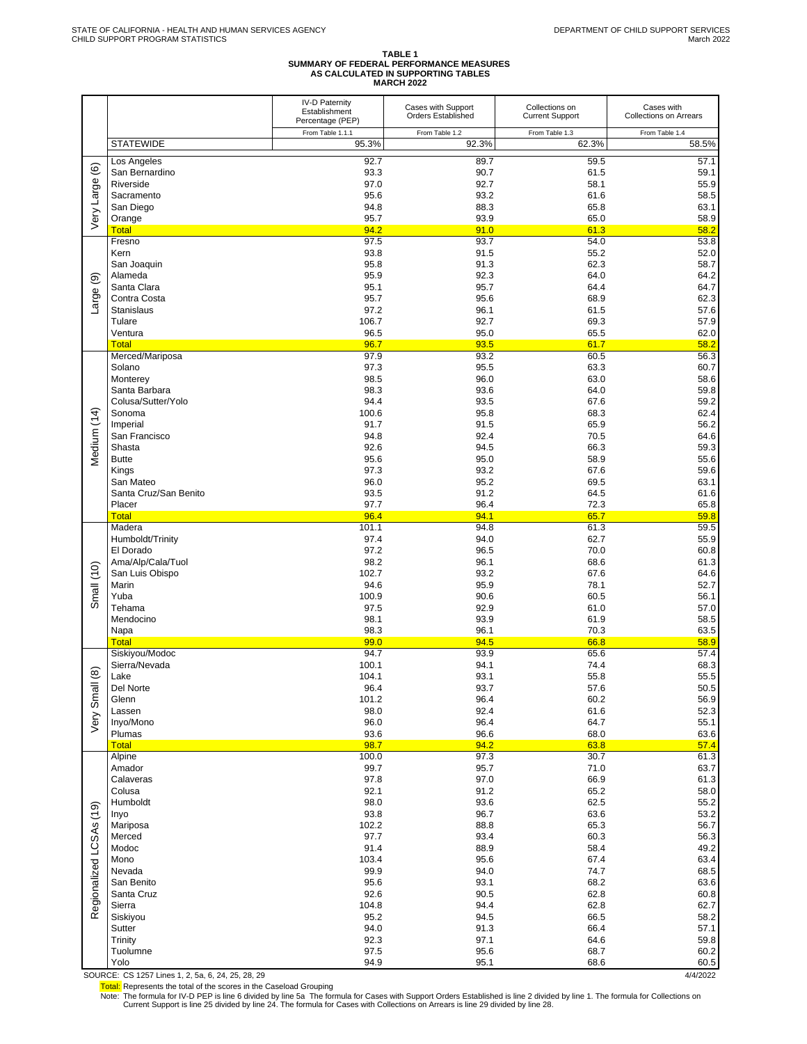STATE OF CALIFORNIA - HEALTH AND HUMAN SERVICES AGENCY
CHILD SUPPORT PROGRAM STATISTICS

DEPARTMENT OF CHILD SUPPORT SERVICES
March 2022

## TABLE 1
## SUMMARY OF FEDERAL PERFORMANCE MEASURES AS CALCULATED IN SUPPORTING TABLES
## MARCH 2022

| | | IV-D Paternity Establishment Percentage (PEP) | Cases with Support Orders Established | Collections on Current Support | Cases with Collections on Arrears |
|---|---|---|---|---|---|
| | | From Table 1.1.1 | From Table 1.2 | From Table 1.3 | From Table 1.4 |
| | STATEWIDE | 95.3% | 92.3% | 62.3% | 58.5% |
| Very Large (6) | Los Angeles | 92.7 | 89.7 | 59.5 | 57.1 |
| | San Bernardino | 93.3 | 90.7 | 61.5 | 59.1 |
| | Riverside | 97.0 | 92.7 | 58.1 | 55.9 |
| | Sacramento | 95.6 | 93.2 | 61.6 | 58.5 |
| | San Diego | 94.8 | 88.3 | 65.8 | 63.1 |
| | Orange | 95.7 | 93.9 | 65.0 | 58.9 |
| | Total | 94.2 | 91.0 | 61.3 | 58.2 |
| Large (9) | Fresno | 97.5 | 93.7 | 54.0 | 53.8 |
| | Kern | 93.8 | 91.5 | 55.2 | 52.0 |
| | San Joaquin | 95.8 | 91.3 | 62.3 | 58.7 |
| | Alameda | 95.9 | 92.3 | 64.0 | 64.2 |
| | Santa Clara | 95.1 | 95.7 | 64.4 | 64.7 |
| | Contra Costa | 95.7 | 95.6 | 68.9 | 62.3 |
| | Stanislaus | 97.2 | 96.1 | 61.5 | 57.6 |
| | Tulare | 106.7 | 92.7 | 69.3 | 57.9 |
| | Ventura | 96.5 | 95.0 | 65.5 | 62.0 |
| | Total | 96.7 | 93.5 | 61.7 | 58.2 |
| Medium (14) | Merced/Mariposa | 97.9 | 93.2 | 60.5 | 56.3 |
| | Solano | 97.3 | 95.5 | 63.3 | 60.7 |
| | Monterey | 98.5 | 96.0 | 63.0 | 58.6 |
| | Santa Barbara | 98.3 | 93.6 | 64.0 | 59.8 |
| | Colusa/Sutter/Yolo | 94.4 | 93.5 | 67.6 | 59.2 |
| | Sonoma | 100.6 | 95.8 | 68.3 | 62.4 |
| | Imperial | 91.7 | 91.5 | 65.9 | 56.2 |
| | San Francisco | 94.8 | 92.4 | 70.5 | 64.6 |
| | Shasta | 92.6 | 94.5 | 66.3 | 59.3 |
| | Butte | 95.6 | 95.0 | 58.9 | 55.6 |
| | Kings | 97.3 | 93.2 | 67.6 | 59.6 |
| | San Mateo | 96.0 | 95.2 | 69.5 | 63.1 |
| | Santa Cruz/San Benito | 93.5 | 91.2 | 64.5 | 61.6 |
| | Placer | 97.7 | 96.4 | 72.3 | 65.8 |
| | Total | 96.4 | 94.1 | 65.7 | 59.8 |
| Small (10) | Madera | 101.1 | 94.8 | 61.3 | 59.5 |
| | Humboldt/Trinity | 97.4 | 94.0 | 62.7 | 55.9 |
| | El Dorado | 97.2 | 96.5 | 70.0 | 60.8 |
| | Ama/Alp/Cala/Tuol | 98.2 | 96.1 | 68.6 | 61.3 |
| | San Luis Obispo | 102.7 | 93.2 | 67.6 | 64.6 |
| | Marin | 94.6 | 95.9 | 78.1 | 52.7 |
| | Yuba | 100.9 | 90.6 | 60.5 | 56.1 |
| | Tehama | 97.5 | 92.9 | 61.0 | 57.0 |
| | Mendocino | 98.1 | 93.9 | 61.9 | 58.5 |
| | Napa | 98.3 | 96.1 | 70.3 | 63.5 |
| | Total | 99.0 | 94.5 | 66.8 | 58.9 |
| Very Small (8) | Siskiyou/Modoc | 94.7 | 93.9 | 65.6 | 57.4 |
| | Sierra/Nevada | 100.1 | 94.1 | 74.4 | 68.3 |
| | Lake | 104.1 | 93.1 | 55.8 | 55.5 |
| | Del Norte | 96.4 | 93.7 | 57.6 | 50.5 |
| | Glenn | 101.2 | 96.4 | 60.2 | 56.9 |
| | Lassen | 98.0 | 92.4 | 61.6 | 52.3 |
| | Inyo/Mono | 96.0 | 96.4 | 64.7 | 55.1 |
| | Plumas | 93.6 | 96.6 | 68.0 | 63.6 |
| | Total | 98.7 | 94.2 | 63.8 | 57.4 |
| Regionalized LCSAs (19) | Alpine | 100.0 | 97.3 | 30.7 | 61.3 |
| | Amador | 99.7 | 95.7 | 71.0 | 63.7 |
| | Calaveras | 97.8 | 97.0 | 66.9 | 61.3 |
| | Colusa | 92.1 | 91.2 | 65.2 | 58.0 |
| | Humboldt | 98.0 | 93.6 | 62.5 | 55.2 |
| | Inyo | 93.8 | 96.7 | 63.6 | 53.2 |
| | Mariposa | 102.2 | 88.8 | 65.3 | 56.7 |
| | Merced | 97.7 | 93.4 | 60.3 | 56.3 |
| | Modoc | 91.4 | 88.9 | 58.4 | 49.2 |
| | Mono | 103.4 | 95.6 | 67.4 | 63.4 |
| | Nevada | 99.9 | 94.0 | 74.7 | 68.5 |
| | San Benito | 95.6 | 93.1 | 68.2 | 63.6 |
| | Santa Cruz | 92.6 | 90.5 | 62.8 | 60.8 |
| | Sierra | 104.8 | 94.4 | 62.8 | 62.7 |
| | Siskiyou | 95.2 | 94.5 | 66.5 | 58.2 |
| | Sutter | 94.0 | 91.3 | 66.4 | 57.1 |
| | Trinity | 92.3 | 97.1 | 64.6 | 59.8 |
| | Tuolumne | 97.5 | 95.6 | 68.7 | 60.2 |
| | Yolo | 94.9 | 95.1 | 68.6 | 60.5 |

SOURCE: CS 1257 Lines 1, 2, 5a, 6, 24, 25, 28, 29

4/4/2022

Total: Represents the total of the scores in the Caseload Grouping

Note: The formula for IV-D PEP is line 6 divided by line 5a The formula for Cases with Support Orders Established is line 2 divided by line 1. The formula for Collections on Current Support is line 25 divided by line 24. The formula for Cases with Collections on Arrears is line 29 divided by line 28.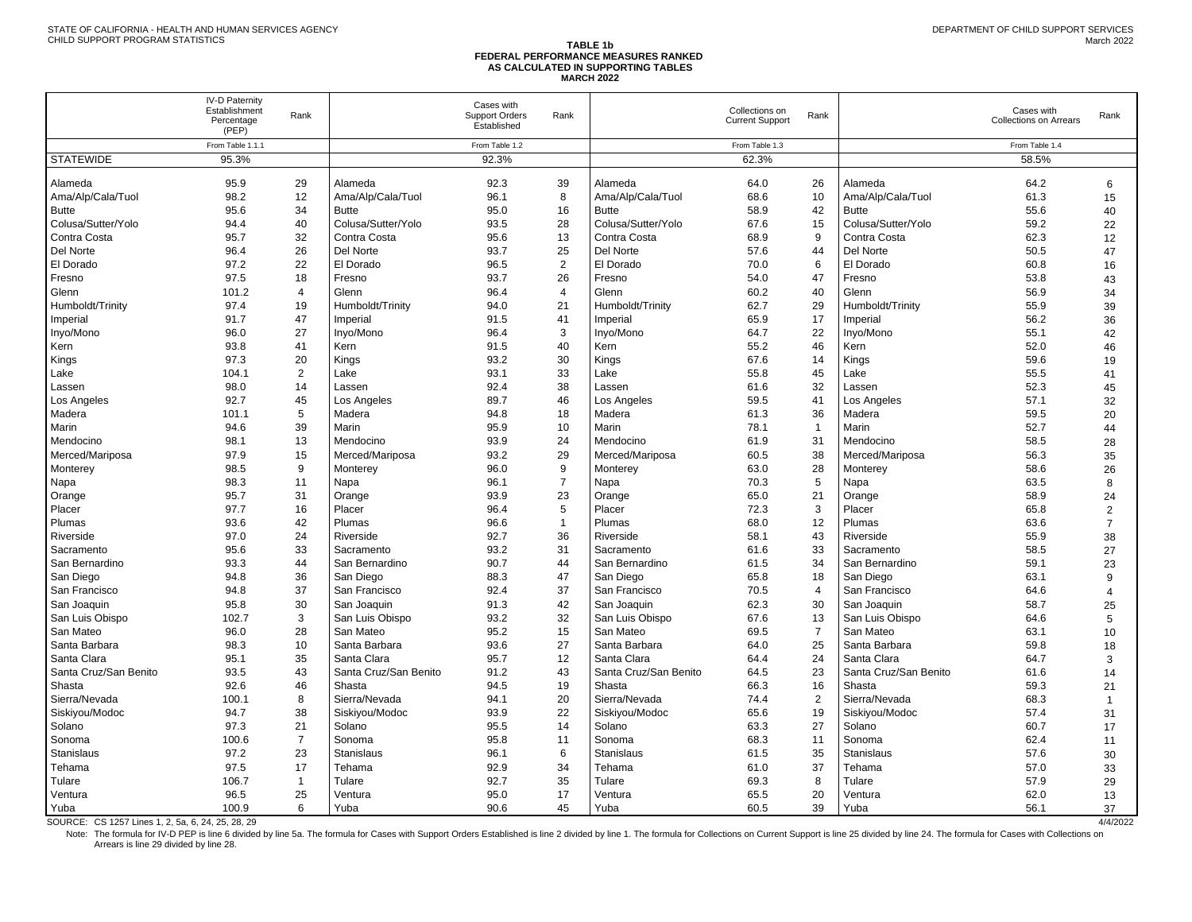STATE OF CALIFORNIA - HEALTH AND HUMAN SERVICES AGENCY
CHILD SUPPORT PROGRAM STATISTICS

DEPARTMENT OF CHILD SUPPORT SERVICES
March 2022

# TABLE 1b
## FEDERAL PERFORMANCE MEASURES RANKED AS CALCULATED IN SUPPORTING TABLES
### MARCH 2022

| | IV-D Paternity Establishment Percentage (PEP) | Rank | | Cases with Support Orders Established | Rank | | Collections on Current Support | Rank | | Cases with Collections on Arrears | Rank |
|---|---|---|---|---|---|---|---|---|---|---|---|
| | From Table 1.1.1 | | | From Table 1.2 | | | From Table 1.3 | | | From Table 1.4 | |
| STATEWIDE | 95.3% | | | 92.3% | | | 62.3% | | | 58.5% | |
| Alameda | 95.9 | 29 | Alameda | 92.3 | 39 | Alameda | 64.0 | 26 | Alameda | 64.2 | 6 |
| Ama/Alp/Cala/Tuol | 98.2 | 12 | Ama/Alp/Cala/Tuol | 96.1 | 8 | Ama/Alp/Cala/Tuol | 68.6 | 10 | Ama/Alp/Cala/Tuol | 61.3 | 15 |
| Butte | 95.6 | 34 | Butte | 95.0 | 16 | Butte | 58.9 | 42 | Butte | 55.6 | 40 |
| Colusa/Sutter/Yolo | 94.4 | 40 | Colusa/Sutter/Yolo | 93.5 | 28 | Colusa/Sutter/Yolo | 67.6 | 15 | Colusa/Sutter/Yolo | 59.2 | 22 |
| Contra Costa | 95.7 | 32 | Contra Costa | 95.6 | 13 | Contra Costa | 68.9 | 9 | Contra Costa | 62.3 | 12 |
| Del Norte | 96.4 | 26 | Del Norte | 93.7 | 25 | Del Norte | 57.6 | 44 | Del Norte | 50.5 | 47 |
| El Dorado | 97.2 | 22 | El Dorado | 96.5 | 2 | El Dorado | 70.0 | 6 | El Dorado | 60.8 | 16 |
| Fresno | 97.5 | 18 | Fresno | 93.7 | 26 | Fresno | 54.0 | 47 | Fresno | 53.8 | 43 |
| Glenn | 101.2 | 4 | Glenn | 96.4 | 4 | Glenn | 60.2 | 40 | Glenn | 56.9 | 34 |
| Humboldt/Trinity | 97.4 | 19 | Humboldt/Trinity | 94.0 | 21 | Humboldt/Trinity | 62.7 | 29 | Humboldt/Trinity | 55.9 | 39 |
| Imperial | 91.7 | 47 | Imperial | 91.5 | 41 | Imperial | 65.9 | 17 | Imperial | 56.2 | 36 |
| Inyo/Mono | 96.0 | 27 | Inyo/Mono | 96.4 | 3 | Inyo/Mono | 64.7 | 22 | Inyo/Mono | 55.1 | 42 |
| Kern | 93.8 | 41 | Kern | 91.5 | 40 | Kern | 55.2 | 46 | Kern | 52.0 | 46 |
| Kings | 97.3 | 20 | Kings | 93.2 | 30 | Kings | 67.6 | 14 | Kings | 59.6 | 19 |
| Lake | 104.1 | 2 | Lake | 93.1 | 33 | Lake | 55.8 | 45 | Lake | 55.5 | 41 |
| Lassen | 98.0 | 14 | Lassen | 92.4 | 38 | Lassen | 61.6 | 32 | Lassen | 52.3 | 45 |
| Los Angeles | 92.7 | 45 | Los Angeles | 89.7 | 46 | Los Angeles | 59.5 | 41 | Los Angeles | 57.1 | 32 |
| Madera | 101.1 | 5 | Madera | 94.8 | 18 | Madera | 61.3 | 36 | Madera | 59.5 | 20 |
| Marin | 94.6 | 39 | Marin | 95.9 | 10 | Marin | 78.1 | 1 | Marin | 52.7 | 44 |
| Mendocino | 98.1 | 13 | Mendocino | 93.9 | 24 | Mendocino | 61.9 | 31 | Mendocino | 58.5 | 28 |
| Merced/Mariposa | 97.9 | 15 | Merced/Mariposa | 93.2 | 29 | Merced/Mariposa | 60.5 | 38 | Merced/Mariposa | 56.3 | 35 |
| Monterey | 98.5 | 9 | Monterey | 96.0 | 9 | Monterey | 63.0 | 28 | Monterey | 58.6 | 26 |
| Napa | 98.3 | 11 | Napa | 96.1 | 7 | Napa | 70.3 | 5 | Napa | 63.5 | 8 |
| Orange | 95.7 | 31 | Orange | 93.9 | 23 | Orange | 65.0 | 21 | Orange | 58.9 | 24 |
| Placer | 97.7 | 16 | Placer | 96.4 | 5 | Placer | 72.3 | 3 | Placer | 65.8 | 2 |
| Plumas | 93.6 | 42 | Plumas | 96.6 | 1 | Plumas | 68.0 | 12 | Plumas | 63.6 | 7 |
| Riverside | 97.0 | 24 | Riverside | 92.7 | 36 | Riverside | 58.1 | 43 | Riverside | 55.9 | 38 |
| Sacramento | 95.6 | 33 | Sacramento | 93.2 | 31 | Sacramento | 61.6 | 33 | Sacramento | 58.5 | 27 |
| San Bernardino | 93.3 | 44 | San Bernardino | 90.7 | 44 | San Bernardino | 61.5 | 34 | San Bernardino | 59.1 | 23 |
| San Diego | 94.8 | 36 | San Diego | 88.3 | 47 | San Diego | 65.8 | 18 | San Diego | 63.1 | 9 |
| San Francisco | 94.8 | 37 | San Francisco | 92.4 | 37 | San Francisco | 70.5 | 4 | San Francisco | 64.6 | 4 |
| San Joaquin | 95.8 | 30 | San Joaquin | 91.3 | 42 | San Joaquin | 62.3 | 30 | San Joaquin | 58.7 | 25 |
| San Luis Obispo | 102.7 | 3 | San Luis Obispo | 93.2 | 32 | San Luis Obispo | 67.6 | 13 | San Luis Obispo | 64.6 | 5 |
| San Mateo | 96.0 | 28 | San Mateo | 95.2 | 15 | San Mateo | 69.5 | 7 | San Mateo | 63.1 | 10 |
| Santa Barbara | 98.3 | 10 | Santa Barbara | 93.6 | 27 | Santa Barbara | 64.0 | 25 | Santa Barbara | 59.8 | 18 |
| Santa Clara | 95.1 | 35 | Santa Clara | 95.7 | 12 | Santa Clara | 64.4 | 24 | Santa Clara | 64.7 | 3 |
| Santa Cruz/San Benito | 93.5 | 43 | Santa Cruz/San Benito | 91.2 | 43 | Santa Cruz/San Benito | 64.5 | 23 | Santa Cruz/San Benito | 61.6 | 14 |
| Shasta | 92.6 | 46 | Shasta | 94.5 | 19 | Shasta | 66.3 | 16 | Shasta | 59.3 | 21 |
| Sierra/Nevada | 100.1 | 8 | Sierra/Nevada | 94.1 | 20 | Sierra/Nevada | 74.4 | 2 | Sierra/Nevada | 68.3 | 1 |
| Siskiyou/Modoc | 94.7 | 38 | Siskiyou/Modoc | 93.9 | 22 | Siskiyou/Modoc | 65.6 | 19 | Siskiyou/Modoc | 57.4 | 31 |
| Solano | 97.3 | 21 | Solano | 95.5 | 14 | Solano | 63.3 | 27 | Solano | 60.7 | 17 |
| Sonoma | 100.6 | 7 | Sonoma | 95.8 | 11 | Sonoma | 68.3 | 11 | Sonoma | 62.4 | 11 |
| Stanislaus | 97.2 | 23 | Stanislaus | 96.1 | 6 | Stanislaus | 61.5 | 35 | Stanislaus | 57.6 | 30 |
| Tehama | 97.5 | 17 | Tehama | 92.9 | 34 | Tehama | 61.0 | 37 | Tehama | 57.0 | 33 |
| Tulare | 106.7 | 1 | Tulare | 92.7 | 35 | Tulare | 69.3 | 8 | Tulare | 57.9 | 29 |
| Ventura | 96.5 | 25 | Ventura | 95.0 | 17 | Ventura | 65.5 | 20 | Ventura | 62.0 | 13 |
| Yuba | 100.9 | 6 | Yuba | 90.6 | 45 | Yuba | 60.5 | 39 | Yuba | 56.1 | 37 |

SOURCE: CS 1257 Lines 1, 2, 5a, 6, 24, 25, 28, 29

4/4/2022

Note: The formula for IV-D PEP is line 6 divided by line 5a. The formula for Cases with Support Orders Established is line 2 divided by line 1. The formula for Collections on Current Support is line 25 divided by line 24. The formula for Cases with Collections on Arrears is line 29 divided by line 28.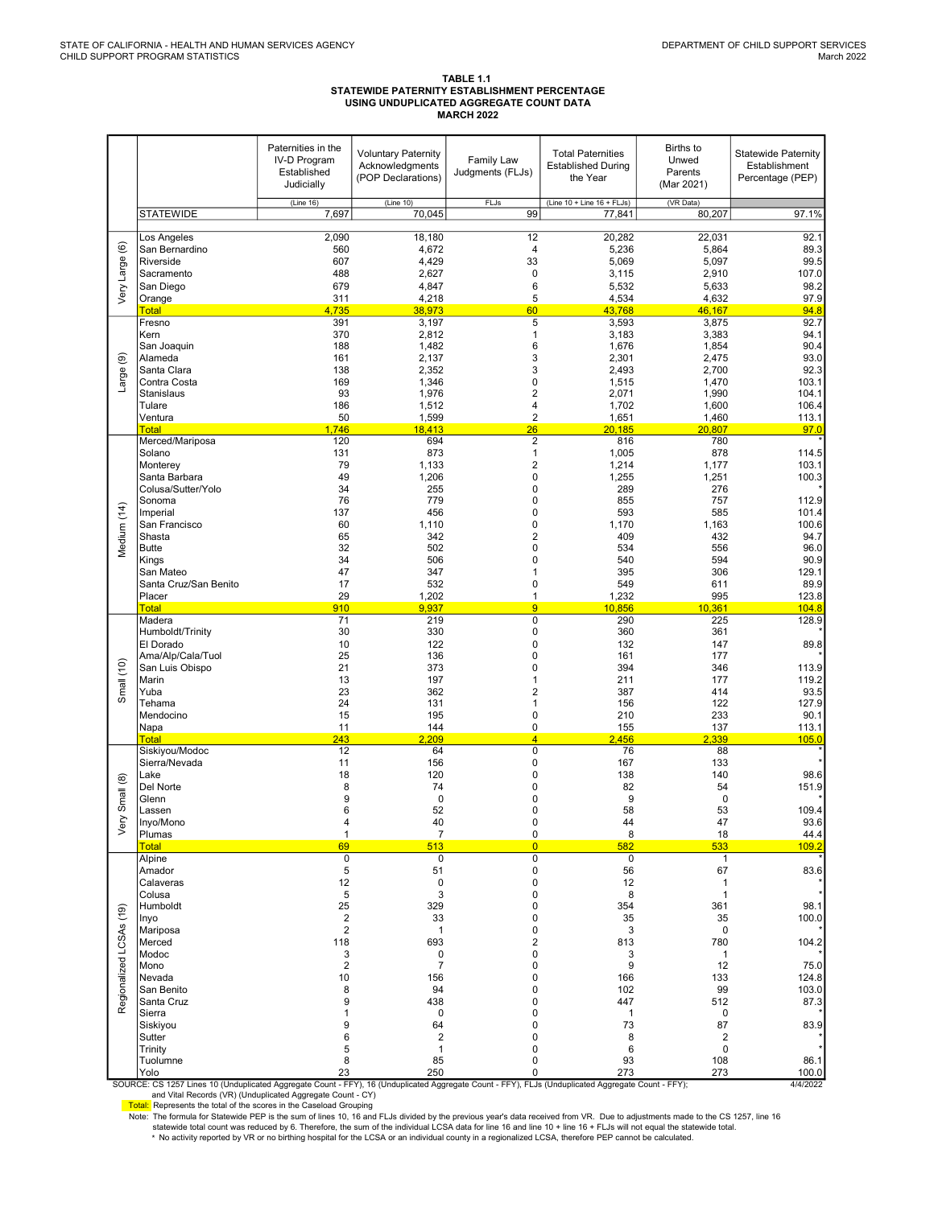STATE OF CALIFORNIA - HEALTH AND HUMAN SERVICES AGENCY
CHILD SUPPORT PROGRAM STATISTICS

DEPARTMENT OF CHILD SUPPORT SERVICES
March 2022

**TABLE 1.1**
**STATEWIDE PATERNITY ESTABLISHMENT PERCENTAGE**
**USING UNDUPLICATED AGGREGATE COUNT DATA**
**MARCH 2022**

| | | Paternities in the IV-D Program Established Judicially | Voluntary Paternity Acknowledgments (POP Declarations) | Family Law Judgments (FLJs) | Total Paternities Established During the Year | Births to Unwed Parents (Mar 2021) | Statewide Paternity Establishment Percentage (PEP) |
|---|---|---|---|---|---|---|---|
| | | (Line 16) | (Line 10) | FLJs | (Line 10 + Line 16 + FLJs) | (VR Data) | |
| | STATEWIDE | 7,697 | 70,045 | 99 | 77,841 | 80,207 | 97.1% |
| Very Large (6) | Los Angeles | 2,090 | 18,180 | 12 | 20,282 | 22,031 | 92.1 |
| | San Bernardino | 560 | 4,672 | 4 | 5,236 | 5,864 | 89.3 |
| | Riverside | 607 | 4,429 | 33 | 5,069 | 5,097 | 99.5 |
| | Sacramento | 488 | 2,627 | 0 | 3,115 | 2,910 | 107.0 |
| | San Diego | 679 | 4,847 | 6 | 5,532 | 5,633 | 98.2 |
| | Orange | 311 | 4,218 | 5 | 4,534 | 4,632 | 97.9 |
| | Total | 4,735 | 38,973 | 60 | 43,768 | 46,167 | 94.8 |
| Large (9) | Fresno | 391 | 3,197 | 5 | 3,593 | 3,875 | 92.7 |
| | Kern | 370 | 2,812 | 1 | 3,183 | 3,383 | 94.1 |
| | San Joaquin | 188 | 1,482 | 6 | 1,676 | 1,854 | 90.4 |
| | Alameda | 161 | 2,137 | 3 | 2,301 | 2,475 | 93.0 |
| | Santa Clara | 138 | 2,352 | 3 | 2,493 | 2,700 | 92.3 |
| | Contra Costa | 169 | 1,346 | 0 | 1,515 | 1,470 | 103.1 |
| | Stanislaus | 93 | 1,976 | 2 | 2,071 | 1,990 | 104.1 |
| | Tulare | 186 | 1,512 | 4 | 1,702 | 1,600 | 106.4 |
| | Ventura | 50 | 1,599 | 2 | 1,651 | 1,460 | 113.1 |
| | Total | 1,746 | 18,413 | 26 | 20,185 | 20,807 | 97.0 |
| Medium (14) | Merced/Mariposa | 120 | 694 | 2 | 816 | 780 | * |
| | Solano | 131 | 873 | 1 | 1,005 | 878 | 114.5 |
| | Monterey | 79 | 1,133 | 2 | 1,214 | 1,177 | 103.1 |
| | Santa Barbara | 49 | 1,206 | 0 | 1,255 | 1,251 | 100.3 |
| | Colusa/Sutter/Yolo | 34 | 255 | 0 | 289 | 276 | * |
| | Sonoma | 76 | 779 | 0 | 855 | 757 | 112.9 |
| | Imperial | 137 | 456 | 0 | 593 | 585 | 101.4 |
| | San Francisco | 60 | 1,110 | 0 | 1,170 | 1,163 | 100.6 |
| | Shasta | 65 | 342 | 2 | 409 | 432 | 94.7 |
| | Butte | 32 | 502 | 0 | 534 | 556 | 96.0 |
| | Kings | 34 | 506 | 0 | 540 | 594 | 90.9 |
| | San Mateo | 47 | 347 | 1 | 395 | 306 | 129.1 |
| | Santa Cruz/San Benito | 17 | 532 | 0 | 549 | 611 | 89.9 |
| | Placer | 29 | 1,202 | 1 | 1,232 | 995 | 123.8 |
| | Total | 910 | 9,937 | 9 | 10,856 | 10,361 | 104.8 |
| Small (10) | Madera | 71 | 219 | 0 | 290 | 225 | 128.9 |
| | Humboldt/Trinity | 30 | 330 | 0 | 360 | 361 | * |
| | El Dorado | 10 | 122 | 0 | 132 | 147 | 89.8 |
| | Ama/Alp/Cala/Tuol | 25 | 136 | 0 | 161 | 177 | * |
| | San Luis Obispo | 21 | 373 | 0 | 394 | 346 | 113.9 |
| | Marin | 13 | 197 | 1 | 211 | 177 | 119.2 |
| | Yuba | 23 | 362 | 2 | 387 | 414 | 93.5 |
| | Tehama | 24 | 131 | 1 | 156 | 122 | 127.9 |
| | Mendocino | 15 | 195 | 0 | 210 | 233 | 90.1 |
| | Napa | 11 | 144 | 0 | 155 | 137 | 113.1 |
| | Total | 243 | 2,209 | 4 | 2,456 | 2,339 | 105.0 |
| Very Small (8) | Siskiyou/Modoc | 12 | 64 | 0 | 76 | 88 | * |
| | Sierra/Nevada | 11 | 156 | 0 | 167 | 133 | * |
| | Lake | 18 | 120 | 0 | 138 | 140 | 98.6 |
| | Del Norte | 8 | 74 | 0 | 82 | 54 | 151.9 |
| | Glenn | 9 | 0 | 0 | 9 | 0 | * |
| | Lassen | 6 | 52 | 0 | 58 | 53 | 109.4 |
| | Inyo/Mono | 4 | 40 | 0 | 44 | 47 | 93.6 |
| | Plumas | 1 | 7 | 0 | 8 | 18 | 44.4 |
| | Total | 69 | 513 | 0 | 582 | 533 | 109.2 |
| Regionalized LCSAs (19) | Alpine | 0 | 0 | 0 | 0 | 1 | * |
| | Amador | 5 | 51 | 0 | 56 | 67 | 83.6 |
| | Calaveras | 12 | 0 | 0 | 12 | 1 | * |
| | Colusa | 5 | 3 | 0 | 8 | 1 | * |
| | Humboldt | 25 | 329 | 0 | 354 | 361 | 98.1 |
| | Inyo | 2 | 33 | 0 | 35 | 35 | 100.0 |
| | Mariposa | 2 | 1 | 0 | 3 | 0 | * |
| | Merced | 118 | 693 | 2 | 813 | 780 | 104.2 |
| | Modoc | 3 | 0 | 0 | 3 | 1 | * |
| | Mono | 2 | 7 | 0 | 9 | 12 | 75.0 |
| | Nevada | 10 | 156 | 0 | 166 | 133 | 124.8 |
| | San Benito | 8 | 94 | 0 | 102 | 99 | 103.0 |
| | Santa Cruz | 9 | 438 | 0 | 447 | 512 | 87.3 |
| | Sierra | 1 | 0 | 0 | 1 | 0 | * |
| | Siskiyou | 9 | 64 | 0 | 73 | 87 | 83.9 |
| | Sutter | 6 | 2 | 0 | 8 | 2 | * |
| | Trinity | 5 | 1 | 0 | 6 | 0 | * |
| | Tuolumne | 8 | 85 | 0 | 93 | 108 | 86.1 |
| | Yolo | 23 | 250 | 0 | 273 | 273 | 100.0 |

SOURCE: CS 1257 Lines 10 (Unduplicated Aggregate Count - FFY), 16 (Unduplicated Aggregate Count - FFY), FLJs (Unduplicated Aggregate Count - FFY); and Vital Records (VR) (Unduplicated Aggregate Count - CY)

4/4/2022

Total: Represents the total of the scores in the Caseload Grouping

Note: The formula for Statewide PEP is the sum of lines 10, 16 and FLJs divided by the previous year's data received from VR. Due to adjustments made to the CS 1257, line 16 statewide total count was reduced by 6. Therefore, the sum of the individual LCSA data for line 16 and line 10 + line 16 + FLJs will not equal the statewide total.

* No activity reported by VR or no birthing hospital for the LCSA or an individual county in a regionalized LCSA, therefore PEP cannot be calculated.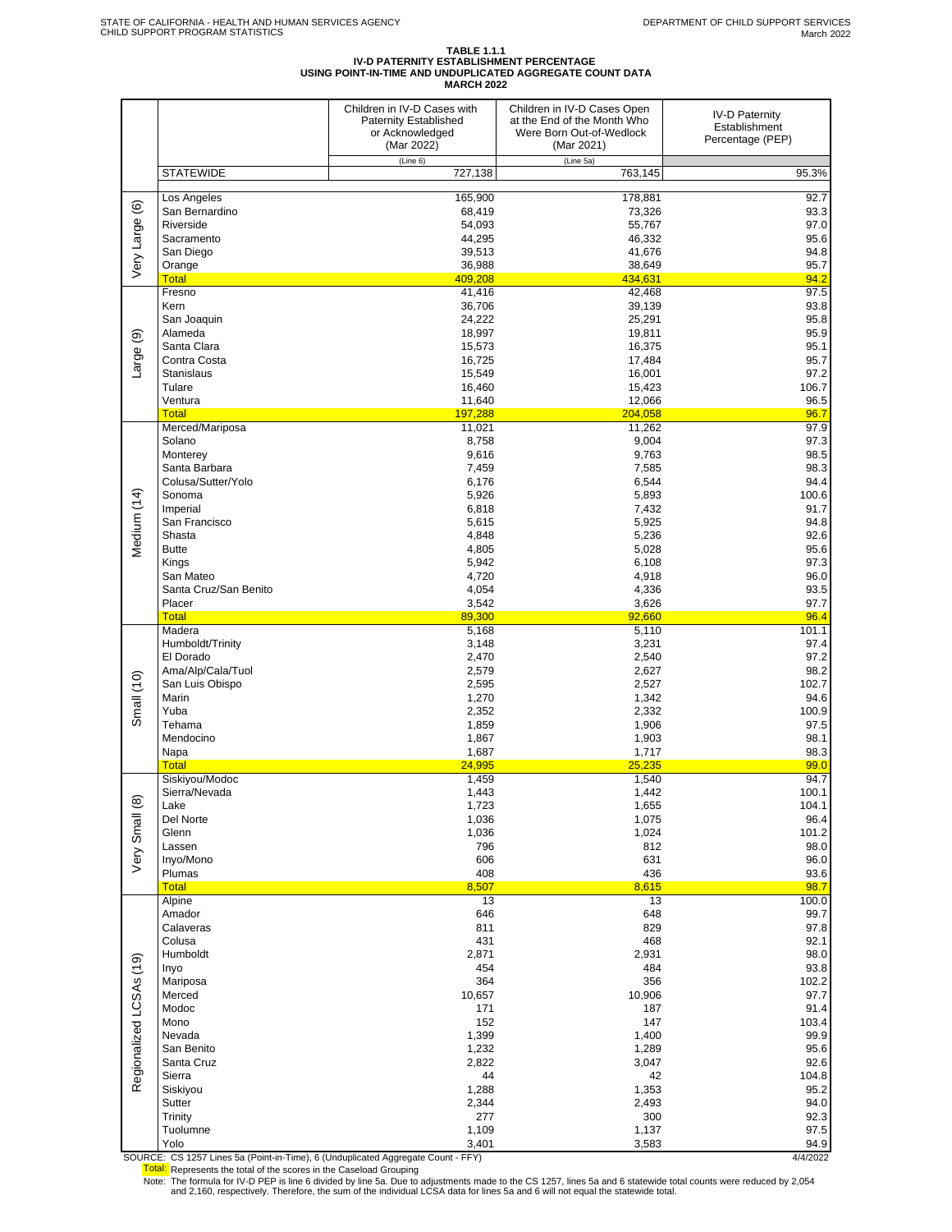STATE OF CALIFORNIA - HEALTH AND HUMAN SERVICES AGENCY
CHILD SUPPORT PROGRAM STATISTICS

DEPARTMENT OF CHILD SUPPORT SERVICES
March 2022

**TABLE 1.1.1**
**IV-D PATERNITY ESTABLISHMENT PERCENTAGE**
**USING POINT-IN-TIME AND UNDUPLICATED AGGREGATE COUNT DATA**
**MARCH 2022**

| | | Children in IV-D Cases with Paternity Established or Acknowledged (Mar 2022) | Children in IV-D Cases Open at the End of the Month Who Were Born Out-of-Wedlock (Mar 2021) | IV-D Paternity Establishment Percentage (PEP) |
|---|---|---|---|---|
| | | (Line 6) | (Line 5a) | |
| | STATEWIDE | 727,138 | 763,145 | 95.3% |
| Very Large (6) | Los Angeles | 165,900 | 178,881 | 92.7 |
| | San Bernardino | 68,419 | 73,326 | 93.3 |
| | Riverside | 54,093 | 55,767 | 97.0 |
| | Sacramento | 44,295 | 46,332 | 95.6 |
| | San Diego | 39,513 | 41,676 | 94.8 |
| | Orange | 36,988 | 38,649 | 95.7 |
| | Total | 409,208 | 434,631 | 94.2 |
| Large (9) | Fresno | 41,416 | 42,468 | 97.5 |
| | Kern | 36,706 | 39,139 | 93.8 |
| | San Joaquin | 24,222 | 25,291 | 95.8 |
| | Alameda | 18,997 | 19,811 | 95.9 |
| | Santa Clara | 15,573 | 16,375 | 95.1 |
| | Contra Costa | 16,725 | 17,484 | 95.7 |
| | Stanislaus | 15,549 | 16,001 | 97.2 |
| | Tulare | 16,460 | 15,423 | 106.7 |
| | Ventura | 11,640 | 12,066 | 96.5 |
| | Total | 197,288 | 204,058 | 96.7 |
| Medium (14) | Merced/Mariposa | 11,021 | 11,262 | 97.9 |
| | Solano | 8,758 | 9,004 | 97.3 |
| | Monterey | 9,616 | 9,763 | 98.5 |
| | Santa Barbara | 7,459 | 7,585 | 98.3 |
| | Colusa/Sutter/Yolo | 6,176 | 6,544 | 94.4 |
| | Sonoma | 5,926 | 5,893 | 100.6 |
| | Imperial | 6,818 | 7,432 | 91.7 |
| | San Francisco | 5,615 | 5,925 | 94.8 |
| | Shasta | 4,848 | 5,236 | 92.6 |
| | Butte | 4,805 | 5,028 | 95.6 |
| | Kings | 5,942 | 6,108 | 97.3 |
| | San Mateo | 4,720 | 4,918 | 96.0 |
| | Santa Cruz/San Benito | 4,054 | 4,336 | 93.5 |
| | Placer | 3,542 | 3,626 | 97.7 |
| | Total | 89,300 | 92,660 | 96.4 |
| Small (10) | Madera | 5,168 | 5,110 | 101.1 |
| | Humboldt/Trinity | 3,148 | 3,231 | 97.4 |
| | El Dorado | 2,470 | 2,540 | 97.2 |
| | Ama/Alp/Cala/Tuol | 2,579 | 2,627 | 98.2 |
| | San Luis Obispo | 2,595 | 2,527 | 102.7 |
| | Marin | 1,270 | 1,342 | 94.6 |
| | Yuba | 2,352 | 2,332 | 100.9 |
| | Tehama | 1,859 | 1,906 | 97.5 |
| | Mendocino | 1,867 | 1,903 | 98.1 |
| | Napa | 1,687 | 1,717 | 98.3 |
| | Total | 24,995 | 25,235 | 99.0 |
| Very Small (8) | Siskiyou/Modoc | 1,459 | 1,540 | 94.7 |
| | Sierra/Nevada | 1,443 | 1,442 | 100.1 |
| | Lake | 1,723 | 1,655 | 104.1 |
| | Del Norte | 1,036 | 1,075 | 96.4 |
| | Glenn | 1,036 | 1,024 | 101.2 |
| | Lassen | 796 | 812 | 98.0 |
| | Inyo/Mono | 606 | 631 | 96.0 |
| | Plumas | 408 | 436 | 93.6 |
| | Total | 8,507 | 8,615 | 98.7 |
| Regionalized LCSAs (19) | Alpine | 13 | 13 | 100.0 |
| | Amador | 646 | 648 | 99.7 |
| | Calaveras | 811 | 829 | 97.8 |
| | Colusa | 431 | 468 | 92.1 |
| | Humboldt | 2,871 | 2,931 | 98.0 |
| | Inyo | 454 | 484 | 93.8 |
| | Mariposa | 364 | 356 | 102.2 |
| | Merced | 10,657 | 10,906 | 97.7 |
| | Modoc | 171 | 187 | 91.4 |
| | Mono | 152 | 147 | 103.4 |
| | Nevada | 1,399 | 1,400 | 99.9 |
| | San Benito | 1,232 | 1,289 | 95.6 |
| | Santa Cruz | 2,822 | 3,047 | 92.6 |
| | Sierra | 44 | 42 | 104.8 |
| | Siskiyou | 1,288 | 1,353 | 95.2 |
| | Sutter | 2,344 | 2,493 | 94.0 |
| | Trinity | 277 | 300 | 92.3 |
| | Tuolumne | 1,109 | 1,137 | 97.5 |
| | Yolo | 3,401 | 3,583 | 94.9 |

SOURCE: CS 1257 Lines 5a (Point-in-Time), 6 (Unduplicated Aggregate Count - FFY)

4/4/2022

Total: Represents the total of the scores in the Caseload Grouping

Note: The formula for IV-D PEP is line 6 divided by line 5a. Due to adjustments made to the CS 1257, lines 5a and 6 statewide total counts were reduced by 2,054 and 2,160, respectively. Therefore, the sum of the individual LCSA data for lines 5a and 6 will not equal the statewide total.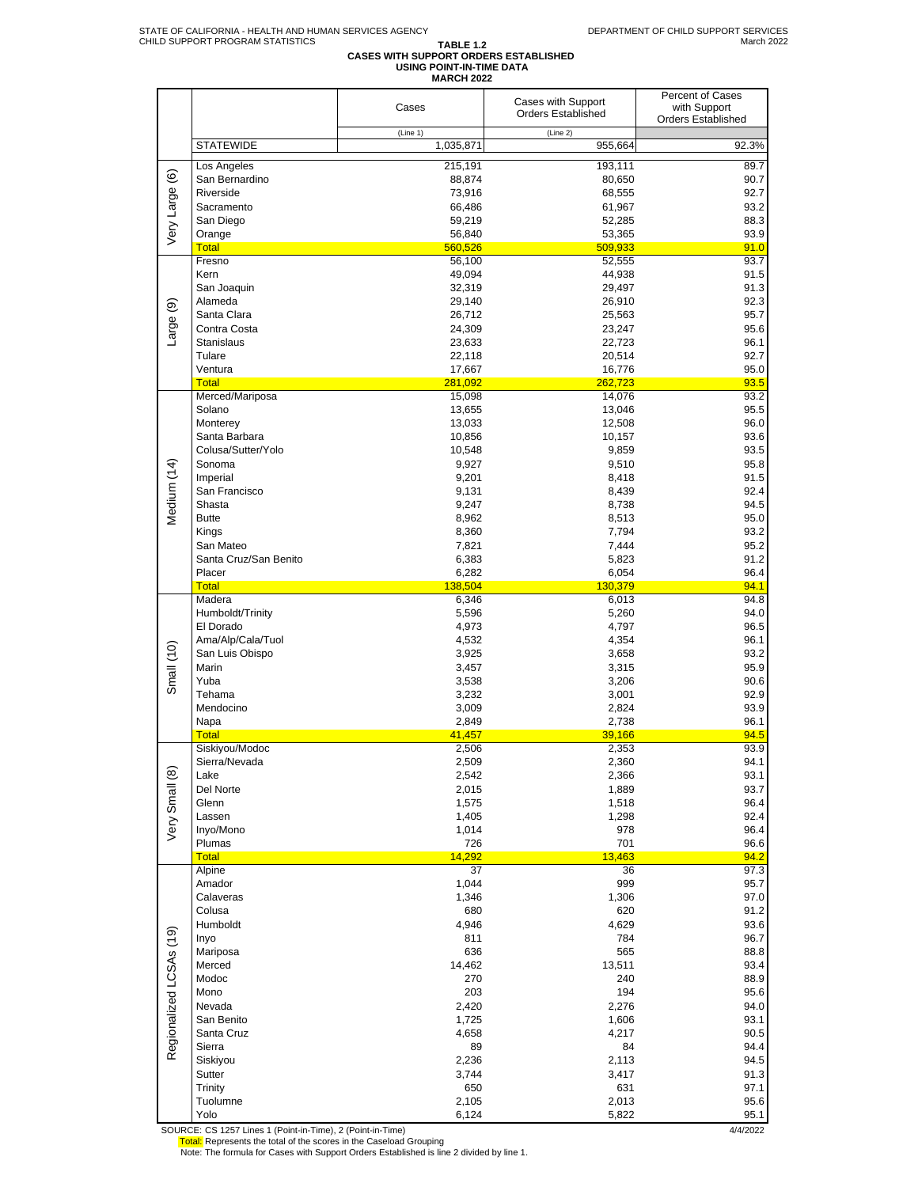STATE OF CALIFORNIA - HEALTH AND HUMAN SERVICES AGENCY
CHILD SUPPORT PROGRAM STATISTICS

DEPARTMENT OF CHILD SUPPORT SERVICES
March 2022

**TABLE 1.2**
**CASES WITH SUPPORT ORDERS ESTABLISHED**
**USING POINT-IN-TIME DATA**
**MARCH 2022**

| | | Cases | Cases with Support Orders Established | Percent of Cases with Support Orders Established |
|---|---|---|---|---|
| | | (Line 1) | (Line 2) | |
| | STATEWIDE | 1,035,871 | 955,664 | 92.3% |
| Very Large (6) | Los Angeles | 215,191 | 193,111 | 89.7 |
| | San Bernardino | 88,874 | 80,650 | 90.7 |
| | Riverside | 73,916 | 68,555 | 92.7 |
| | Sacramento | 66,486 | 61,967 | 93.2 |
| | San Diego | 59,219 | 52,285 | 88.3 |
| | Orange | 56,840 | 53,365 | 93.9 |
| | Total | 560,526 | 509,933 | 91.0 |
| Large (9) | Fresno | 56,100 | 52,555 | 93.7 |
| | Kern | 49,094 | 44,938 | 91.5 |
| | San Joaquin | 32,319 | 29,497 | 91.3 |
| | Alameda | 29,140 | 26,910 | 92.3 |
| | Santa Clara | 26,712 | 25,563 | 95.7 |
| | Contra Costa | 24,309 | 23,247 | 95.6 |
| | Stanislaus | 23,633 | 22,723 | 96.1 |
| | Tulare | 22,118 | 20,514 | 92.7 |
| | Ventura | 17,667 | 16,776 | 95.0 |
| | Total | 281,092 | 262,723 | 93.5 |
| Medium (14) | Merced/Mariposa | 15,098 | 14,076 | 93.2 |
| | Solano | 13,655 | 13,046 | 95.5 |
| | Monterey | 13,033 | 12,508 | 96.0 |
| | Santa Barbara | 10,856 | 10,157 | 93.6 |
| | Colusa/Sutter/Yolo | 10,548 | 9,859 | 93.5 |
| | Sonoma | 9,927 | 9,510 | 95.8 |
| | Imperial | 9,201 | 8,418 | 91.5 |
| | San Francisco | 9,131 | 8,439 | 92.4 |
| | Shasta | 9,247 | 8,738 | 94.5 |
| | Butte | 8,962 | 8,513 | 95.0 |
| | Kings | 8,360 | 7,794 | 93.2 |
| | San Mateo | 7,821 | 7,444 | 95.2 |
| | Santa Cruz/San Benito | 6,383 | 5,823 | 91.2 |
| | Placer | 6,282 | 6,054 | 96.4 |
| | Total | 138,504 | 130,379 | 94.1 |
| Small (10) | Madera | 6,346 | 6,013 | 94.8 |
| | Humboldt/Trinity | 5,596 | 5,260 | 94.0 |
| | El Dorado | 4,973 | 4,797 | 96.5 |
| | Ama/Alp/Cala/Tuol | 4,532 | 4,354 | 96.1 |
| | San Luis Obispo | 3,925 | 3,658 | 93.2 |
| | Marin | 3,457 | 3,315 | 95.9 |
| | Yuba | 3,538 | 3,206 | 90.6 |
| | Tehama | 3,232 | 3,001 | 92.9 |
| | Mendocino | 3,009 | 2,824 | 93.9 |
| | Napa | 2,849 | 2,738 | 96.1 |
| | Total | 41,457 | 39,166 | 94.5 |
| Very Small (8) | Siskiyou/Modoc | 2,506 | 2,353 | 93.9 |
| | Sierra/Nevada | 2,509 | 2,360 | 94.1 |
| | Lake | 2,542 | 2,366 | 93.1 |
| | Del Norte | 2,015 | 1,889 | 93.7 |
| | Glenn | 1,575 | 1,518 | 96.4 |
| | Lassen | 1,405 | 1,298 | 92.4 |
| | Inyo/Mono | 1,014 | 978 | 96.4 |
| | Plumas | 726 | 701 | 96.6 |
| | Total | 14,292 | 13,463 | 94.2 |
| Regionalized LCSAs (19) | Alpine | 37 | 36 | 97.3 |
| | Amador | 1,044 | 999 | 95.7 |
| | Calaveras | 1,346 | 1,306 | 97.0 |
| | Colusa | 680 | 620 | 91.2 |
| | Humboldt | 4,946 | 4,629 | 93.6 |
| | Inyo | 811 | 784 | 96.7 |
| | Mariposa | 636 | 565 | 88.8 |
| | Merced | 14,462 | 13,511 | 93.4 |
| | Modoc | 270 | 240 | 88.9 |
| | Mono | 203 | 194 | 95.6 |
| | Nevada | 2,420 | 2,276 | 94.0 |
| | San Benito | 1,725 | 1,606 | 93.1 |
| | Santa Cruz | 4,658 | 4,217 | 90.5 |
| | Sierra | 89 | 84 | 94.4 |
| | Siskiyou | 2,236 | 2,113 | 94.5 |
| | Sutter | 3,744 | 3,417 | 91.3 |
| | Trinity | 650 | 631 | 97.1 |
| | Tuolumne | 2,105 | 2,013 | 95.6 |
| | Yolo | 6,124 | 5,822 | 95.1 |

SOURCE: CS 1257 Lines 1 (Point-in-Time), 2 (Point-in-Time)

4/4/2022

Total: Represents the total of the scores in the Caseload Grouping

Note: The formula for Cases with Support Orders Established is line 2 divided by line 1.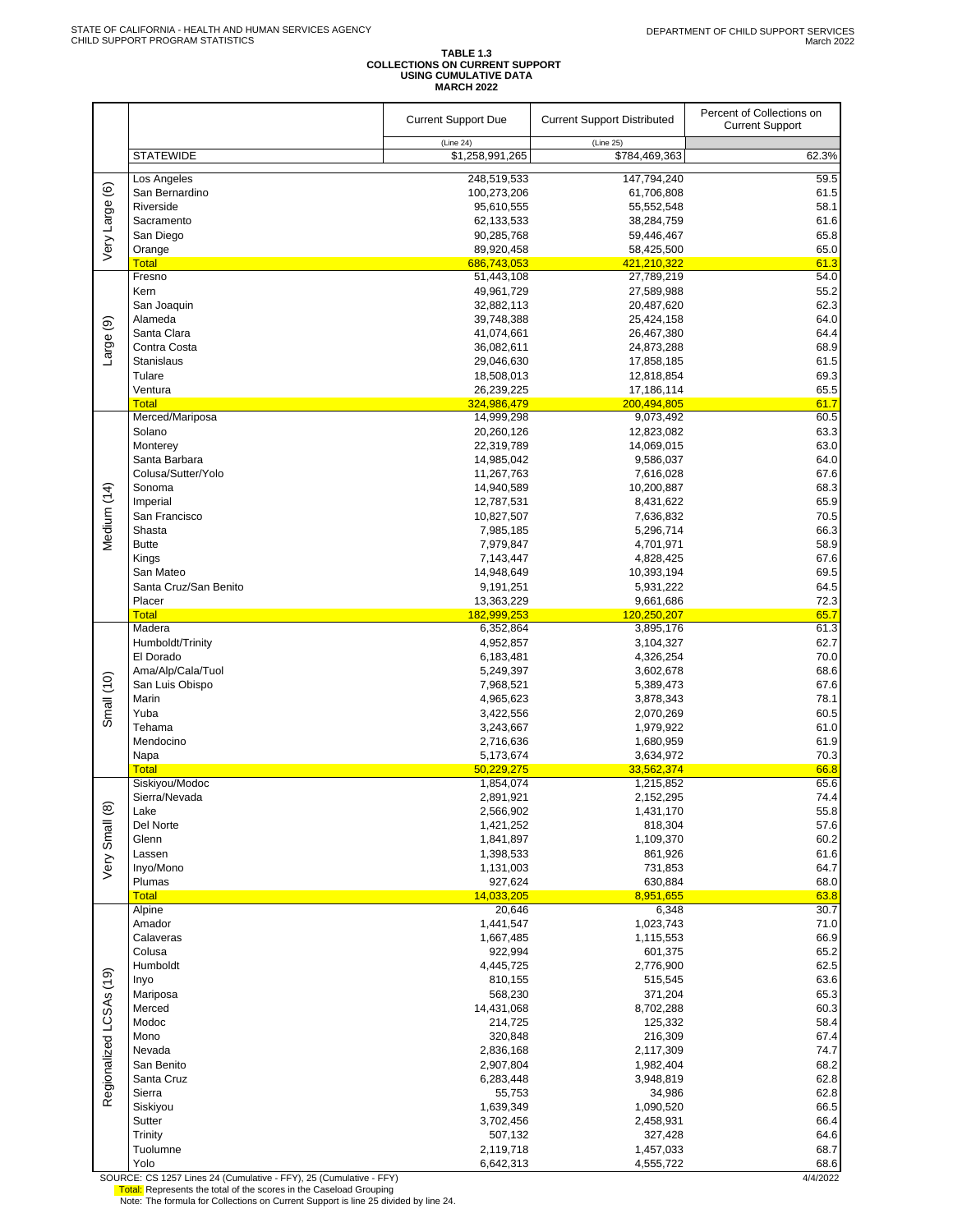STATE OF CALIFORNIA - HEALTH AND HUMAN SERVICES AGENCY
CHILD SUPPORT PROGRAM STATISTICS

DEPARTMENT OF CHILD SUPPORT SERVICES
March 2022

**TABLE 1.3**
**COLLECTIONS ON CURRENT SUPPORT**
**USING CUMULATIVE DATA**
**MARCH 2022**

| | | Current Support Due (Line 24) | Current Support Distributed (Line 25) | Percent of Collections on Current Support |
|---|---|---|---|---|
| | STATEWIDE | $1,258,991,265 | $784,469,363 | 62.3% |
| Very Large (6) | Los Angeles | 248,519,533 | 147,794,240 | 59.5 |
| | San Bernardino | 100,273,206 | 61,706,808 | 61.5 |
| | Riverside | 95,610,555 | 55,552,548 | 58.1 |
| | Sacramento | 62,133,533 | 38,284,759 | 61.6 |
| | San Diego | 90,285,768 | 59,446,467 | 65.8 |
| | Orange | 89,920,458 | 58,425,500 | 65.0 |
| | Total | 686,743,053 | 421,210,322 | 61.3 |
| Large (9) | Fresno | 51,443,108 | 27,789,219 | 54.0 |
| | Kern | 49,961,729 | 27,589,988 | 55.2 |
| | San Joaquin | 32,882,113 | 20,487,620 | 62.3 |
| | Alameda | 39,748,388 | 25,424,158 | 64.0 |
| | Santa Clara | 41,074,661 | 26,467,380 | 64.4 |
| | Contra Costa | 36,082,611 | 24,873,288 | 68.9 |
| | Stanislaus | 29,046,630 | 17,858,185 | 61.5 |
| | Tulare | 18,508,013 | 12,818,854 | 69.3 |
| | Ventura | 26,239,225 | 17,186,114 | 65.5 |
| | Total | 324,986,479 | 200,494,805 | 61.7 |
| Medium (14) | Merced/Mariposa | 14,999,298 | 9,073,492 | 60.5 |
| | Solano | 20,260,126 | 12,823,082 | 63.3 |
| | Monterey | 22,319,789 | 14,069,015 | 63.0 |
| | Santa Barbara | 14,985,042 | 9,586,037 | 64.0 |
| | Colusa/Sutter/Yolo | 11,267,763 | 7,616,028 | 67.6 |
| | Sonoma | 14,940,589 | 10,200,887 | 68.3 |
| | Imperial | 12,787,531 | 8,431,622 | 65.9 |
| | San Francisco | 10,827,507 | 7,636,832 | 70.5 |
| | Shasta | 7,985,185 | 5,296,714 | 66.3 |
| | Butte | 7,979,847 | 4,701,971 | 58.9 |
| | Kings | 7,143,447 | 4,828,425 | 67.6 |
| | San Mateo | 14,948,649 | 10,393,194 | 69.5 |
| | Santa Cruz/San Benito | 9,191,251 | 5,931,222 | 64.5 |
| | Placer | 13,363,229 | 9,661,686 | 72.3 |
| | Total | 182,999,253 | 120,250,207 | 65.7 |
| Small (10) | Madera | 6,352,864 | 3,895,176 | 61.3 |
| | Humboldt/Trinity | 4,952,857 | 3,104,327 | 62.7 |
| | El Dorado | 6,183,481 | 4,326,254 | 70.0 |
| | Ama/Alp/Cala/Tuol | 5,249,397 | 3,602,678 | 68.6 |
| | San Luis Obispo | 7,968,521 | 5,389,473 | 67.6 |
| | Marin | 4,965,623 | 3,878,343 | 78.1 |
| | Yuba | 3,422,556 | 2,070,269 | 60.5 |
| | Tehama | 3,243,667 | 1,979,922 | 61.0 |
| | Mendocino | 2,716,636 | 1,680,959 | 61.9 |
| | Napa | 5,173,674 | 3,634,972 | 70.3 |
| | Total | 50,229,275 | 33,562,374 | 66.8 |
| Very Small (8) | Siskiyou/Modoc | 1,854,074 | 1,215,852 | 65.6 |
| | Sierra/Nevada | 2,891,921 | 2,152,295 | 74.4 |
| | Lake | 2,566,902 | 1,431,170 | 55.8 |
| | Del Norte | 1,421,252 | 818,304 | 57.6 |
| | Glenn | 1,841,897 | 1,109,370 | 60.2 |
| | Lassen | 1,398,533 | 861,926 | 61.6 |
| | Inyo/Mono | 1,131,003 | 731,853 | 64.7 |
| | Plumas | 927,624 | 630,884 | 68.0 |
| | Total | 14,033,205 | 8,951,655 | 63.8 |
| Regionalized LCSAs (19) | Alpine | 20,646 | 6,348 | 30.7 |
| | Amador | 1,441,547 | 1,023,743 | 71.0 |
| | Calaveras | 1,667,485 | 1,115,553 | 66.9 |
| | Colusa | 922,994 | 601,375 | 65.2 |
| | Humboldt | 4,445,725 | 2,776,900 | 62.5 |
| | Inyo | 810,155 | 515,545 | 63.6 |
| | Mariposa | 568,230 | 371,204 | 65.3 |
| | Merced | 14,431,068 | 8,702,288 | 60.3 |
| | Modoc | 214,725 | 125,332 | 58.4 |
| | Mono | 320,848 | 216,309 | 67.4 |
| | Nevada | 2,836,168 | 2,117,309 | 74.7 |
| | San Benito | 2,907,804 | 1,982,404 | 68.2 |
| | Santa Cruz | 6,283,448 | 3,948,819 | 62.8 |
| | Sierra | 55,753 | 34,986 | 62.8 |
| | Siskiyou | 1,639,349 | 1,090,520 | 66.5 |
| | Sutter | 3,702,456 | 2,458,931 | 66.4 |
| | Trinity | 507,132 | 327,428 | 64.6 |
| | Tuolumne | 2,119,718 | 1,457,033 | 68.7 |
| | Yolo | 6,642,313 | 4,555,722 | 68.6 |

SOURCE: CS 1257 Lines 24 (Cumulative - FFY), 25 (Cumulative - FFY)

Total: Represents the total of the scores in the Caseload Grouping

Note: The formula for Collections on Current Support is line 25 divided by line 24.

4/4/2022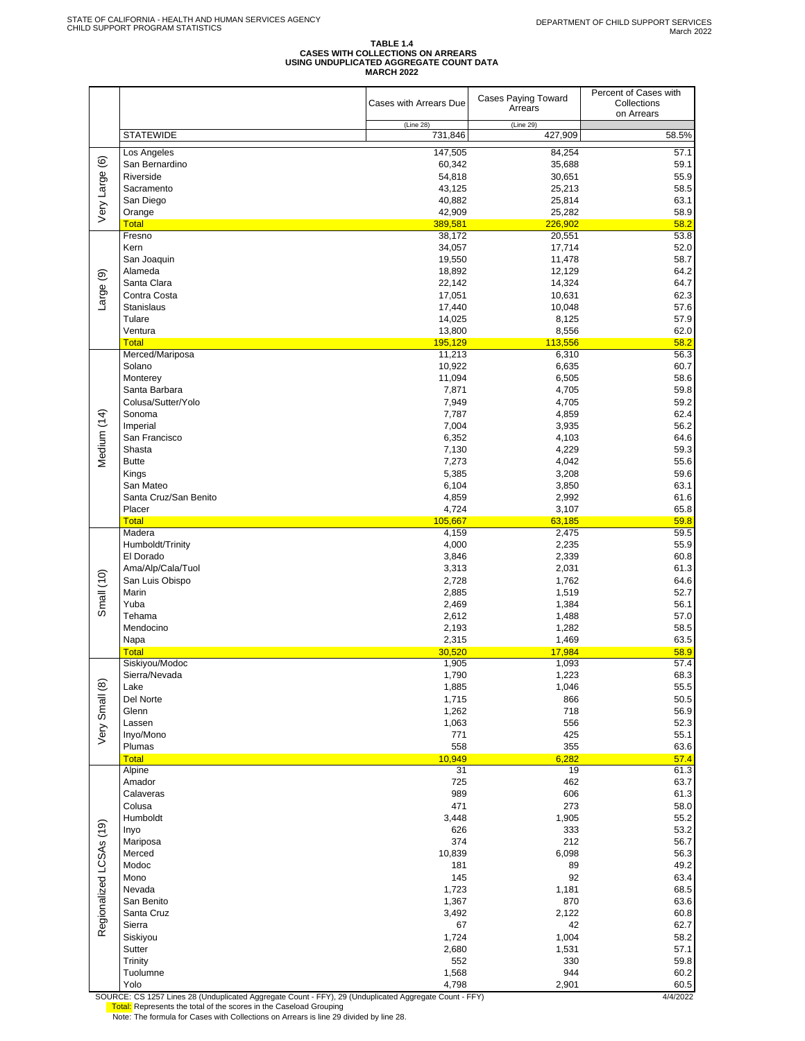STATE OF CALIFORNIA - HEALTH AND HUMAN SERVICES AGENCY
CHILD SUPPORT PROGRAM STATISTICS

DEPARTMENT OF CHILD SUPPORT SERVICES
March 2022

# TABLE 1.4
## CASES WITH COLLECTIONS ON ARREARS USING UNDUPLICATED AGGREGATE COUNT DATA
### MARCH 2022

| | | Cases with Arrears Due | Cases Paying Toward Arrears | Percent of Cases with Collections on Arrears |
|---|---|---|---|---|
| | | (Line 28) | (Line 29) | |
| | STATEWIDE | 731,846 | 427,909 | 58.5% |
| Very Large (6) | Los Angeles | 147,505 | 84,254 | 57.1 |
| | San Bernardino | 60,342 | 35,688 | 59.1 |
| | Riverside | 54,818 | 30,651 | 55.9 |
| | Sacramento | 43,125 | 25,213 | 58.5 |
| | San Diego | 40,882 | 25,814 | 63.1 |
| | Orange | 42,909 | 25,282 | 58.9 |
| | Total | 389,581 | 226,902 | 58.2 |
| Large (9) | Fresno | 38,172 | 20,551 | 53.8 |
| | Kern | 34,057 | 17,714 | 52.0 |
| | San Joaquin | 19,550 | 11,478 | 58.7 |
| | Alameda | 18,892 | 12,129 | 64.2 |
| | Santa Clara | 22,142 | 14,324 | 64.7 |
| | Contra Costa | 17,051 | 10,631 | 62.3 |
| | Stanislaus | 17,440 | 10,048 | 57.6 |
| | Tulare | 14,025 | 8,125 | 57.9 |
| | Ventura | 13,800 | 8,556 | 62.0 |
| | Total | 195,129 | 113,556 | 58.2 |
| Medium (14) | Merced/Mariposa | 11,213 | 6,310 | 56.3 |
| | Solano | 10,922 | 6,635 | 60.7 |
| | Monterey | 11,094 | 6,505 | 58.6 |
| | Santa Barbara | 7,871 | 4,705 | 59.8 |
| | Colusa/Sutter/Yolo | 7,949 | 4,705 | 59.2 |
| | Sonoma | 7,787 | 4,859 | 62.4 |
| | Imperial | 7,004 | 3,935 | 56.2 |
| | San Francisco | 6,352 | 4,103 | 64.6 |
| | Shasta | 7,130 | 4,229 | 59.3 |
| | Butte | 7,273 | 4,042 | 55.6 |
| | Kings | 5,385 | 3,208 | 59.6 |
| | San Mateo | 6,104 | 3,850 | 63.1 |
| | Santa Cruz/San Benito | 4,859 | 2,992 | 61.6 |
| | Placer | 4,724 | 3,107 | 65.8 |
| | Total | 105,667 | 63,185 | 59.8 |
| Small (10) | Madera | 4,159 | 2,475 | 59.5 |
| | Humboldt/Trinity | 4,000 | 2,235 | 55.9 |
| | El Dorado | 3,846 | 2,339 | 60.8 |
| | Ama/Alp/Cala/Tuol | 3,313 | 2,031 | 61.3 |
| | San Luis Obispo | 2,728 | 1,762 | 64.6 |
| | Marin | 2,885 | 1,519 | 52.7 |
| | Yuba | 2,469 | 1,384 | 56.1 |
| | Tehama | 2,612 | 1,488 | 57.0 |
| | Mendocino | 2,193 | 1,282 | 58.5 |
| | Napa | 2,315 | 1,469 | 63.5 |
| | Total | 30,520 | 17,984 | 58.9 |
| Very Small (8) | Siskiyou/Modoc | 1,905 | 1,093 | 57.4 |
| | Sierra/Nevada | 1,790 | 1,223 | 68.3 |
| | Lake | 1,885 | 1,046 | 55.5 |
| | Del Norte | 1,715 | 866 | 50.5 |
| | Glenn | 1,262 | 718 | 56.9 |
| | Lassen | 1,063 | 556 | 52.3 |
| | Inyo/Mono | 771 | 425 | 55.1 |
| | Plumas | 558 | 355 | 63.6 |
| | Total | 10,949 | 6,282 | 57.4 |
| Regionalized LCSAs (19) | Alpine | 31 | 19 | 61.3 |
| | Amador | 725 | 462 | 63.7 |
| | Calaveras | 989 | 606 | 61.3 |
| | Colusa | 471 | 273 | 58.0 |
| | Humboldt | 3,448 | 1,905 | 55.2 |
| | Inyo | 626 | 333 | 53.2 |
| | Mariposa | 374 | 212 | 56.7 |
| | Merced | 10,839 | 6,098 | 56.3 |
| | Modoc | 181 | 89 | 49.2 |
| | Mono | 145 | 92 | 63.4 |
| | Nevada | 1,723 | 1,181 | 68.5 |
| | San Benito | 1,367 | 870 | 63.6 |
| | Santa Cruz | 3,492 | 2,122 | 60.8 |
| | Sierra | 67 | 42 | 62.7 |
| | Siskiyou | 1,724 | 1,004 | 58.2 |
| | Sutter | 2,680 | 1,531 | 57.1 |
| | Trinity | 552 | 330 | 59.8 |
| | Tuolumne | 1,568 | 944 | 60.2 |
| | Yolo | 4,798 | 2,901 | 60.5 |

SOURCE: CS 1257 Lines 28 (Unduplicated Aggregate Count - FFY), 29 (Unduplicated Aggregate Count - FFY)

4/4/2022

Total: Represents the total of the scores in the Caseload Grouping

Note: The formula for Cases with Collections on Arrears is line 29 divided by line 28.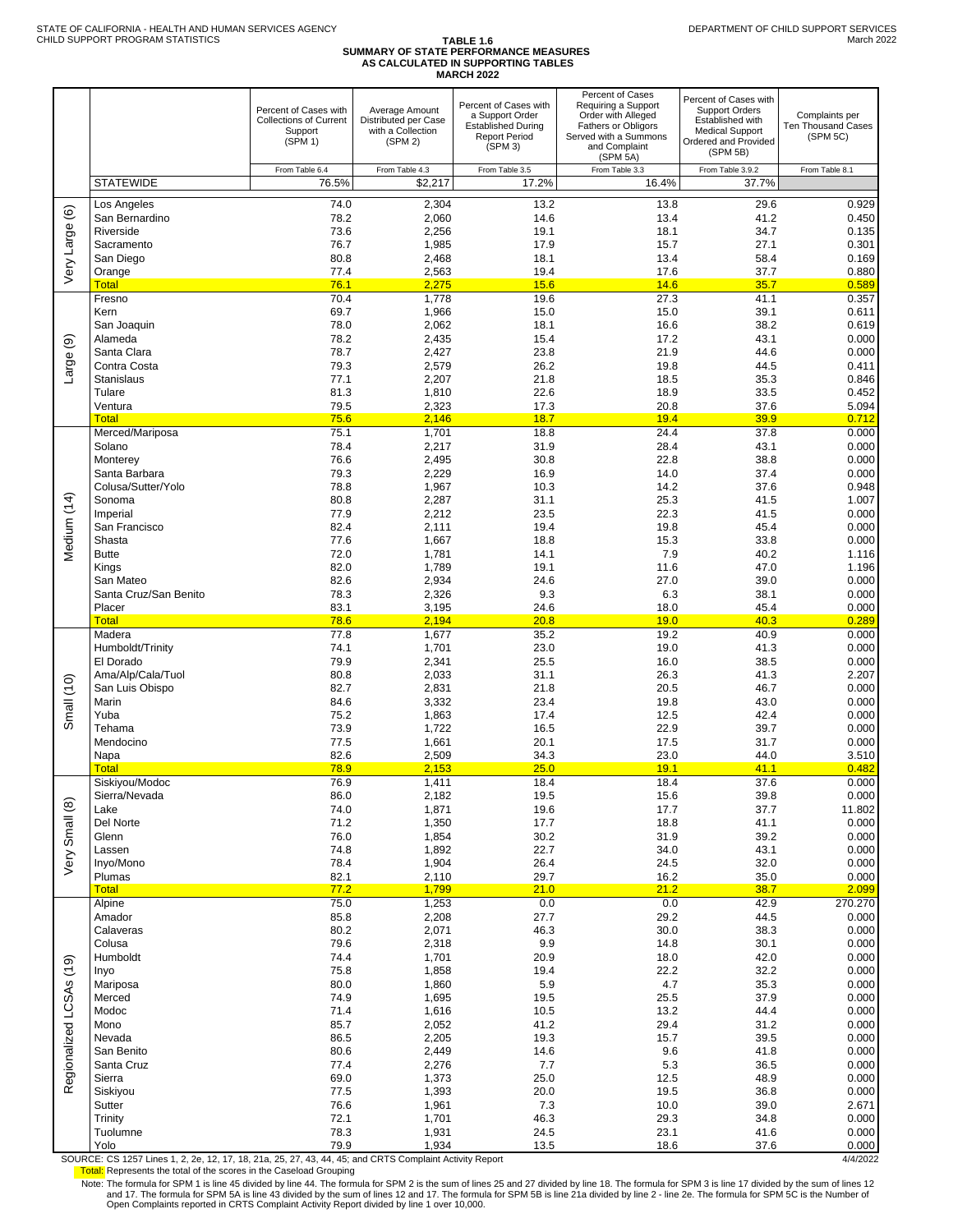STATE OF CALIFORNIA - HEALTH AND HUMAN SERVICES AGENCY
CHILD SUPPORT PROGRAM STATISTICS

DEPARTMENT OF CHILD SUPPORT SERVICES
March 2022

# TABLE 1.6
## SUMMARY OF STATE PERFORMANCE MEASURES AS CALCULATED IN SUPPORTING TABLES
### MARCH 2022

| Group | County | Percent of Cases with Collections of Current Support (SPM 1) | Average Amount Distributed per Case with a Collection (SPM 2) | Percent of Cases with a Support Order Established During Report Period (SPM 3) | Percent of Cases Requiring a Support Order with Alleged Fathers or Obligors Served with a Summons and Complaint (SPM 5A) | Percent of Cases with Support Orders Established with Medical Support Ordered and Provided (SPM 5B) | Complaints per Ten Thousand Cases (SPM 5C) |
|---|---|---|---|---|---|---|---|
| | | From Table 6.4 | From Table 4.3 | From Table 3.5 | From Table 3.3 | From Table 3.9.2 | From Table 8.1 |
| | STATEWIDE | 76.5% | $2,217 | 17.2% | 16.4% | 37.7% | |
| Very Large (6) | Los Angeles | 74.0 | 2,304 | 13.2 | 13.8 | 29.6 | 0.929 |
| | San Bernardino | 78.2 | 2,060 | 14.6 | 13.4 | 41.2 | 0.450 |
| | Riverside | 73.6 | 2,256 | 19.1 | 18.1 | 34.7 | 0.135 |
| | Sacramento | 76.7 | 1,985 | 17.9 | 15.7 | 27.1 | 0.301 |
| | San Diego | 80.8 | 2,468 | 18.1 | 13.4 | 58.4 | 0.169 |
| | Orange | 77.4 | 2,563 | 19.4 | 17.6 | 37.7 | 0.880 |
| | Total | 76.1 | 2,275 | 15.6 | 14.6 | 35.7 | 0.589 |
| Large (9) | Fresno | 70.4 | 1,778 | 19.6 | 27.3 | 41.1 | 0.357 |
| | Kern | 69.7 | 1,966 | 15.0 | 15.0 | 39.1 | 0.611 |
| | San Joaquin | 78.0 | 2,062 | 18.1 | 16.6 | 38.2 | 0.619 |
| | Alameda | 78.2 | 2,435 | 15.4 | 17.2 | 43.1 | 0.000 |
| | Santa Clara | 78.7 | 2,427 | 23.8 | 21.9 | 44.6 | 0.000 |
| | Contra Costa | 79.3 | 2,579 | 26.2 | 19.8 | 44.5 | 0.411 |
| | Stanislaus | 77.1 | 2,207 | 21.8 | 18.5 | 35.3 | 0.846 |
| | Tulare | 81.3 | 1,810 | 22.6 | 18.9 | 33.5 | 0.452 |
| | Ventura | 79.5 | 2,323 | 17.3 | 20.8 | 37.6 | 5.094 |
| | Total | 75.6 | 2,146 | 18.7 | 19.4 | 39.9 | 0.712 |
| Medium (14) | Merced/Mariposa | 75.1 | 1,701 | 18.8 | 24.4 | 37.8 | 0.000 |
| | Solano | 78.4 | 2,217 | 31.9 | 28.4 | 43.1 | 0.000 |
| | Monterey | 76.6 | 2,495 | 30.8 | 22.8 | 38.8 | 0.000 |
| | Santa Barbara | 79.3 | 2,229 | 16.9 | 14.0 | 37.4 | 0.000 |
| | Colusa/Sutter/Yolo | 78.8 | 1,967 | 10.3 | 14.2 | 37.6 | 0.948 |
| | Sonoma | 80.8 | 2,287 | 31.1 | 25.3 | 41.5 | 1.007 |
| | Imperial | 77.9 | 2,212 | 23.5 | 22.3 | 41.5 | 0.000 |
| | San Francisco | 82.4 | 2,111 | 19.4 | 19.8 | 45.4 | 0.000 |
| | Shasta | 77.6 | 1,667 | 18.8 | 15.3 | 33.8 | 0.000 |
| | Butte | 72.0 | 1,781 | 14.1 | 7.9 | 40.2 | 1.116 |
| | Kings | 82.0 | 1,789 | 19.1 | 11.6 | 47.0 | 1.196 |
| | San Mateo | 82.6 | 2,934 | 24.6 | 27.0 | 39.0 | 0.000 |
| | Santa Cruz/San Benito | 78.3 | 2,326 | 9.3 | 6.3 | 38.1 | 0.000 |
| | Placer | 83.1 | 3,195 | 24.6 | 18.0 | 45.4 | 0.000 |
| | Total | 78.6 | 2,194 | 20.8 | 19.0 | 40.3 | 0.289 |
| Small (10) | Madera | 77.8 | 1,677 | 35.2 | 19.2 | 40.9 | 0.000 |
| | Humboldt/Trinity | 74.1 | 1,701 | 23.0 | 19.0 | 41.3 | 0.000 |
| | El Dorado | 79.9 | 2,341 | 25.5 | 16.0 | 38.5 | 0.000 |
| | Ama/Alp/Cala/Tuol | 80.8 | 2,033 | 31.1 | 26.3 | 41.3 | 2.207 |
| | San Luis Obispo | 82.7 | 2,831 | 21.8 | 20.5 | 46.7 | 0.000 |
| | Marin | 84.6 | 3,332 | 23.4 | 19.8 | 43.0 | 0.000 |
| | Yuba | 75.2 | 1,863 | 17.4 | 12.5 | 42.4 | 0.000 |
| | Tehama | 73.9 | 1,722 | 16.5 | 22.9 | 39.7 | 0.000 |
| | Mendocino | 77.5 | 1,661 | 20.1 | 17.5 | 31.7 | 0.000 |
| | Napa | 82.6 | 2,509 | 34.3 | 23.0 | 44.0 | 3.510 |
| | Total | 78.9 | 2,153 | 25.0 | 19.1 | 41.1 | 0.482 |
| Very Small (8) | Siskiyou/Modoc | 76.9 | 1,411 | 18.4 | 18.4 | 37.6 | 0.000 |
| | Sierra/Nevada | 86.0 | 2,182 | 19.5 | 15.6 | 39.8 | 0.000 |
| | Lake | 74.0 | 1,871 | 19.6 | 17.7 | 37.7 | 11.802 |
| | Del Norte | 71.2 | 1,350 | 17.7 | 18.8 | 41.1 | 0.000 |
| | Glenn | 76.0 | 1,854 | 30.2 | 31.9 | 39.2 | 0.000 |
| | Lassen | 74.8 | 1,892 | 22.7 | 34.0 | 43.1 | 0.000 |
| | Inyo/Mono | 78.4 | 1,904 | 26.4 | 24.5 | 32.0 | 0.000 |
| | Plumas | 82.1 | 2,110 | 29.7 | 16.2 | 35.0 | 0.000 |
| | Total | 77.2 | 1,799 | 21.0 | 21.2 | 38.7 | 2.099 |
| Regionalized LCSAs (19) | Alpine | 75.0 | 1,253 | 0.0 | 0.0 | 42.9 | 270.270 |
| | Amador | 85.8 | 2,208 | 27.7 | 29.2 | 44.5 | 0.000 |
| | Calaveras | 80.2 | 2,071 | 46.3 | 30.0 | 38.3 | 0.000 |
| | Colusa | 79.6 | 2,318 | 9.9 | 14.8 | 30.1 | 0.000 |
| | Humboldt | 74.4 | 1,701 | 20.9 | 18.0 | 42.0 | 0.000 |
| | Inyo | 75.8 | 1,858 | 19.4 | 22.2 | 32.2 | 0.000 |
| | Mariposa | 80.0 | 1,860 | 5.9 | 4.7 | 35.3 | 0.000 |
| | Merced | 74.9 | 1,695 | 19.5 | 25.5 | 37.9 | 0.000 |
| | Modoc | 71.4 | 1,616 | 10.5 | 13.2 | 44.4 | 0.000 |
| | Mono | 85.7 | 2,052 | 41.2 | 29.4 | 31.2 | 0.000 |
| | Nevada | 86.5 | 2,205 | 19.3 | 15.7 | 39.5 | 0.000 |
| | San Benito | 80.6 | 2,449 | 14.6 | 9.6 | 41.8 | 0.000 |
| | Santa Cruz | 77.4 | 2,276 | 7.7 | 5.3 | 36.5 | 0.000 |
| | Sierra | 69.0 | 1,373 | 25.0 | 12.5 | 48.9 | 0.000 |
| | Siskiyou | 77.5 | 1,393 | 20.0 | 19.5 | 36.8 | 0.000 |
| | Sutter | 76.6 | 1,961 | 7.3 | 10.0 | 39.0 | 2.671 |
| | Trinity | 72.1 | 1,701 | 46.3 | 29.3 | 34.8 | 0.000 |
| | Tuolumne | 78.3 | 1,931 | 24.5 | 23.1 | 41.6 | 0.000 |
| | Yolo | 79.9 | 1,934 | 13.5 | 18.6 | 37.6 | 0.000 |

SOURCE: CS 1257 Lines 1, 2, 2e, 12, 17, 18, 21a, 25, 27, 43, 44, 45; and CRTS Complaint Activity Report

4/4/2022

Total: Represents the total of the scores in the Caseload Grouping

Note: The formula for SPM 1 is line 45 divided by line 44. The formula for SPM 2 is the sum of lines 25 and 27 divided by line 18. The formula for SPM 3 is line 17 divided by the sum of lines 12 and 17. The formula for SPM 5A is line 43 divided by the sum of lines 12 and 17. The formula for SPM 5B is line 21a divided by line 2 - line 2e. The formula for SPM 5C is the Number of Open Complaints reported in CRTS Complaint Activity Report divided by line 1 over 10,000.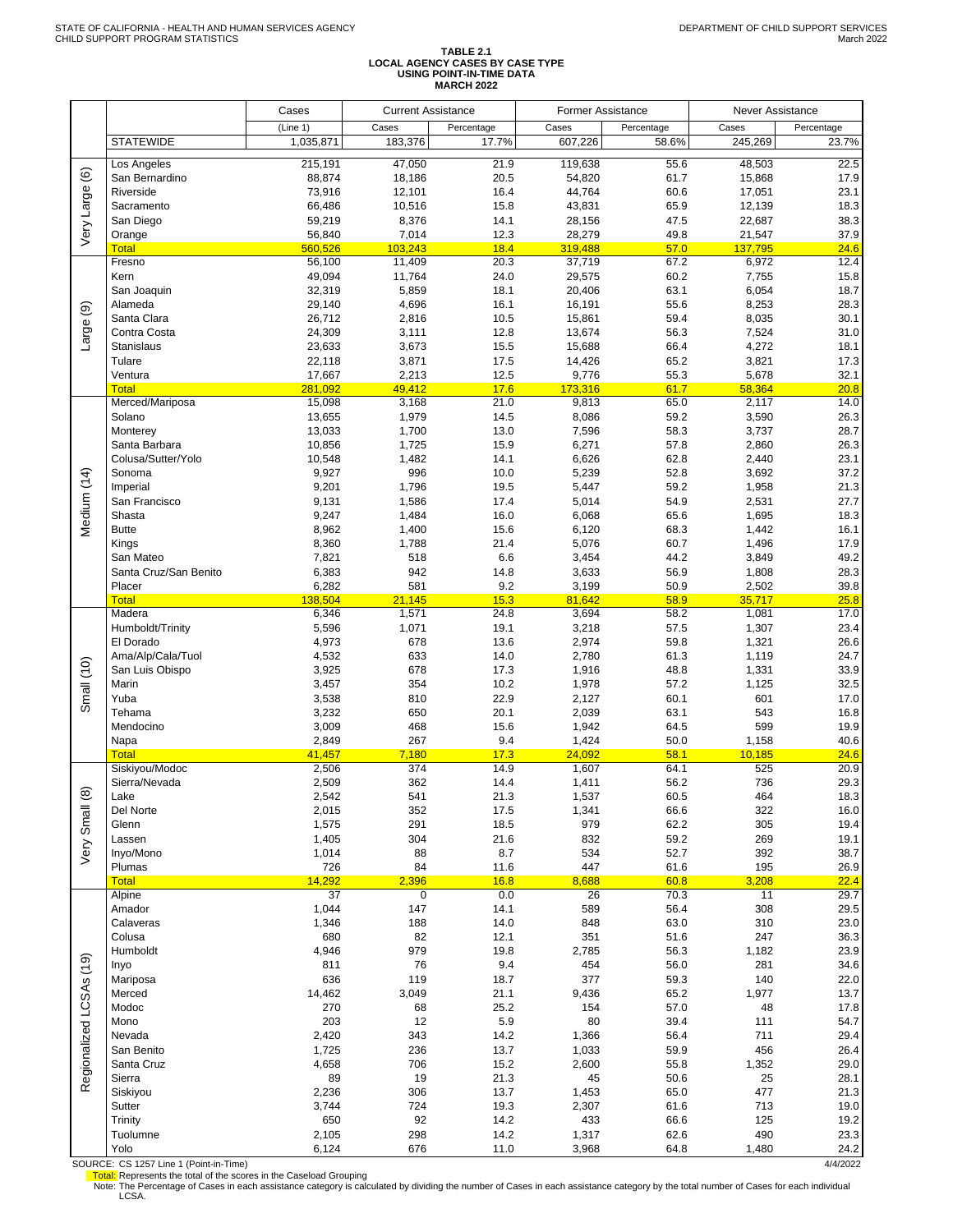STATE OF CALIFORNIA - HEALTH AND HUMAN SERVICES AGENCY
CHILD SUPPORT PROGRAM STATISTICS

DEPARTMENT OF CHILD SUPPORT SERVICES
March 2022

**TABLE 2.1**
**LOCAL AGENCY CASES BY CASE TYPE**
**USING POINT-IN-TIME DATA**
**MARCH 2022**

| | | Cases | Current Assistance | | Former Assistance | | Never Assistance | |
|---|---|---|---|---|---|---|---|---|
| | | (Line 1) | Cases | Percentage | Cases | Percentage | Cases | Percentage |
| | STATEWIDE | 1,035,871 | 183,376 | 17.7% | 607,226 | 58.6% | 245,269 | 23.7% |
| Very Large (6) | Los Angeles | 215,191 | 47,050 | 21.9 | 119,638 | 55.6 | 48,503 | 22.5 |
| | San Bernardino | 88,874 | 18,186 | 20.5 | 54,820 | 61.7 | 15,868 | 17.9 |
| | Riverside | 73,916 | 12,101 | 16.4 | 44,764 | 60.6 | 17,051 | 23.1 |
| | Sacramento | 66,486 | 10,516 | 15.8 | 43,831 | 65.9 | 12,139 | 18.3 |
| | San Diego | 59,219 | 8,376 | 14.1 | 28,156 | 47.5 | 22,687 | 38.3 |
| | Orange | 56,840 | 7,014 | 12.3 | 28,279 | 49.8 | 21,547 | 37.9 |
| | Total | 560,526 | 103,243 | 18.4 | 319,488 | 57.0 | 137,795 | 24.6 |
| Large (9) | Fresno | 56,100 | 11,409 | 20.3 | 37,719 | 67.2 | 6,972 | 12.4 |
| | Kern | 49,094 | 11,764 | 24.0 | 29,575 | 60.2 | 7,755 | 15.8 |
| | San Joaquin | 32,319 | 5,859 | 18.1 | 20,406 | 63.1 | 6,054 | 18.7 |
| | Alameda | 29,140 | 4,696 | 16.1 | 16,191 | 55.6 | 8,253 | 28.3 |
| | Santa Clara | 26,712 | 2,816 | 10.5 | 15,861 | 59.4 | 8,035 | 30.1 |
| | Contra Costa | 24,309 | 3,111 | 12.8 | 13,674 | 56.3 | 7,524 | 31.0 |
| | Stanislaus | 23,633 | 3,673 | 15.5 | 15,688 | 66.4 | 4,272 | 18.1 |
| | Tulare | 22,118 | 3,871 | 17.5 | 14,426 | 65.2 | 3,821 | 17.3 |
| | Ventura | 17,667 | 2,213 | 12.5 | 9,776 | 55.3 | 5,678 | 32.1 |
| | Total | 281,092 | 49,412 | 17.6 | 173,316 | 61.7 | 58,364 | 20.8 |
| Medium (14) | Merced/Mariposa | 15,098 | 3,168 | 21.0 | 9,813 | 65.0 | 2,117 | 14.0 |
| | Solano | 13,655 | 1,979 | 14.5 | 8,086 | 59.2 | 3,590 | 26.3 |
| | Monterey | 13,033 | 1,700 | 13.0 | 7,596 | 58.3 | 3,737 | 28.7 |
| | Santa Barbara | 10,856 | 1,725 | 15.9 | 6,271 | 57.8 | 2,860 | 26.3 |
| | Colusa/Sutter/Yolo | 10,548 | 1,482 | 14.1 | 6,626 | 62.8 | 2,440 | 23.1 |
| | Sonoma | 9,927 | 996 | 10.0 | 5,239 | 52.8 | 3,692 | 37.2 |
| | Imperial | 9,201 | 1,796 | 19.5 | 5,447 | 59.2 | 1,958 | 21.3 |
| | San Francisco | 9,131 | 1,586 | 17.4 | 5,014 | 54.9 | 2,531 | 27.7 |
| | Shasta | 9,247 | 1,484 | 16.0 | 6,068 | 65.6 | 1,695 | 18.3 |
| | Butte | 8,962 | 1,400 | 15.6 | 6,120 | 68.3 | 1,442 | 16.1 |
| | Kings | 8,360 | 1,788 | 21.4 | 5,076 | 60.7 | 1,496 | 17.9 |
| | San Mateo | 7,821 | 518 | 6.6 | 3,454 | 44.2 | 3,849 | 49.2 |
| | Santa Cruz/San Benito | 6,383 | 942 | 14.8 | 3,633 | 56.9 | 1,808 | 28.3 |
| | Placer | 6,282 | 581 | 9.2 | 3,199 | 50.9 | 2,502 | 39.8 |
| | Total | 138,504 | 21,145 | 15.3 | 81,642 | 58.9 | 35,717 | 25.8 |
| Small (10) | Madera | 6,346 | 1,571 | 24.8 | 3,694 | 58.2 | 1,081 | 17.0 |
| | Humboldt/Trinity | 5,596 | 1,071 | 19.1 | 3,218 | 57.5 | 1,307 | 23.4 |
| | El Dorado | 4,973 | 678 | 13.6 | 2,974 | 59.8 | 1,321 | 26.6 |
| | Ama/Alp/Cala/Tuol | 4,532 | 633 | 14.0 | 2,780 | 61.3 | 1,119 | 24.7 |
| | San Luis Obispo | 3,925 | 678 | 17.3 | 1,916 | 48.8 | 1,331 | 33.9 |
| | Marin | 3,457 | 354 | 10.2 | 1,978 | 57.2 | 1,125 | 32.5 |
| | Yuba | 3,538 | 810 | 22.9 | 2,127 | 60.1 | 601 | 17.0 |
| | Tehama | 3,232 | 650 | 20.1 | 2,039 | 63.1 | 543 | 16.8 |
| | Mendocino | 3,009 | 468 | 15.6 | 1,942 | 64.5 | 599 | 19.9 |
| | Napa | 2,849 | 267 | 9.4 | 1,424 | 50.0 | 1,158 | 40.6 |
| | Total | 41,457 | 7,180 | 17.3 | 24,092 | 58.1 | 10,185 | 24.6 |
| Very Small (8) | Siskiyou/Modoc | 2,506 | 374 | 14.9 | 1,607 | 64.1 | 525 | 20.9 |
| | Sierra/Nevada | 2,509 | 362 | 14.4 | 1,411 | 56.2 | 736 | 29.3 |
| | Lake | 2,542 | 541 | 21.3 | 1,537 | 60.5 | 464 | 18.3 |
| | Del Norte | 2,015 | 352 | 17.5 | 1,341 | 66.6 | 322 | 16.0 |
| | Glenn | 1,575 | 291 | 18.5 | 979 | 62.2 | 305 | 19.4 |
| | Lassen | 1,405 | 304 | 21.6 | 832 | 59.2 | 269 | 19.1 |
| | Inyo/Mono | 1,014 | 88 | 8.7 | 534 | 52.7 | 392 | 38.7 |
| | Plumas | 726 | 84 | 11.6 | 447 | 61.6 | 195 | 26.9 |
| | Total | 14,292 | 2,396 | 16.8 | 8,688 | 60.8 | 3,208 | 22.4 |
| Regionalized LCSAs (19) | Alpine | 37 | 0 | 0.0 | 26 | 70.3 | 11 | 29.7 |
| | Amador | 1,044 | 147 | 14.1 | 589 | 56.4 | 308 | 29.5 |
| | Calaveras | 1,346 | 188 | 14.0 | 848 | 63.0 | 310 | 23.0 |
| | Colusa | 680 | 82 | 12.1 | 351 | 51.6 | 247 | 36.3 |
| | Humboldt | 4,946 | 979 | 19.8 | 2,785 | 56.3 | 1,182 | 23.9 |
| | Inyo | 811 | 76 | 9.4 | 454 | 56.0 | 281 | 34.6 |
| | Mariposa | 636 | 119 | 18.7 | 377 | 59.3 | 140 | 22.0 |
| | Merced | 14,462 | 3,049 | 21.1 | 9,436 | 65.2 | 1,977 | 13.7 |
| | Modoc | 270 | 68 | 25.2 | 154 | 57.0 | 48 | 17.8 |
| | Mono | 203 | 12 | 5.9 | 80 | 39.4 | 111 | 54.7 |
| | Nevada | 2,420 | 343 | 14.2 | 1,366 | 56.4 | 711 | 29.4 |
| | San Benito | 1,725 | 236 | 13.7 | 1,033 | 59.9 | 456 | 26.4 |
| | Santa Cruz | 4,658 | 706 | 15.2 | 2,600 | 55.8 | 1,352 | 29.0 |
| | Sierra | 89 | 19 | 21.3 | 45 | 50.6 | 25 | 28.1 |
| | Siskiyou | 2,236 | 306 | 13.7 | 1,453 | 65.0 | 477 | 21.3 |
| | Sutter | 3,744 | 724 | 19.3 | 2,307 | 61.6 | 713 | 19.0 |
| | Trinity | 650 | 92 | 14.2 | 433 | 66.6 | 125 | 19.2 |
| | Tuolumne | 2,105 | 298 | 14.2 | 1,317 | 62.6 | 490 | 23.3 |
| | Yolo | 6,124 | 676 | 11.0 | 3,968 | 64.8 | 1,480 | 24.2 |

SOURCE: CS 1257 Line 1 (Point-in-Time)

4/4/2022

Total: Represents the total of the scores in the Caseload Grouping

Note: The Percentage of Cases in each assistance category is calculated by dividing the number of Cases in each assistance category by the total number of Cases for each individual LCSA.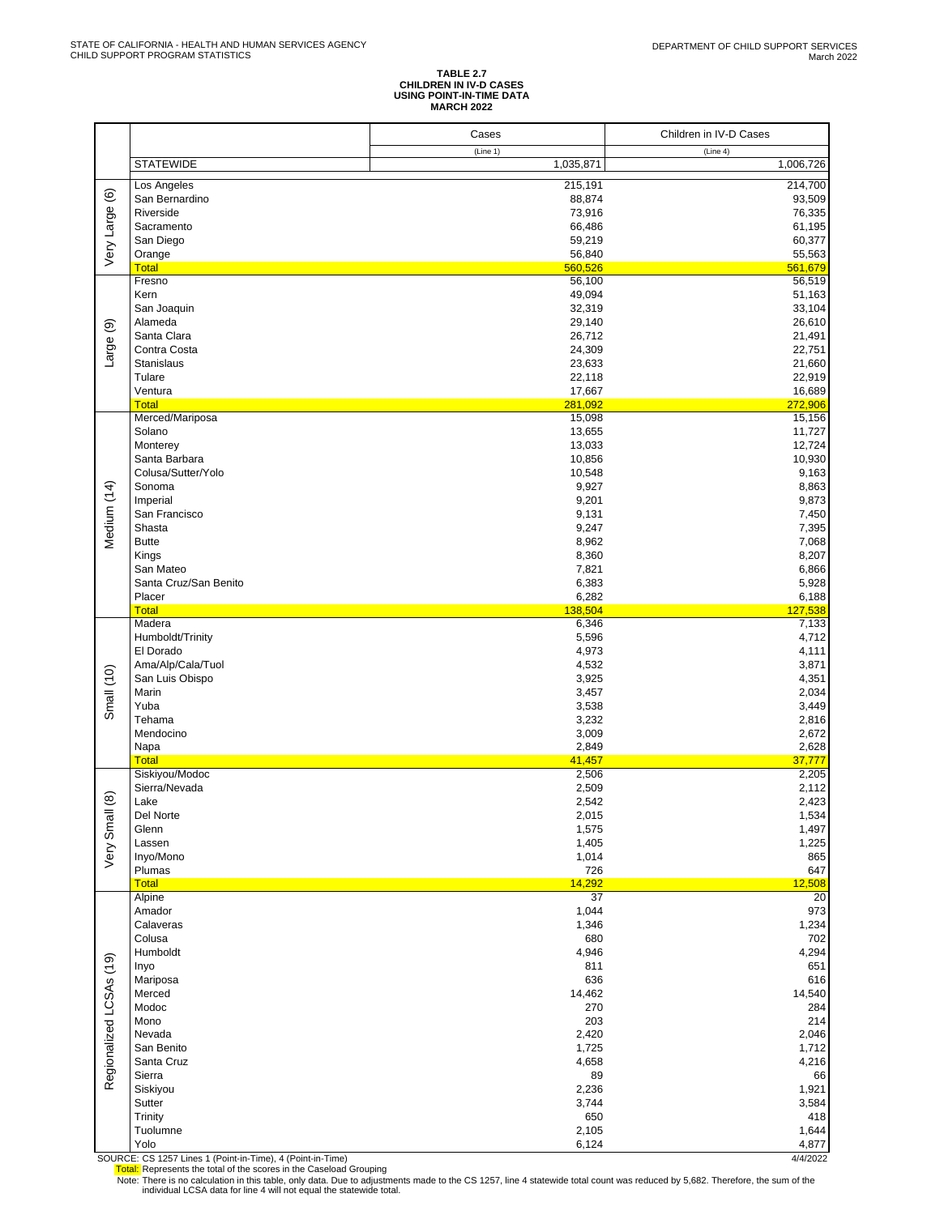STATE OF CALIFORNIA - HEALTH AND HUMAN SERVICES AGENCY
CHILD SUPPORT PROGRAM STATISTICS

DEPARTMENT OF CHILD SUPPORT SERVICES
March 2022

**TABLE 2.7**
**CHILDREN IN IV-D CASES**
**USING POINT-IN-TIME DATA**
**MARCH 2022**

| | | Cases | Children in IV-D Cases |
|---|---|---|---|
| | | (Line 1) | (Line 4) |
| | STATEWIDE | 1,035,871 | 1,006,726 |
| Very Large (6) | Los Angeles | 215,191 | 214,700 |
| | San Bernardino | 88,874 | 93,509 |
| | Riverside | 73,916 | 76,335 |
| | Sacramento | 66,486 | 61,195 |
| | San Diego | 59,219 | 60,377 |
| | Orange | 56,840 | 55,563 |
| | Total | 560,526 | 561,679 |
| Large (9) | Fresno | 56,100 | 56,519 |
| | Kern | 49,094 | 51,163 |
| | San Joaquin | 32,319 | 33,104 |
| | Alameda | 29,140 | 26,610 |
| | Santa Clara | 26,712 | 21,491 |
| | Contra Costa | 24,309 | 22,751 |
| | Stanislaus | 23,633 | 21,660 |
| | Tulare | 22,118 | 22,919 |
| | Ventura | 17,667 | 16,689 |
| | Total | 281,092 | 272,906 |
| Medium (14) | Merced/Mariposa | 15,098 | 15,156 |
| | Solano | 13,655 | 11,727 |
| | Monterey | 13,033 | 12,724 |
| | Santa Barbara | 10,856 | 10,930 |
| | Colusa/Sutter/Yolo | 10,548 | 9,163 |
| | Sonoma | 9,927 | 8,863 |
| | Imperial | 9,201 | 9,873 |
| | San Francisco | 9,131 | 7,450 |
| | Shasta | 9,247 | 7,395 |
| | Butte | 8,962 | 7,068 |
| | Kings | 8,360 | 8,207 |
| | San Mateo | 7,821 | 6,866 |
| | Santa Cruz/San Benito | 6,383 | 5,928 |
| | Placer | 6,282 | 6,188 |
| | Total | 138,504 | 127,538 |
| Small (10) | Madera | 6,346 | 7,133 |
| | Humboldt/Trinity | 5,596 | 4,712 |
| | El Dorado | 4,973 | 4,111 |
| | Ama/Alp/Cala/Tuol | 4,532 | 3,871 |
| | San Luis Obispo | 3,925 | 4,351 |
| | Marin | 3,457 | 2,034 |
| | Yuba | 3,538 | 3,449 |
| | Tehama | 3,232 | 2,816 |
| | Mendocino | 3,009 | 2,672 |
| | Napa | 2,849 | 2,628 |
| | Total | 41,457 | 37,777 |
| Very Small (8) | Siskiyou/Modoc | 2,506 | 2,205 |
| | Sierra/Nevada | 2,509 | 2,112 |
| | Lake | 2,542 | 2,423 |
| | Del Norte | 2,015 | 1,534 |
| | Glenn | 1,575 | 1,497 |
| | Lassen | 1,405 | 1,225 |
| | Inyo/Mono | 1,014 | 865 |
| | Plumas | 726 | 647 |
| | Total | 14,292 | 12,508 |
| Regionalized LCSAs (19) | Alpine | 37 | 20 |
| | Amador | 1,044 | 973 |
| | Calaveras | 1,346 | 1,234 |
| | Colusa | 680 | 702 |
| | Humboldt | 4,946 | 4,294 |
| | Inyo | 811 | 651 |
| | Mariposa | 636 | 616 |
| | Merced | 14,462 | 14,540 |
| | Modoc | 270 | 284 |
| | Mono | 203 | 214 |
| | Nevada | 2,420 | 2,046 |
| | San Benito | 1,725 | 1,712 |
| | Santa Cruz | 4,658 | 4,216 |
| | Sierra | 89 | 66 |
| | Siskiyou | 2,236 | 1,921 |
| | Sutter | 3,744 | 3,584 |
| | Trinity | 650 | 418 |
| | Tuolumne | 2,105 | 1,644 |
| | Yolo | 6,124 | 4,877 |

SOURCE: CS 1257 Lines 1 (Point-in-Time), 4 (Point-in-Time)

4/4/2022

Total: Represents the total of the scores in the Caseload Grouping

Note: There is no calculation in this table, only data. Due to adjustments made to the CS 1257, line 4 statewide total count was reduced by 5,682. Therefore, the sum of the individual LCSA data for line 4 will not equal the statewide total.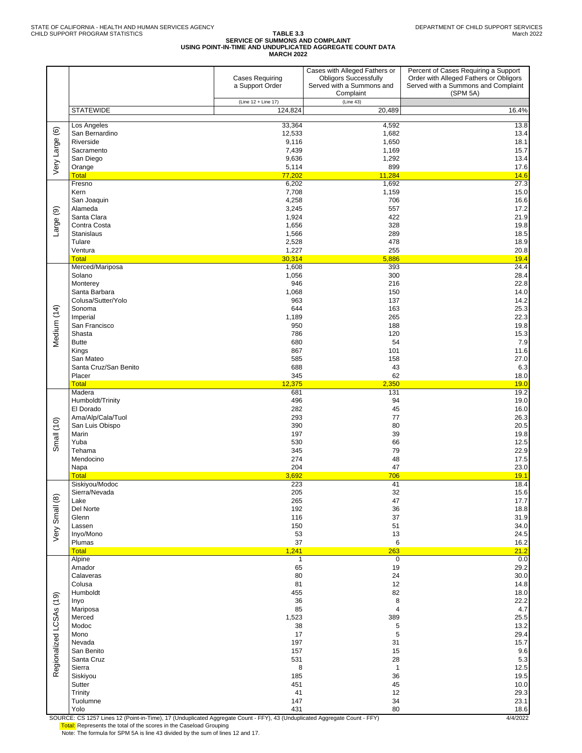STATE OF CALIFORNIA - HEALTH AND HUMAN SERVICES AGENCY
CHILD SUPPORT PROGRAM STATISTICS

DEPARTMENT OF CHILD SUPPORT SERVICES
March 2022

# TABLE 3.3
## SERVICE OF SUMMONS AND COMPLAINT
## USING POINT-IN-TIME AND UNDUPLICATED AGGREGATE COUNT DATA
## MARCH 2022

| | | Cases Requiring a Support Order | Cases with Alleged Fathers or Obligors Successfully Served with a Summons and Complaint | Percent of Cases Requiring a Support Order with Alleged Fathers or Obligors Served with a Summons and Complaint (SPM 5A) |
|---|---|---|---|---|
| | | (Line 12 + Line 17) | (Line 43) | |
| | STATEWIDE | 124,824 | 20,489 | 16.4% |
| Very Large (6) | Los Angeles | 33,364 | 4,592 | 13.8 |
| | San Bernardino | 12,533 | 1,682 | 13.4 |
| | Riverside | 9,116 | 1,650 | 18.1 |
| | Sacramento | 7,439 | 1,169 | 15.7 |
| | San Diego | 9,636 | 1,292 | 13.4 |
| | Orange | 5,114 | 899 | 17.6 |
| | Total | 77,202 | 11,284 | 14.6 |
| Large (9) | Fresno | 6,202 | 1,692 | 27.3 |
| | Kern | 7,708 | 1,159 | 15.0 |
| | San Joaquin | 4,258 | 706 | 16.6 |
| | Alameda | 3,245 | 557 | 17.2 |
| | Santa Clara | 1,924 | 422 | 21.9 |
| | Contra Costa | 1,656 | 328 | 19.8 |
| | Stanislaus | 1,566 | 289 | 18.5 |
| | Tulare | 2,528 | 478 | 18.9 |
| | Ventura | 1,227 | 255 | 20.8 |
| | Total | 30,314 | 5,886 | 19.4 |
| Medium (14) | Merced/Mariposa | 1,608 | 393 | 24.4 |
| | Solano | 1,056 | 300 | 28.4 |
| | Monterey | 946 | 216 | 22.8 |
| | Santa Barbara | 1,068 | 150 | 14.0 |
| | Colusa/Sutter/Yolo | 963 | 137 | 14.2 |
| | Sonoma | 644 | 163 | 25.3 |
| | Imperial | 1,189 | 265 | 22.3 |
| | San Francisco | 950 | 188 | 19.8 |
| | Shasta | 786 | 120 | 15.3 |
| | Butte | 680 | 54 | 7.9 |
| | Kings | 867 | 101 | 11.6 |
| | San Mateo | 585 | 158 | 27.0 |
| | Santa Cruz/San Benito | 688 | 43 | 6.3 |
| | Placer | 345 | 62 | 18.0 |
| | Total | 12,375 | 2,350 | 19.0 |
| Small (10) | Madera | 681 | 131 | 19.2 |
| | Humboldt/Trinity | 496 | 94 | 19.0 |
| | El Dorado | 282 | 45 | 16.0 |
| | Ama/Alp/Cala/Tuol | 293 | 77 | 26.3 |
| | San Luis Obispo | 390 | 80 | 20.5 |
| | Marin | 197 | 39 | 19.8 |
| | Yuba | 530 | 66 | 12.5 |
| | Tehama | 345 | 79 | 22.9 |
| | Mendocino | 274 | 48 | 17.5 |
| | Napa | 204 | 47 | 23.0 |
| | Total | 3,692 | 706 | 19.1 |
| Very Small (8) | Siskiyou/Modoc | 223 | 41 | 18.4 |
| | Sierra/Nevada | 205 | 32 | 15.6 |
| | Lake | 265 | 47 | 17.7 |
| | Del Norte | 192 | 36 | 18.8 |
| | Glenn | 116 | 37 | 31.9 |
| | Lassen | 150 | 51 | 34.0 |
| | Inyo/Mono | 53 | 13 | 24.5 |
| | Plumas | 37 | 6 | 16.2 |
| | Total | 1,241 | 263 | 21.2 |
| Regionalized LCSAs (19) | Alpine | 1 | 0 | 0.0 |
| | Amador | 65 | 19 | 29.2 |
| | Calaveras | 80 | 24 | 30.0 |
| | Colusa | 81 | 12 | 14.8 |
| | Humboldt | 455 | 82 | 18.0 |
| | Inyo | 36 | 8 | 22.2 |
| | Mariposa | 85 | 4 | 4.7 |
| | Merced | 1,523 | 389 | 25.5 |
| | Modoc | 38 | 5 | 13.2 |
| | Mono | 17 | 5 | 29.4 |
| | Nevada | 197 | 31 | 15.7 |
| | San Benito | 157 | 15 | 9.6 |
| | Santa Cruz | 531 | 28 | 5.3 |
| | Sierra | 8 | 1 | 12.5 |
| | Siskiyou | 185 | 36 | 19.5 |
| | Sutter | 451 | 45 | 10.0 |
| | Trinity | 41 | 12 | 29.3 |
| | Tuolumne | 147 | 34 | 23.1 |
| | Yolo | 431 | 80 | 18.6 |

SOURCE: CS 1257 Lines 12 (Point-in-Time), 17 (Unduplicated Aggregate Count - FFY), 43 (Unduplicated Aggregate Count - FFY)

4/4/2022

Total: Represents the total of the scores in the Caseload Grouping

Note: The formula for SPM 5A is line 43 divided by the sum of lines 12 and 17.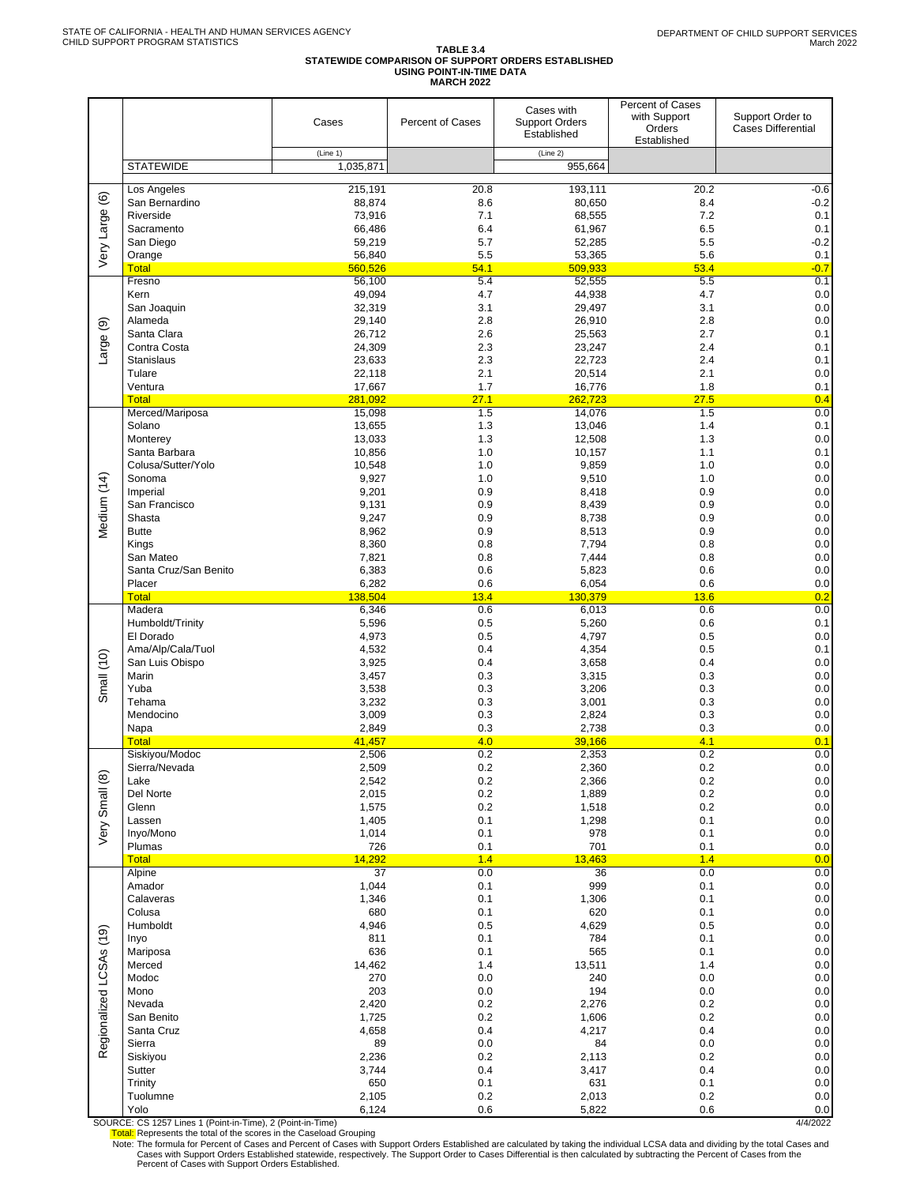STATE OF CALIFORNIA - HEALTH AND HUMAN SERVICES AGENCY
CHILD SUPPORT PROGRAM STATISTICS

DEPARTMENT OF CHILD SUPPORT SERVICES
March 2022

## TABLE 3.4
## STATEWIDE COMPARISON OF SUPPORT ORDERS ESTABLISHED USING POINT-IN-TIME DATA
## MARCH 2022

| | | Cases | Percent of Cases | Cases with Support Orders Established | Percent of Cases with Support Orders Established | Support Order to Cases Differential |
|---|---|---|---|---|---|---|
| | | (Line 1) | | (Line 2) | | |
| | STATEWIDE | 1,035,871 | | 955,664 | | |
| Very Large (6) | Los Angeles | 215,191 | 20.8 | 193,111 | 20.2 | -0.6 |
| | San Bernardino | 88,874 | 8.6 | 80,650 | 8.4 | -0.2 |
| | Riverside | 73,916 | 7.1 | 68,555 | 7.2 | 0.1 |
| | Sacramento | 66,486 | 6.4 | 61,967 | 6.5 | 0.1 |
| | San Diego | 59,219 | 5.7 | 52,285 | 5.5 | -0.2 |
| | Orange | 56,840 | 5.5 | 53,365 | 5.6 | 0.1 |
| | Total | 560,526 | 54.1 | 509,933 | 53.4 | -0.7 |
| Large (9) | Fresno | 56,100 | 5.4 | 52,555 | 5.5 | 0.1 |
| | Kern | 49,094 | 4.7 | 44,938 | 4.7 | 0.0 |
| | San Joaquin | 32,319 | 3.1 | 29,497 | 3.1 | 0.0 |
| | Alameda | 29,140 | 2.8 | 26,910 | 2.8 | 0.0 |
| | Santa Clara | 26,712 | 2.6 | 25,563 | 2.7 | 0.1 |
| | Contra Costa | 24,309 | 2.3 | 23,247 | 2.4 | 0.1 |
| | Stanislaus | 23,633 | 2.3 | 22,723 | 2.4 | 0.1 |
| | Tulare | 22,118 | 2.1 | 20,514 | 2.1 | 0.0 |
| | Ventura | 17,667 | 1.7 | 16,776 | 1.8 | 0.1 |
| | Total | 281,092 | 27.1 | 262,723 | 27.5 | 0.4 |
| Medium (14) | Merced/Mariposa | 15,098 | 1.5 | 14,076 | 1.5 | 0.0 |
| | Solano | 13,655 | 1.3 | 13,046 | 1.4 | 0.1 |
| | Monterey | 13,033 | 1.3 | 12,508 | 1.3 | 0.0 |
| | Santa Barbara | 10,856 | 1.0 | 10,157 | 1.1 | 0.1 |
| | Colusa/Sutter/Yolo | 10,548 | 1.0 | 9,859 | 1.0 | 0.0 |
| | Sonoma | 9,927 | 1.0 | 9,510 | 1.0 | 0.0 |
| | Imperial | 9,201 | 0.9 | 8,418 | 0.9 | 0.0 |
| | San Francisco | 9,131 | 0.9 | 8,439 | 0.9 | 0.0 |
| | Shasta | 9,247 | 0.9 | 8,738 | 0.9 | 0.0 |
| | Butte | 8,962 | 0.9 | 8,513 | 0.9 | 0.0 |
| | Kings | 8,360 | 0.8 | 7,794 | 0.8 | 0.0 |
| | San Mateo | 7,821 | 0.8 | 7,444 | 0.8 | 0.0 |
| | Santa Cruz/San Benito | 6,383 | 0.6 | 5,823 | 0.6 | 0.0 |
| | Placer | 6,282 | 0.6 | 6,054 | 0.6 | 0.0 |
| | Total | 138,504 | 13.4 | 130,379 | 13.6 | 0.2 |
| Small (10) | Madera | 6,346 | 0.6 | 6,013 | 0.6 | 0.0 |
| | Humboldt/Trinity | 5,596 | 0.5 | 5,260 | 0.6 | 0.1 |
| | El Dorado | 4,973 | 0.5 | 4,797 | 0.5 | 0.0 |
| | Ama/Alp/Cala/Tuol | 4,532 | 0.4 | 4,354 | 0.5 | 0.1 |
| | San Luis Obispo | 3,925 | 0.4 | 3,658 | 0.4 | 0.0 |
| | Marin | 3,457 | 0.3 | 3,315 | 0.3 | 0.0 |
| | Yuba | 3,538 | 0.3 | 3,206 | 0.3 | 0.0 |
| | Tehama | 3,232 | 0.3 | 3,001 | 0.3 | 0.0 |
| | Mendocino | 3,009 | 0.3 | 2,824 | 0.3 | 0.0 |
| | Napa | 2,849 | 0.3 | 2,738 | 0.3 | 0.0 |
| | Total | 41,457 | 4.0 | 39,166 | 4.1 | 0.1 |
| Very Small (8) | Siskiyou/Modoc | 2,506 | 0.2 | 2,353 | 0.2 | 0.0 |
| | Sierra/Nevada | 2,509 | 0.2 | 2,360 | 0.2 | 0.0 |
| | Lake | 2,542 | 0.2 | 2,366 | 0.2 | 0.0 |
| | Del Norte | 2,015 | 0.2 | 1,889 | 0.2 | 0.0 |
| | Glenn | 1,575 | 0.2 | 1,518 | 0.2 | 0.0 |
| | Lassen | 1,405 | 0.1 | 1,298 | 0.1 | 0.0 |
| | Inyo/Mono | 1,014 | 0.1 | 978 | 0.1 | 0.0 |
| | Plumas | 726 | 0.1 | 701 | 0.1 | 0.0 |
| | Total | 14,292 | 1.4 | 13,463 | 1.4 | 0.0 |
| Regionalized LCSAs (19) | Alpine | 37 | 0.0 | 36 | 0.0 | 0.0 |
| | Amador | 1,044 | 0.1 | 999 | 0.1 | 0.0 |
| | Calaveras | 1,346 | 0.1 | 1,306 | 0.1 | 0.0 |
| | Colusa | 680 | 0.1 | 620 | 0.1 | 0.0 |
| | Humboldt | 4,946 | 0.5 | 4,629 | 0.5 | 0.0 |
| | Inyo | 811 | 0.1 | 784 | 0.1 | 0.0 |
| | Mariposa | 636 | 0.1 | 565 | 0.1 | 0.0 |
| | Merced | 14,462 | 1.4 | 13,511 | 1.4 | 0.0 |
| | Modoc | 270 | 0.0 | 240 | 0.0 | 0.0 |
| | Mono | 203 | 0.0 | 194 | 0.0 | 0.0 |
| | Nevada | 2,420 | 0.2 | 2,276 | 0.2 | 0.0 |
| | San Benito | 1,725 | 0.2 | 1,606 | 0.2 | 0.0 |
| | Santa Cruz | 4,658 | 0.4 | 4,217 | 0.4 | 0.0 |
| | Sierra | 89 | 0.0 | 84 | 0.0 | 0.0 |
| | Siskiyou | 2,236 | 0.2 | 2,113 | 0.2 | 0.0 |
| | Sutter | 3,744 | 0.4 | 3,417 | 0.4 | 0.0 |
| | Trinity | 650 | 0.1 | 631 | 0.1 | 0.0 |
| | Tuolumne | 2,105 | 0.2 | 2,013 | 0.2 | 0.0 |
| | Yolo | 6,124 | 0.6 | 5,822 | 0.6 | 0.0 |

SOURCE: CS 1257 Lines 1 (Point-in-Time), 2 (Point-in-Time)

4/4/2022

Total: Represents the total of the scores in the Caseload Grouping

Note: The formula for Percent of Cases and Percent of Cases with Support Orders Established are calculated by taking the individual LCSA data and dividing by the total Cases and Cases with Support Orders Established statewide, respectively. The Support Order to Cases Differential is then calculated by subtracting the Percent of Cases from the Percent of Cases with Support Orders Established.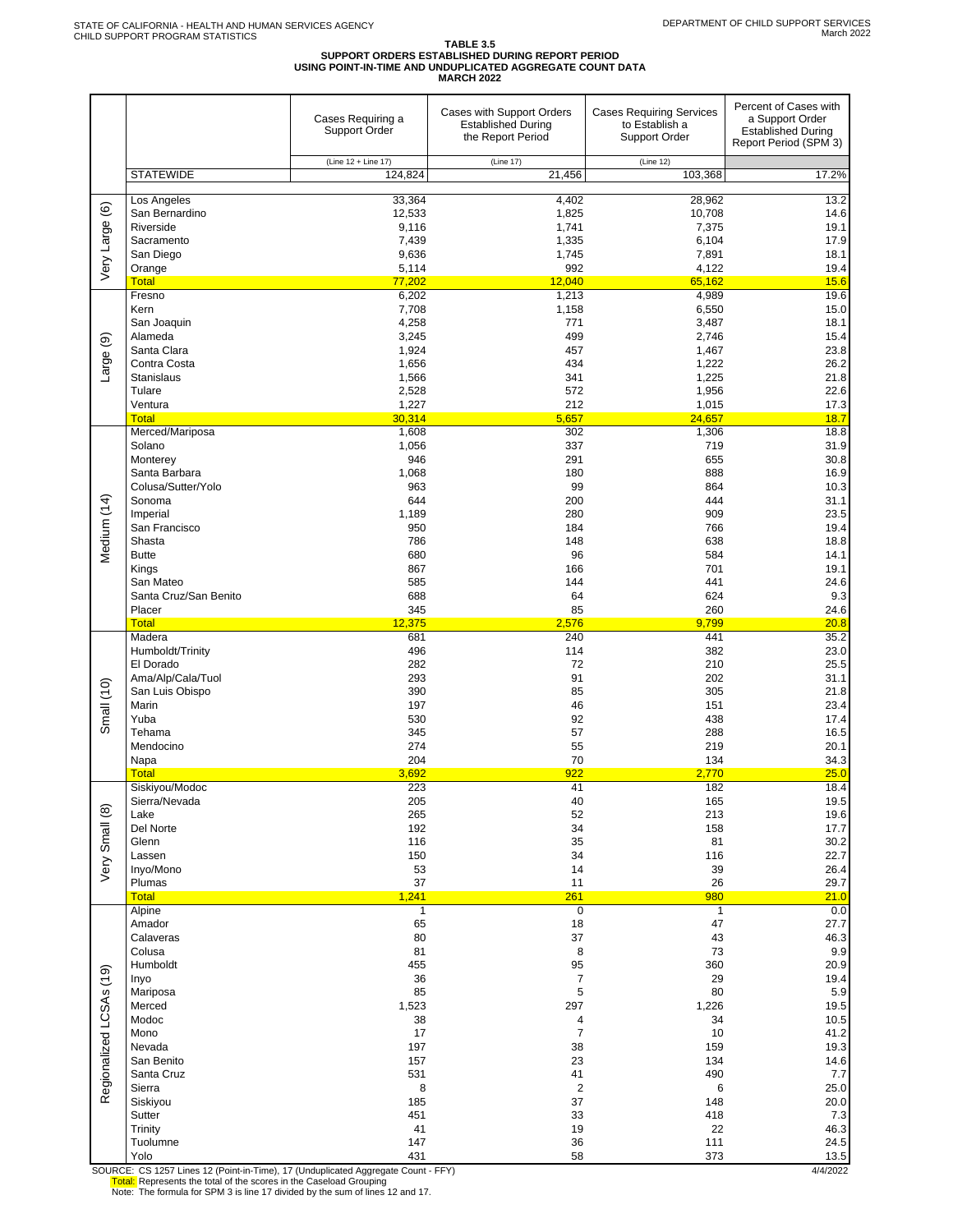STATE OF CALIFORNIA - HEALTH AND HUMAN SERVICES AGENCY
CHILD SUPPORT PROGRAM STATISTICS

DEPARTMENT OF CHILD SUPPORT SERVICES
March 2022

# TABLE 3.5
## SUPPORT ORDERS ESTABLISHED DURING REPORT PERIOD USING POINT-IN-TIME AND UNDUPLICATED AGGREGATE COUNT DATA MARCH 2022

| | | Cases Requiring a Support Order | Cases with Support Orders Established During the Report Period | Cases Requiring Services to Establish a Support Order | Percent of Cases with a Support Order Established During Report Period (SPM 3) |
|---|---|---|---|---|---|
| | | (Line 12 + Line 17) | (Line 17) | (Line 12) | |
| | STATEWIDE | 124,824 | 21,456 | 103,368 | 17.2% |
| Very Large (6) | Los Angeles | 33,364 | 4,402 | 28,962 | 13.2 |
| | San Bernardino | 12,533 | 1,825 | 10,708 | 14.6 |
| | Riverside | 9,116 | 1,741 | 7,375 | 19.1 |
| | Sacramento | 7,439 | 1,335 | 6,104 | 17.9 |
| | San Diego | 9,636 | 1,745 | 7,891 | 18.1 |
| | Orange | 5,114 | 992 | 4,122 | 19.4 |
| | Total | 77,202 | 12,040 | 65,162 | 15.6 |
| Large (9) | Fresno | 6,202 | 1,213 | 4,989 | 19.6 |
| | Kern | 7,708 | 1,158 | 6,550 | 15.0 |
| | San Joaquin | 4,258 | 771 | 3,487 | 18.1 |
| | Alameda | 3,245 | 499 | 2,746 | 15.4 |
| | Santa Clara | 1,924 | 457 | 1,467 | 23.8 |
| | Contra Costa | 1,656 | 434 | 1,222 | 26.2 |
| | Stanislaus | 1,566 | 341 | 1,225 | 21.8 |
| | Tulare | 2,528 | 572 | 1,956 | 22.6 |
| | Ventura | 1,227 | 212 | 1,015 | 17.3 |
| | Total | 30,314 | 5,657 | 24,657 | 18.7 |
| Medium (14) | Merced/Mariposa | 1,608 | 302 | 1,306 | 18.8 |
| | Solano | 1,056 | 337 | 719 | 31.9 |
| | Monterey | 946 | 291 | 655 | 30.8 |
| | Santa Barbara | 1,068 | 180 | 888 | 16.9 |
| | Colusa/Sutter/Yolo | 963 | 99 | 864 | 10.3 |
| | Sonoma | 644 | 200 | 444 | 31.1 |
| | Imperial | 1,189 | 280 | 909 | 23.5 |
| | San Francisco | 950 | 184 | 766 | 19.4 |
| | Shasta | 786 | 148 | 638 | 18.8 |
| | Butte | 680 | 96 | 584 | 14.1 |
| | Kings | 867 | 166 | 701 | 19.1 |
| | San Mateo | 585 | 144 | 441 | 24.6 |
| | Santa Cruz/San Benito | 688 | 64 | 624 | 9.3 |
| | Placer | 345 | 85 | 260 | 24.6 |
| | Total | 12,375 | 2,576 | 9,799 | 20.8 |
| Small (10) | Madera | 681 | 240 | 441 | 35.2 |
| | Humboldt/Trinity | 496 | 114 | 382 | 23.0 |
| | El Dorado | 282 | 72 | 210 | 25.5 |
| | Ama/Alp/Cala/Tuol | 293 | 91 | 202 | 31.1 |
| | San Luis Obispo | 390 | 85 | 305 | 21.8 |
| | Marin | 197 | 46 | 151 | 23.4 |
| | Yuba | 530 | 92 | 438 | 17.4 |
| | Tehama | 345 | 57 | 288 | 16.5 |
| | Mendocino | 274 | 55 | 219 | 20.1 |
| | Napa | 204 | 70 | 134 | 34.3 |
| | Total | 3,692 | 922 | 2,770 | 25.0 |
| Very Small (8) | Siskiyou/Modoc | 223 | 41 | 182 | 18.4 |
| | Sierra/Nevada | 205 | 40 | 165 | 19.5 |
| | Lake | 265 | 52 | 213 | 19.6 |
| | Del Norte | 192 | 34 | 158 | 17.7 |
| | Glenn | 116 | 35 | 81 | 30.2 |
| | Lassen | 150 | 34 | 116 | 22.7 |
| | Inyo/Mono | 53 | 14 | 39 | 26.4 |
| | Plumas | 37 | 11 | 26 | 29.7 |
| | Total | 1,241 | 261 | 980 | 21.0 |
| Regionalized LCSAs (19) | Alpine | 1 | 0 | 1 | 0.0 |
| | Amador | 65 | 18 | 47 | 27.7 |
| | Calaveras | 80 | 37 | 43 | 46.3 |
| | Colusa | 81 | 8 | 73 | 9.9 |
| | Humboldt | 455 | 95 | 360 | 20.9 |
| | Inyo | 36 | 7 | 29 | 19.4 |
| | Mariposa | 85 | 5 | 80 | 5.9 |
| | Merced | 1,523 | 297 | 1,226 | 19.5 |
| | Modoc | 38 | 4 | 34 | 10.5 |
| | Mono | 17 | 7 | 10 | 41.2 |
| | Nevada | 197 | 38 | 159 | 19.3 |
| | San Benito | 157 | 23 | 134 | 14.6 |
| | Santa Cruz | 531 | 41 | 490 | 7.7 |
| | Sierra | 8 | 2 | 6 | 25.0 |
| | Siskiyou | 185 | 37 | 148 | 20.0 |
| | Sutter | 451 | 33 | 418 | 7.3 |
| | Trinity | 41 | 19 | 22 | 46.3 |
| | Tuolumne | 147 | 36 | 111 | 24.5 |
| | Yolo | 431 | 58 | 373 | 13.5 |

SOURCE: CS 1257 Lines 12 (Point-in-Time), 17 (Unduplicated Aggregate Count - FFY)
Total: Represents the total of the scores in the Caseload Grouping
Note: The formula for SPM 3 is line 17 divided by the sum of lines 12 and 17.

4/4/2022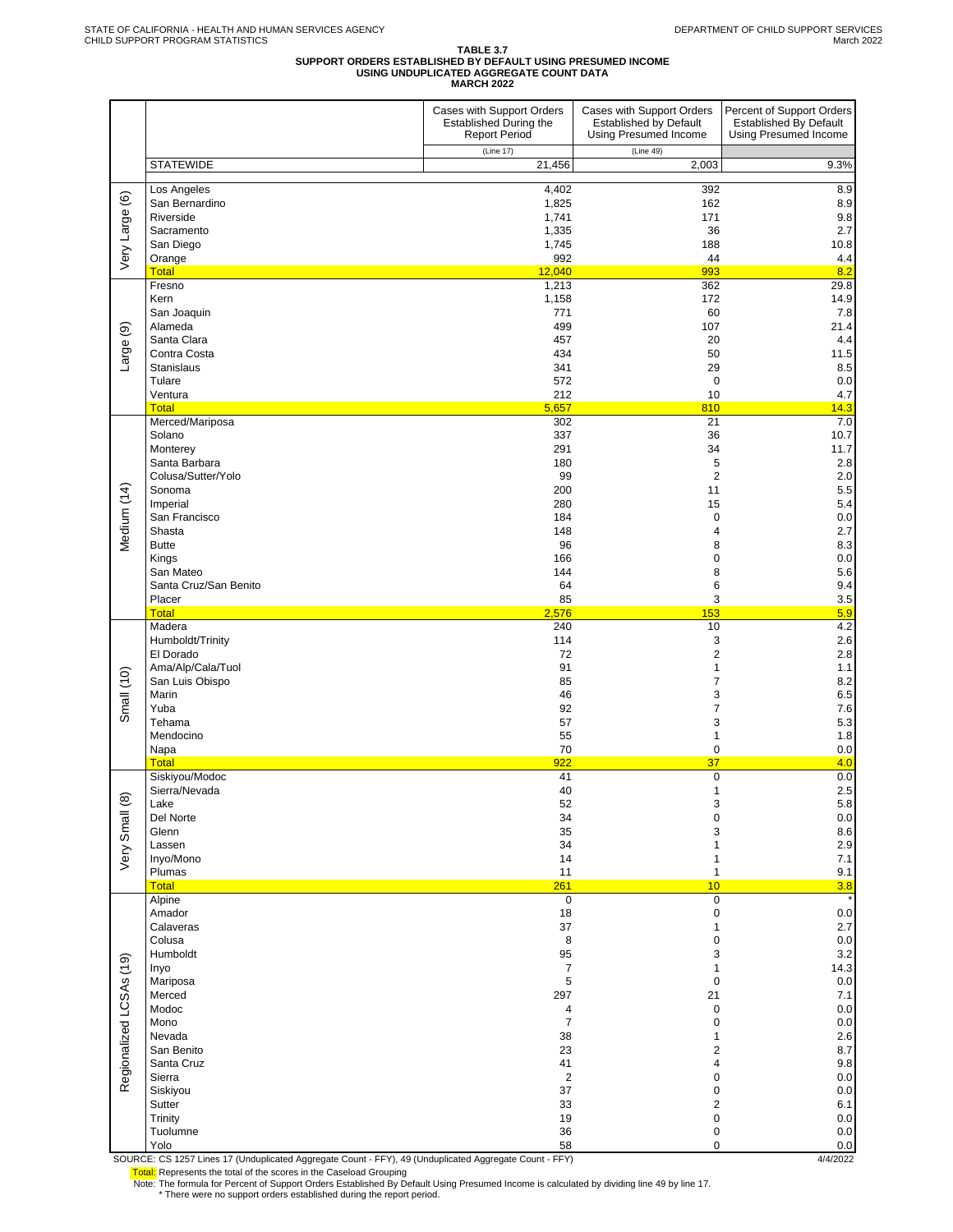STATE OF CALIFORNIA - HEALTH AND HUMAN SERVICES AGENCY
CHILD SUPPORT PROGRAM STATISTICS

DEPARTMENT OF CHILD SUPPORT SERVICES
March 2022

# TABLE 3.7
## SUPPORT ORDERS ESTABLISHED BY DEFAULT USING PRESUMED INCOME
## USING UNDUPLICATED AGGREGATE COUNT DATA
## MARCH 2022

| | | Cases with Support Orders Established During the Report Period | Cases with Support Orders Established by Default Using Presumed Income | Percent of Support Orders Established By Default Using Presumed Income |
|---|---|---|---|---|
| | | (Line 17) | (Line 49) | |
| | STATEWIDE | 21,456 | 2,003 | 9.3% |
| Very Large (6) | Los Angeles | 4,402 | 392 | 8.9 |
| | San Bernardino | 1,825 | 162 | 8.9 |
| | Riverside | 1,741 | 171 | 9.8 |
| | Sacramento | 1,335 | 36 | 2.7 |
| | San Diego | 1,745 | 188 | 10.8 |
| | Orange | 992 | 44 | 4.4 |
| | Total | 12,040 | 993 | 8.2 |
| Large (9) | Fresno | 1,213 | 362 | 29.8 |
| | Kern | 1,158 | 172 | 14.9 |
| | San Joaquin | 771 | 60 | 7.8 |
| | Alameda | 499 | 107 | 21.4 |
| | Santa Clara | 457 | 20 | 4.4 |
| | Contra Costa | 434 | 50 | 11.5 |
| | Stanislaus | 341 | 29 | 8.5 |
| | Tulare | 572 | 0 | 0.0 |
| | Ventura | 212 | 10 | 4.7 |
| | Total | 5,657 | 810 | 14.3 |
| Medium (14) | Merced/Mariposa | 302 | 21 | 7.0 |
| | Solano | 337 | 36 | 10.7 |
| | Monterey | 291 | 34 | 11.7 |
| | Santa Barbara | 180 | 5 | 2.8 |
| | Colusa/Sutter/Yolo | 99 | 2 | 2.0 |
| | Sonoma | 200 | 11 | 5.5 |
| | Imperial | 280 | 15 | 5.4 |
| | San Francisco | 184 | 0 | 0.0 |
| | Shasta | 148 | 4 | 2.7 |
| | Butte | 96 | 8 | 8.3 |
| | Kings | 166 | 0 | 0.0 |
| | San Mateo | 144 | 8 | 5.6 |
| | Santa Cruz/San Benito | 64 | 6 | 9.4 |
| | Placer | 85 | 3 | 3.5 |
| | Total | 2,576 | 153 | 5.9 |
| Small (10) | Madera | 240 | 10 | 4.2 |
| | Humboldt/Trinity | 114 | 3 | 2.6 |
| | El Dorado | 72 | 2 | 2.8 |
| | Ama/Alp/Cala/Tuol | 91 | 1 | 1.1 |
| | San Luis Obispo | 85 | 7 | 8.2 |
| | Marin | 46 | 3 | 6.5 |
| | Yuba | 92 | 7 | 7.6 |
| | Tehama | 57 | 3 | 5.3 |
| | Mendocino | 55 | 1 | 1.8 |
| | Napa | 70 | 0 | 0.0 |
| | Total | 922 | 37 | 4.0 |
| Very Small (8) | Siskiyou/Modoc | 41 | 0 | 0.0 |
| | Sierra/Nevada | 40 | 1 | 2.5 |
| | Lake | 52 | 3 | 5.8 |
| | Del Norte | 34 | 0 | 0.0 |
| | Glenn | 35 | 3 | 8.6 |
| | Lassen | 34 | 1 | 2.9 |
| | Inyo/Mono | 14 | 1 | 7.1 |
| | Plumas | 11 | 1 | 9.1 |
| | Total | 261 | 10 | 3.8 |
| Regionalized LCSAs (19) | Alpine | 0 | 0 | * |
| | Amador | 18 | 0 | 0.0 |
| | Calaveras | 37 | 1 | 2.7 |
| | Colusa | 8 | 0 | 0.0 |
| | Humboldt | 95 | 3 | 3.2 |
| | Inyo | 7 | 1 | 14.3 |
| | Mariposa | 5 | 0 | 0.0 |
| | Merced | 297 | 21 | 7.1 |
| | Modoc | 4 | 0 | 0.0 |
| | Mono | 7 | 0 | 0.0 |
| | Nevada | 38 | 1 | 2.6 |
| | San Benito | 23 | 2 | 8.7 |
| | Santa Cruz | 41 | 4 | 9.8 |
| | Sierra | 2 | 0 | 0.0 |
| | Siskiyou | 37 | 0 | 0.0 |
| | Sutter | 33 | 2 | 6.1 |
| | Trinity | 19 | 0 | 0.0 |
| | Tuolumne | 36 | 0 | 0.0 |
| | Yolo | 58 | 0 | 0.0 |

SOURCE: CS 1257 Lines 17 (Unduplicated Aggregate Count - FFY), 49 (Unduplicated Aggregate Count - FFY) 4/4/2022

Total: Represents the total of the scores in the Caseload Grouping

Note: The formula for Percent of Support Orders Established By Default Using Presumed Income is calculated by dividing line 49 by line 17.

* There were no support orders established during the report period.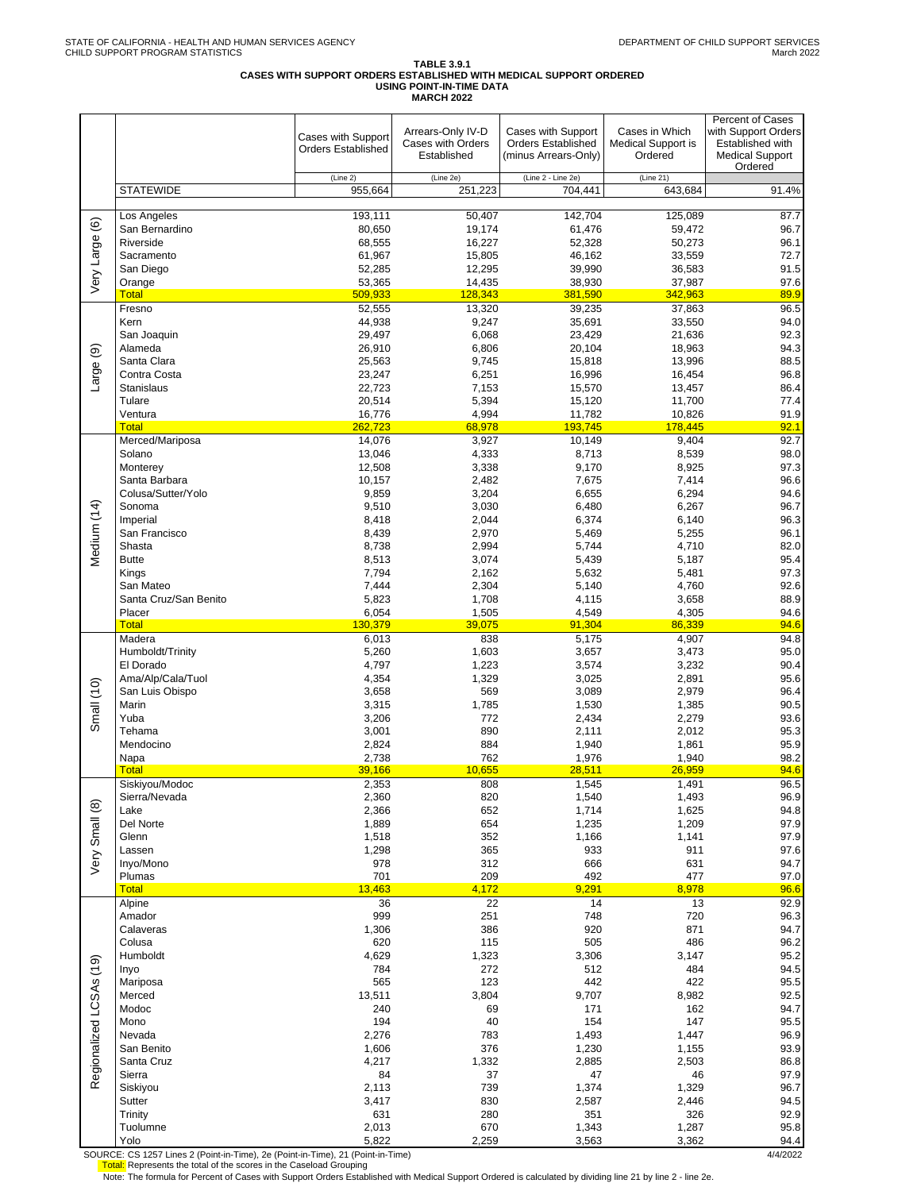STATE OF CALIFORNIA - HEALTH AND HUMAN SERVICES AGENCY
CHILD SUPPORT PROGRAM STATISTICS

DEPARTMENT OF CHILD SUPPORT SERVICES
March 2022

**TABLE 3.9.1**
**CASES WITH SUPPORT ORDERS ESTABLISHED WITH MEDICAL SUPPORT ORDERED**
**USING POINT-IN-TIME DATA**
**MARCH 2022**

| | | Cases with Support Orders Established | Arrears-Only IV-D Cases with Orders Established | Cases with Support Orders Established (minus Arrears-Only) | Cases in Which Medical Support is Ordered | Percent of Cases with Support Orders Established with Medical Support Ordered |
|---|---|---|---|---|---|---|
| | | (Line 2) | (Line 2e) | (Line 2 - Line 2e) | (Line 21) | |
| | STATEWIDE | 955,664 | 251,223 | 704,441 | 643,684 | 91.4% |
| Very Large (6) | Los Angeles | 193,111 | 50,407 | 142,704 | 125,089 | 87.7 |
| | San Bernardino | 80,650 | 19,174 | 61,476 | 59,472 | 96.7 |
| | Riverside | 68,555 | 16,227 | 52,328 | 50,273 | 96.1 |
| | Sacramento | 61,967 | 15,805 | 46,162 | 33,559 | 72.7 |
| | San Diego | 52,285 | 12,295 | 39,990 | 36,583 | 91.5 |
| | Orange | 53,365 | 14,435 | 38,930 | 37,987 | 97.6 |
| | Total | 509,933 | 128,343 | 381,590 | 342,963 | 89.9 |
| Large (9) | Fresno | 52,555 | 13,320 | 39,235 | 37,863 | 96.5 |
| | Kern | 44,938 | 9,247 | 35,691 | 33,550 | 94.0 |
| | San Joaquin | 29,497 | 6,068 | 23,429 | 21,636 | 92.3 |
| | Alameda | 26,910 | 6,806 | 20,104 | 18,963 | 94.3 |
| | Santa Clara | 25,563 | 9,745 | 15,818 | 13,996 | 88.5 |
| | Contra Costa | 23,247 | 6,251 | 16,996 | 16,454 | 96.8 |
| | Stanislaus | 22,723 | 7,153 | 15,570 | 13,457 | 86.4 |
| | Tulare | 20,514 | 5,394 | 15,120 | 11,700 | 77.4 |
| | Ventura | 16,776 | 4,994 | 11,782 | 10,826 | 91.9 |
| | Total | 262,723 | 68,978 | 193,745 | 178,445 | 92.1 |
| Medium (14) | Merced/Mariposa | 14,076 | 3,927 | 10,149 | 9,404 | 92.7 |
| | Solano | 13,046 | 4,333 | 8,713 | 8,539 | 98.0 |
| | Monterey | 12,508 | 3,338 | 9,170 | 8,925 | 97.3 |
| | Santa Barbara | 10,157 | 2,482 | 7,675 | 7,414 | 96.6 |
| | Colusa/Sutter/Yolo | 9,859 | 3,204 | 6,655 | 6,294 | 94.6 |
| | Sonoma | 9,510 | 3,030 | 6,480 | 6,267 | 96.7 |
| | Imperial | 8,418 | 2,044 | 6,374 | 6,140 | 96.3 |
| | San Francisco | 8,439 | 2,970 | 5,469 | 5,255 | 96.1 |
| | Shasta | 8,738 | 2,994 | 5,744 | 4,710 | 82.0 |
| | Butte | 8,513 | 3,074 | 5,439 | 5,187 | 95.4 |
| | Kings | 7,794 | 2,162 | 5,632 | 5,481 | 97.3 |
| | San Mateo | 7,444 | 2,304 | 5,140 | 4,760 | 92.6 |
| | Santa Cruz/San Benito | 5,823 | 1,708 | 4,115 | 3,658 | 88.9 |
| | Placer | 6,054 | 1,505 | 4,549 | 4,305 | 94.6 |
| | Total | 130,379 | 39,075 | 91,304 | 86,339 | 94.6 |
| Small (10) | Madera | 6,013 | 838 | 5,175 | 4,907 | 94.8 |
| | Humboldt/Trinity | 5,260 | 1,603 | 3,657 | 3,473 | 95.0 |
| | El Dorado | 4,797 | 1,223 | 3,574 | 3,232 | 90.4 |
| | Ama/Alp/Cala/Tuol | 4,354 | 1,329 | 3,025 | 2,891 | 95.6 |
| | San Luis Obispo | 3,658 | 569 | 3,089 | 2,979 | 96.4 |
| | Marin | 3,315 | 1,785 | 1,530 | 1,385 | 90.5 |
| | Yuba | 3,206 | 772 | 2,434 | 2,279 | 93.6 |
| | Tehama | 3,001 | 890 | 2,111 | 2,012 | 95.3 |
| | Mendocino | 2,824 | 884 | 1,940 | 1,861 | 95.9 |
| | Napa | 2,738 | 762 | 1,976 | 1,940 | 98.2 |
| | Total | 39,166 | 10,655 | 28,511 | 26,959 | 94.6 |
| Very Small (8) | Siskiyou/Modoc | 2,353 | 808 | 1,545 | 1,491 | 96.5 |
| | Sierra/Nevada | 2,360 | 820 | 1,540 | 1,493 | 96.9 |
| | Lake | 2,366 | 652 | 1,714 | 1,625 | 94.8 |
| | Del Norte | 1,889 | 654 | 1,235 | 1,209 | 97.9 |
| | Glenn | 1,518 | 352 | 1,166 | 1,141 | 97.9 |
| | Lassen | 1,298 | 365 | 933 | 911 | 97.6 |
| | Inyo/Mono | 978 | 312 | 666 | 631 | 94.7 |
| | Plumas | 701 | 209 | 492 | 477 | 97.0 |
| | Total | 13,463 | 4,172 | 9,291 | 8,978 | 96.6 |
| Regionalized LCSAs (19) | Alpine | 36 | 22 | 14 | 13 | 92.9 |
| | Amador | 999 | 251 | 748 | 720 | 96.3 |
| | Calaveras | 1,306 | 386 | 920 | 871 | 94.7 |
| | Colusa | 620 | 115 | 505 | 486 | 96.2 |
| | Humboldt | 4,629 | 1,323 | 3,306 | 3,147 | 95.2 |
| | Inyo | 784 | 272 | 512 | 484 | 94.5 |
| | Mariposa | 565 | 123 | 442 | 422 | 95.5 |
| | Merced | 13,511 | 3,804 | 9,707 | 8,982 | 92.5 |
| | Modoc | 240 | 69 | 171 | 162 | 94.7 |
| | Mono | 194 | 40 | 154 | 147 | 95.5 |
| | Nevada | 2,276 | 783 | 1,493 | 1,447 | 96.9 |
| | San Benito | 1,606 | 376 | 1,230 | 1,155 | 93.9 |
| | Santa Cruz | 4,217 | 1,332 | 2,885 | 2,503 | 86.8 |
| | Sierra | 84 | 37 | 47 | 46 | 97.9 |
| | Siskiyou | 2,113 | 739 | 1,374 | 1,329 | 96.7 |
| | Sutter | 3,417 | 830 | 2,587 | 2,446 | 94.5 |
| | Trinity | 631 | 280 | 351 | 326 | 92.9 |
| | Tuolumne | 2,013 | 670 | 1,343 | 1,287 | 95.8 |
| | Yolo | 5,822 | 2,259 | 3,563 | 3,362 | 94.4 |

SOURCE: CS 1257 Lines 2 (Point-in-Time), 2e (Point-in-Time), 21 (Point-in-Time)

4/4/2022

Total: Represents the total of the scores in the Caseload Grouping

Note: The formula for Percent of Cases with Support Orders Established with Medical Support Ordered is calculated by dividing line 21 by line 2 - line 2e.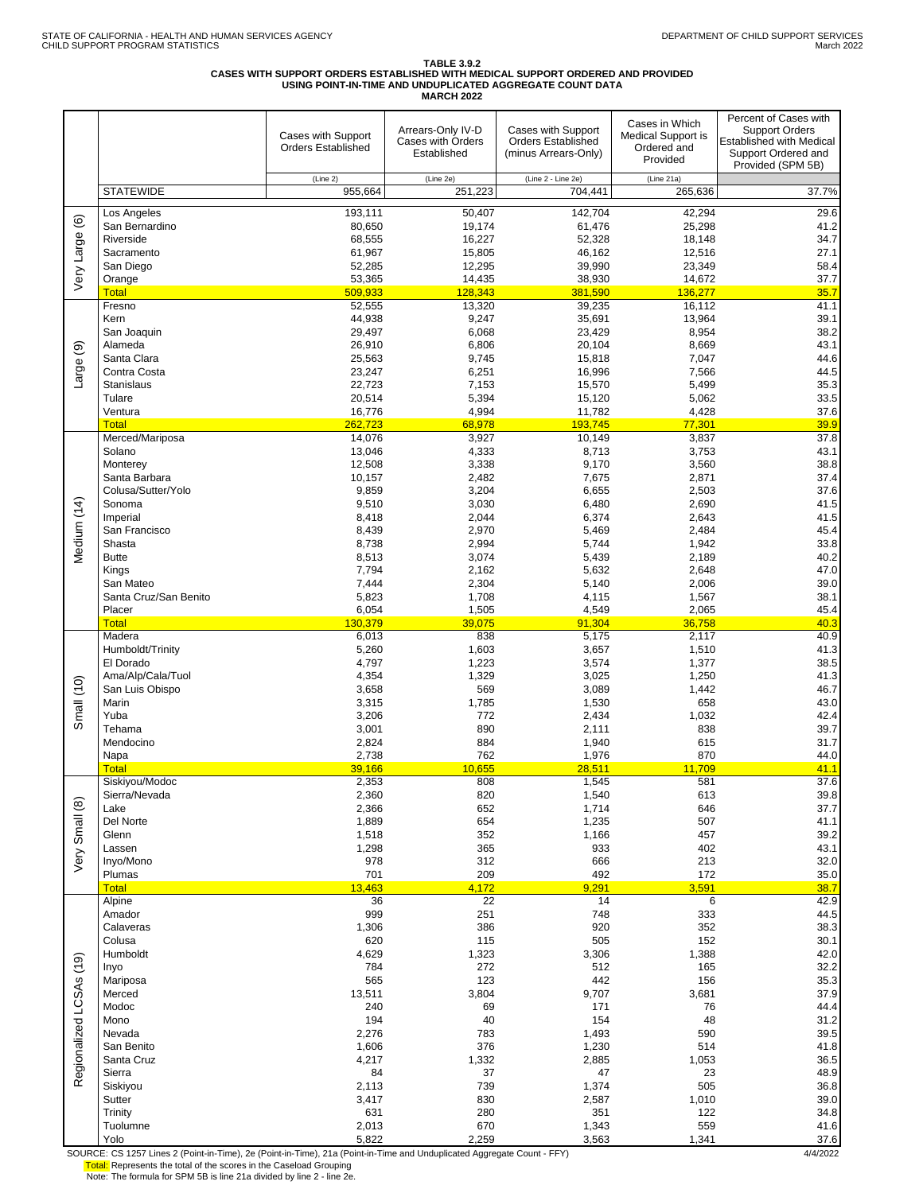STATE OF CALIFORNIA - HEALTH AND HUMAN SERVICES AGENCY
CHILD SUPPORT PROGRAM STATISTICS

DEPARTMENT OF CHILD SUPPORT SERVICES
March 2022

**TABLE 3.9.2**
**CASES WITH SUPPORT ORDERS ESTABLISHED WITH MEDICAL SUPPORT ORDERED AND PROVIDED USING POINT-IN-TIME AND UNDUPLICATED AGGREGATE COUNT DATA**
**MARCH 2022**

| | | Cases with Support Orders Established | Arrears-Only IV-D Cases with Orders Established | Cases with Support Orders Established (minus Arrears-Only) | Cases in Which Medical Support is Ordered and Provided | Percent of Cases with Support Orders Established with Medical Support Ordered and Provided (SPM 5B) |
|---|---|---|---|---|---|---|
| | | (Line 2) | (Line 2e) | (Line 2 - Line 2e) | (Line 21a) | |
| | STATEWIDE | 955,664 | 251,223 | 704,441 | 265,636 | 37.7% |
| Very Large (6) | Los Angeles | 193,111 | 50,407 | 142,704 | 42,294 | 29.6 |
| | San Bernardino | 80,650 | 19,174 | 61,476 | 25,298 | 41.2 |
| | Riverside | 68,555 | 16,227 | 52,328 | 18,148 | 34.7 |
| | Sacramento | 61,967 | 15,805 | 46,162 | 12,516 | 27.1 |
| | San Diego | 52,285 | 12,295 | 39,990 | 23,349 | 58.4 |
| | Orange | 53,365 | 14,435 | 38,930 | 14,672 | 37.7 |
| | Total | 509,933 | 128,343 | 381,590 | 136,277 | 35.7 |
| Large (9) | Fresno | 52,555 | 13,320 | 39,235 | 16,112 | 41.1 |
| | Kern | 44,938 | 9,247 | 35,691 | 13,964 | 39.1 |
| | San Joaquin | 29,497 | 6,068 | 23,429 | 8,954 | 38.2 |
| | Alameda | 26,910 | 6,806 | 20,104 | 8,669 | 43.1 |
| | Santa Clara | 25,563 | 9,745 | 15,818 | 7,047 | 44.6 |
| | Contra Costa | 23,247 | 6,251 | 16,996 | 7,566 | 44.5 |
| | Stanislaus | 22,723 | 7,153 | 15,570 | 5,499 | 35.3 |
| | Tulare | 20,514 | 5,394 | 15,120 | 5,062 | 33.5 |
| | Ventura | 16,776 | 4,994 | 11,782 | 4,428 | 37.6 |
| | Total | 262,723 | 68,978 | 193,745 | 77,301 | 39.9 |
| Medium (14) | Merced/Mariposa | 14,076 | 3,927 | 10,149 | 3,837 | 37.8 |
| | Solano | 13,046 | 4,333 | 8,713 | 3,753 | 43.1 |
| | Monterey | 12,508 | 3,338 | 9,170 | 3,560 | 38.8 |
| | Santa Barbara | 10,157 | 2,482 | 7,675 | 2,871 | 37.4 |
| | Colusa/Sutter/Yolo | 9,859 | 3,204 | 6,655 | 2,503 | 37.6 |
| | Sonoma | 9,510 | 3,030 | 6,480 | 2,690 | 41.5 |
| | Imperial | 8,418 | 2,044 | 6,374 | 2,643 | 41.5 |
| | San Francisco | 8,439 | 2,970 | 5,469 | 2,484 | 45.4 |
| | Shasta | 8,738 | 2,994 | 5,744 | 1,942 | 33.8 |
| | Butte | 8,513 | 3,074 | 5,439 | 2,189 | 40.2 |
| | Kings | 7,794 | 2,162 | 5,632 | 2,648 | 47.0 |
| | San Mateo | 7,444 | 2,304 | 5,140 | 2,006 | 39.0 |
| | Santa Cruz/San Benito | 5,823 | 1,708 | 4,115 | 1,567 | 38.1 |
| | Placer | 6,054 | 1,505 | 4,549 | 2,065 | 45.4 |
| | Total | 130,379 | 39,075 | 91,304 | 36,758 | 40.3 |
| Small (10) | Madera | 6,013 | 838 | 5,175 | 2,117 | 40.9 |
| | Humboldt/Trinity | 5,260 | 1,603 | 3,657 | 1,510 | 41.3 |
| | El Dorado | 4,797 | 1,223 | 3,574 | 1,377 | 38.5 |
| | Ama/Alp/Cala/Tuol | 4,354 | 1,329 | 3,025 | 1,250 | 41.3 |
| | San Luis Obispo | 3,658 | 569 | 3,089 | 1,442 | 46.7 |
| | Marin | 3,315 | 1,785 | 1,530 | 658 | 43.0 |
| | Yuba | 3,206 | 772 | 2,434 | 1,032 | 42.4 |
| | Tehama | 3,001 | 890 | 2,111 | 838 | 39.7 |
| | Mendocino | 2,824 | 884 | 1,940 | 615 | 31.7 |
| | Napa | 2,738 | 762 | 1,976 | 870 | 44.0 |
| | Total | 39,166 | 10,655 | 28,511 | 11,709 | 41.1 |
| Very Small (8) | Siskiyou/Modoc | 2,353 | 808 | 1,545 | 581 | 37.6 |
| | Sierra/Nevada | 2,360 | 820 | 1,540 | 613 | 39.8 |
| | Lake | 2,366 | 652 | 1,714 | 646 | 37.7 |
| | Del Norte | 1,889 | 654 | 1,235 | 507 | 41.1 |
| | Glenn | 1,518 | 352 | 1,166 | 457 | 39.2 |
| | Lassen | 1,298 | 365 | 933 | 402 | 43.1 |
| | Inyo/Mono | 978 | 312 | 666 | 213 | 32.0 |
| | Plumas | 701 | 209 | 492 | 172 | 35.0 |
| | Total | 13,463 | 4,172 | 9,291 | 3,591 | 38.7 |
| Regionalized LCSAs (19) | Alpine | 36 | 22 | 14 | 6 | 42.9 |
| | Amador | 999 | 251 | 748 | 333 | 44.5 |
| | Calaveras | 1,306 | 386 | 920 | 352 | 38.3 |
| | Colusa | 620 | 115 | 505 | 152 | 30.1 |
| | Humboldt | 4,629 | 1,323 | 3,306 | 1,388 | 42.0 |
| | Inyo | 784 | 272 | 512 | 165 | 32.2 |
| | Mariposa | 565 | 123 | 442 | 156 | 35.3 |
| | Merced | 13,511 | 3,804 | 9,707 | 3,681 | 37.9 |
| | Modoc | 240 | 69 | 171 | 76 | 44.4 |
| | Mono | 194 | 40 | 154 | 48 | 31.2 |
| | Nevada | 2,276 | 783 | 1,493 | 590 | 39.5 |
| | San Benito | 1,606 | 376 | 1,230 | 514 | 41.8 |
| | Santa Cruz | 4,217 | 1,332 | 2,885 | 1,053 | 36.5 |
| | Sierra | 84 | 37 | 47 | 23 | 48.9 |
| | Siskiyou | 2,113 | 739 | 1,374 | 505 | 36.8 |
| | Sutter | 3,417 | 830 | 2,587 | 1,010 | 39.0 |
| | Trinity | 631 | 280 | 351 | 122 | 34.8 |
| | Tuolumne | 2,013 | 670 | 1,343 | 559 | 41.6 |
| | Yolo | 5,822 | 2,259 | 3,563 | 1,341 | 37.6 |

SOURCE: CS 1257 Lines 2 (Point-in-Time), 2e (Point-in-Time), 21a (Point-in-Time and Unduplicated Aggregate Count - FFY)

4/4/2022

Total: Represents the total of the scores in the Caseload Grouping

Note: The formula for SPM 5B is line 21a divided by line 2 - line 2e.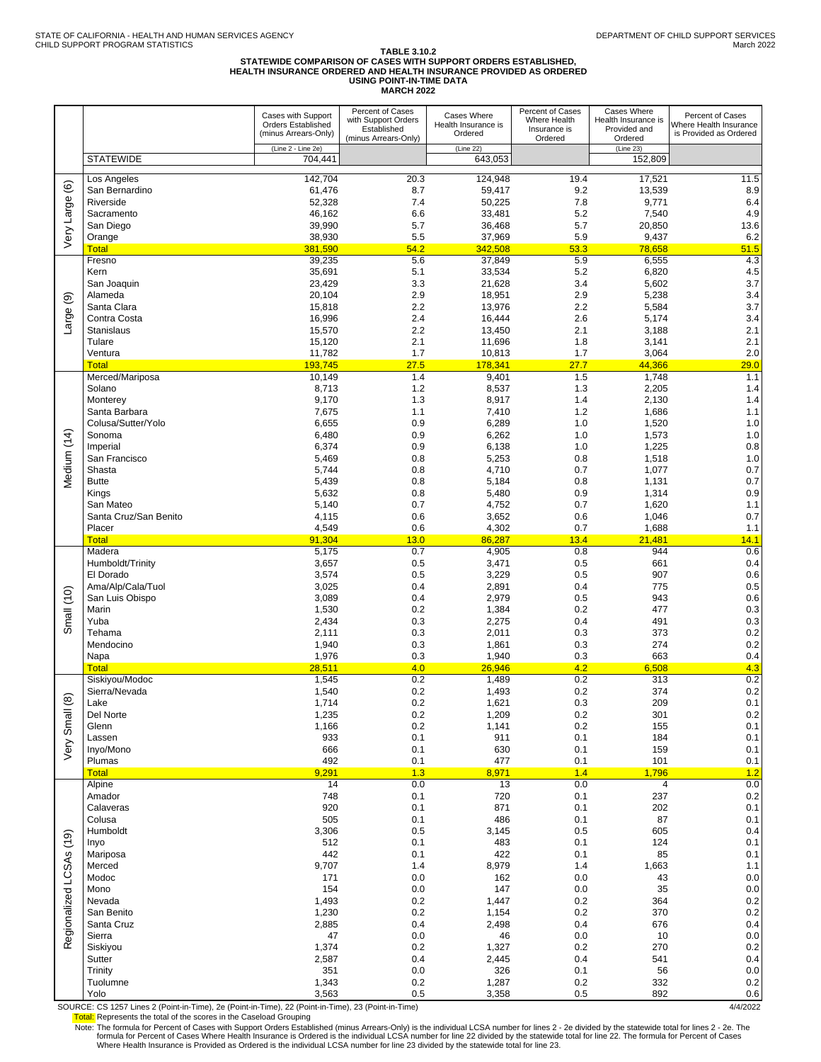STATE OF CALIFORNIA - HEALTH AND HUMAN SERVICES AGENCY
CHILD SUPPORT PROGRAM STATISTICS

DEPARTMENT OF CHILD SUPPORT SERVICES
March 2022

**TABLE 3.10.2**
**STATEWIDE COMPARISON OF CASES WITH SUPPORT ORDERS ESTABLISHED, HEALTH INSURANCE ORDERED AND HEALTH INSURANCE PROVIDED AS ORDERED USING POINT-IN-TIME DATA**
**MARCH 2022**

| | | Cases with Support Orders Established (minus Arrears-Only) | Percent of Cases with Support Orders Established (minus Arrears-Only) | Cases Where Health Insurance is Ordered | Percent of Cases Where Health Insurance is Ordered | Cases Where Health Insurance is Provided and Ordered | Percent of Cases Where Health Insurance is Provided as Ordered |
|---|---|---|---|---|---|---|---|
| | | (Line 2 - Line 2e) | | (Line 22) | | (Line 23) | |
| | STATEWIDE | 704,441 | | 643,053 | | 152,809 | |
| Very Large (6) | Los Angeles | 142,704 | 20.3 | 124,948 | 19.4 | 17,521 | 11.5 |
| | San Bernardino | 61,476 | 8.7 | 59,417 | 9.2 | 13,539 | 8.9 |
| | Riverside | 52,328 | 7.4 | 50,225 | 7.8 | 9,771 | 6.4 |
| | Sacramento | 46,162 | 6.6 | 33,481 | 5.2 | 7,540 | 4.9 |
| | San Diego | 39,990 | 5.7 | 36,468 | 5.7 | 20,850 | 13.6 |
| | Orange | 38,930 | 5.5 | 37,969 | 5.9 | 9,437 | 6.2 |
| | Total | 381,590 | 54.2 | 342,508 | 53.3 | 78,658 | 51.5 |
| Large (9) | Fresno | 39,235 | 5.6 | 37,849 | 5.9 | 6,555 | 4.3 |
| | Kern | 35,691 | 5.1 | 33,534 | 5.2 | 6,820 | 4.5 |
| | San Joaquin | 23,429 | 3.3 | 21,628 | 3.4 | 5,602 | 3.7 |
| | Alameda | 20,104 | 2.9 | 18,951 | 2.9 | 5,238 | 3.4 |
| | Santa Clara | 15,818 | 2.2 | 13,976 | 2.2 | 5,584 | 3.7 |
| | Contra Costa | 16,996 | 2.4 | 16,444 | 2.6 | 5,174 | 3.4 |
| | Stanislaus | 15,570 | 2.2 | 13,450 | 2.1 | 3,188 | 2.1 |
| | Tulare | 15,120 | 2.1 | 11,696 | 1.8 | 3,141 | 2.1 |
| | Ventura | 11,782 | 1.7 | 10,813 | 1.7 | 3,064 | 2.0 |
| | Total | 193,745 | 27.5 | 178,341 | 27.7 | 44,366 | 29.0 |
| Medium (14) | Merced/Mariposa | 10,149 | 1.4 | 9,401 | 1.5 | 1,748 | 1.1 |
| | Solano | 8,713 | 1.2 | 8,537 | 1.3 | 2,205 | 1.4 |
| | Monterey | 9,170 | 1.3 | 8,917 | 1.4 | 2,130 | 1.4 |
| | Santa Barbara | 7,675 | 1.1 | 7,410 | 1.2 | 1,686 | 1.1 |
| | Colusa/Sutter/Yolo | 6,655 | 0.9 | 6,289 | 1.0 | 1,520 | 1.0 |
| | Sonoma | 6,480 | 0.9 | 6,262 | 1.0 | 1,573 | 1.0 |
| | Imperial | 6,374 | 0.9 | 6,138 | 1.0 | 1,225 | 0.8 |
| | San Francisco | 5,469 | 0.8 | 5,253 | 0.8 | 1,518 | 1.0 |
| | Shasta | 5,744 | 0.8 | 4,710 | 0.7 | 1,077 | 0.7 |
| | Butte | 5,439 | 0.8 | 5,184 | 0.8 | 1,131 | 0.7 |
| | Kings | 5,632 | 0.8 | 5,480 | 0.9 | 1,314 | 0.9 |
| | San Mateo | 5,140 | 0.7 | 4,752 | 0.7 | 1,620 | 1.1 |
| | Santa Cruz/San Benito | 4,115 | 0.6 | 3,652 | 0.6 | 1,046 | 0.7 |
| | Placer | 4,549 | 0.6 | 4,302 | 0.7 | 1,688 | 1.1 |
| | Total | 91,304 | 13.0 | 86,287 | 13.4 | 21,481 | 14.1 |
| Small (10) | Madera | 5,175 | 0.7 | 4,905 | 0.8 | 944 | 0.6 |
| | Humboldt/Trinity | 3,657 | 0.5 | 3,471 | 0.5 | 661 | 0.4 |
| | El Dorado | 3,574 | 0.5 | 3,229 | 0.5 | 907 | 0.6 |
| | Ama/Alp/Cala/Tuol | 3,025 | 0.4 | 2,891 | 0.4 | 775 | 0.5 |
| | San Luis Obispo | 3,089 | 0.4 | 2,979 | 0.5 | 943 | 0.6 |
| | Marin | 1,530 | 0.2 | 1,384 | 0.2 | 477 | 0.3 |
| | Yuba | 2,434 | 0.3 | 2,275 | 0.4 | 491 | 0.3 |
| | Tehama | 2,111 | 0.3 | 2,011 | 0.3 | 373 | 0.2 |
| | Mendocino | 1,940 | 0.3 | 1,861 | 0.3 | 274 | 0.2 |
| | Napa | 1,976 | 0.3 | 1,940 | 0.3 | 663 | 0.4 |
| | Total | 28,511 | 4.0 | 26,946 | 4.2 | 6,508 | 4.3 |
| Very Small (8) | Siskiyou/Modoc | 1,545 | 0.2 | 1,489 | 0.2 | 313 | 0.2 |
| | Sierra/Nevada | 1,540 | 0.2 | 1,493 | 0.2 | 374 | 0.2 |
| | Lake | 1,714 | 0.2 | 1,621 | 0.3 | 209 | 0.1 |
| | Del Norte | 1,235 | 0.2 | 1,209 | 0.2 | 301 | 0.2 |
| | Glenn | 1,166 | 0.2 | 1,141 | 0.2 | 155 | 0.1 |
| | Lassen | 933 | 0.1 | 911 | 0.1 | 184 | 0.1 |
| | Inyo/Mono | 666 | 0.1 | 630 | 0.1 | 159 | 0.1 |
| | Plumas | 492 | 0.1 | 477 | 0.1 | 101 | 0.1 |
| | Total | 9,291 | 1.3 | 8,971 | 1.4 | 1,796 | 1.2 |
| Regionalized LCSAs (19) | Alpine | 14 | 0.0 | 13 | 0.0 | 4 | 0.0 |
| | Amador | 748 | 0.1 | 720 | 0.1 | 237 | 0.2 |
| | Calaveras | 920 | 0.1 | 871 | 0.1 | 202 | 0.1 |
| | Colusa | 505 | 0.1 | 486 | 0.1 | 87 | 0.1 |
| | Humboldt | 3,306 | 0.5 | 3,145 | 0.5 | 605 | 0.4 |
| | Inyo | 512 | 0.1 | 483 | 0.1 | 124 | 0.1 |
| | Mariposa | 442 | 0.1 | 422 | 0.1 | 85 | 0.1 |
| | Merced | 9,707 | 1.4 | 8,979 | 1.4 | 1,663 | 1.1 |
| | Modoc | 171 | 0.0 | 162 | 0.0 | 43 | 0.0 |
| | Mono | 154 | 0.0 | 147 | 0.0 | 35 | 0.0 |
| | Nevada | 1,493 | 0.2 | 1,447 | 0.2 | 364 | 0.2 |
| | San Benito | 1,230 | 0.2 | 1,154 | 0.2 | 370 | 0.2 |
| | Santa Cruz | 2,885 | 0.4 | 2,498 | 0.4 | 676 | 0.4 |
| | Sierra | 47 | 0.0 | 46 | 0.0 | 10 | 0.0 |
| | Siskiyou | 1,374 | 0.2 | 1,327 | 0.2 | 270 | 0.2 |
| | Sutter | 2,587 | 0.4 | 2,445 | 0.4 | 541 | 0.4 |
| | Trinity | 351 | 0.0 | 326 | 0.1 | 56 | 0.0 |
| | Tuolumne | 1,343 | 0.2 | 1,287 | 0.2 | 332 | 0.2 |
| | Yolo | 3,563 | 0.5 | 3,358 | 0.5 | 892 | 0.6 |

SOURCE: CS 1257 Lines 2 (Point-in-Time), 2e (Point-in-Time), 22 (Point-in-Time), 23 (Point-in-Time)

4/4/2022

Total: Represents the total of the scores in the Caseload Grouping

Note: The formula for Percent of Cases with Support Orders Established (minus Arrears-Only) is the individual LCSA number for lines 2 - 2e divided by the statewide total for lines 2 - 2e. The formula for Percent of Cases Where Health Insurance is Ordered is the individual LCSA number for line 22 divided by the statewide total for line 22. The formula for Percent of Cases Where Health Insurance is Provided as Ordered is the individual LCSA number for line 23 divided by the statewide total for line 23.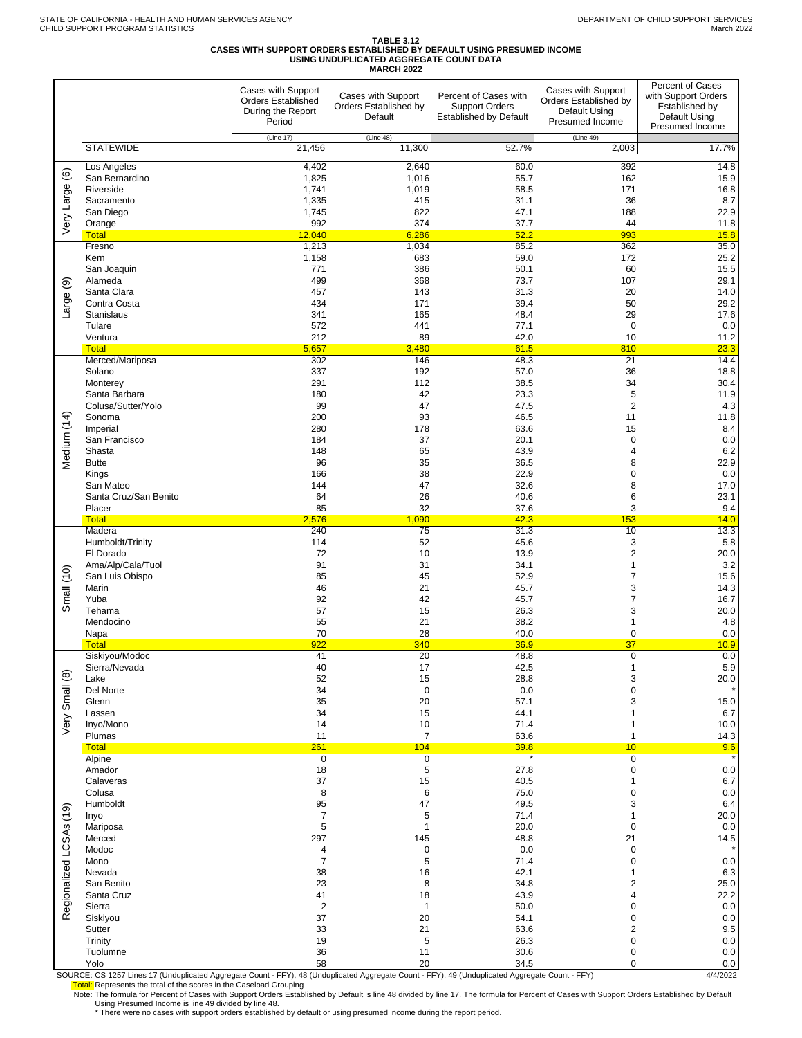STATE OF CALIFORNIA - HEALTH AND HUMAN SERVICES AGENCY
CHILD SUPPORT PROGRAM STATISTICS

DEPARTMENT OF CHILD SUPPORT SERVICES
March 2022

# TABLE 3.12
## CASES WITH SUPPORT ORDERS ESTABLISHED BY DEFAULT USING PRESUMED INCOME
## USING UNDUPLICATED AGGREGATE COUNT DATA
## MARCH 2022

| | | Cases with Support Orders Established During the Report Period (Line 17) | Cases with Support Orders Established by Default (Line 48) | Percent of Cases with Support Orders Established by Default | Cases with Support Orders Established by Default Using Presumed Income (Line 49) | Percent of Cases with Support Orders Established by Default Using Presumed Income |
|---|---|---|---|---|---|---|
| | STATEWIDE | 21,456 | 11,300 | 52.7% | 2,003 | 17.7% |
| Very Large (6) | Los Angeles | 4,402 | 2,640 | 60.0 | 392 | 14.8 |
| | San Bernardino | 1,825 | 1,016 | 55.7 | 162 | 15.9 |
| | Riverside | 1,741 | 1,019 | 58.5 | 171 | 16.8 |
| | Sacramento | 1,335 | 415 | 31.1 | 36 | 8.7 |
| | San Diego | 1,745 | 822 | 47.1 | 188 | 22.9 |
| | Orange | 992 | 374 | 37.7 | 44 | 11.8 |
| | Total | 12,040 | 6,286 | 52.2 | 993 | 15.8 |
| Large (9) | Fresno | 1,213 | 1,034 | 85.2 | 362 | 35.0 |
| | Kern | 1,158 | 683 | 59.0 | 172 | 25.2 |
| | San Joaquin | 771 | 386 | 50.1 | 60 | 15.5 |
| | Alameda | 499 | 368 | 73.7 | 107 | 29.1 |
| | Santa Clara | 457 | 143 | 31.3 | 20 | 14.0 |
| | Contra Costa | 434 | 171 | 39.4 | 50 | 29.2 |
| | Stanislaus | 341 | 165 | 48.4 | 29 | 17.6 |
| | Tulare | 572 | 441 | 77.1 | 0 | 0.0 |
| | Ventura | 212 | 89 | 42.0 | 10 | 11.2 |
| | Total | 5,657 | 3,480 | 61.5 | 810 | 23.3 |
| Medium (14) | Merced/Mariposa | 302 | 146 | 48.3 | 21 | 14.4 |
| | Solano | 337 | 192 | 57.0 | 36 | 18.8 |
| | Monterey | 291 | 112 | 38.5 | 34 | 30.4 |
| | Santa Barbara | 180 | 42 | 23.3 | 5 | 11.9 |
| | Colusa/Sutter/Yolo | 99 | 47 | 47.5 | 2 | 4.3 |
| | Sonoma | 200 | 93 | 46.5 | 11 | 11.8 |
| | Imperial | 280 | 178 | 63.6 | 15 | 8.4 |
| | San Francisco | 184 | 37 | 20.1 | 0 | 0.0 |
| | Shasta | 148 | 65 | 43.9 | 4 | 6.2 |
| | Butte | 96 | 35 | 36.5 | 8 | 22.9 |
| | Kings | 166 | 38 | 22.9 | 0 | 0.0 |
| | San Mateo | 144 | 47 | 32.6 | 8 | 17.0 |
| | Santa Cruz/San Benito | 64 | 26 | 40.6 | 6 | 23.1 |
| | Placer | 85 | 32 | 37.6 | 3 | 9.4 |
| | Total | 2,576 | 1,090 | 42.3 | 153 | 14.0 |
| Small (10) | Madera | 240 | 75 | 31.3 | 10 | 13.3 |
| | Humboldt/Trinity | 114 | 52 | 45.6 | 3 | 5.8 |
| | El Dorado | 72 | 10 | 13.9 | 2 | 20.0 |
| | Ama/Alp/Cala/Tuol | 91 | 31 | 34.1 | 1 | 3.2 |
| | San Luis Obispo | 85 | 45 | 52.9 | 7 | 15.6 |
| | Marin | 46 | 21 | 45.7 | 3 | 14.3 |
| | Yuba | 92 | 42 | 45.7 | 7 | 16.7 |
| | Tehama | 57 | 15 | 26.3 | 3 | 20.0 |
| | Mendocino | 55 | 21 | 38.2 | 1 | 4.8 |
| | Napa | 70 | 28 | 40.0 | 0 | 0.0 |
| | Total | 922 | 340 | 36.9 | 37 | 10.9 |
| Very Small (8) | Siskiyou/Modoc | 41 | 20 | 48.8 | 0 | 0.0 |
| | Sierra/Nevada | 40 | 17 | 42.5 | 1 | 5.9 |
| | Lake | 52 | 15 | 28.8 | 3 | 20.0 |
| | Del Norte | 34 | 0 | 0.0 | 0 | * |
| | Glenn | 35 | 20 | 57.1 | 3 | 15.0 |
| | Lassen | 34 | 15 | 44.1 | 1 | 6.7 |
| | Inyo/Mono | 14 | 10 | 71.4 | 1 | 10.0 |
| | Plumas | 11 | 7 | 63.6 | 1 | 14.3 |
| | Total | 261 | 104 | 39.8 | 10 | 9.6 |
| Regionalized LCSAs (19) | Alpine | 0 | 0 | * | 0 | * |
| | Amador | 18 | 5 | 27.8 | 0 | 0.0 |
| | Calaveras | 37 | 15 | 40.5 | 1 | 6.7 |
| | Colusa | 8 | 6 | 75.0 | 0 | 0.0 |
| | Humboldt | 95 | 47 | 49.5 | 3 | 6.4 |
| | Inyo | 7 | 5 | 71.4 | 1 | 20.0 |
| | Mariposa | 5 | 1 | 20.0 | 0 | 0.0 |
| | Merced | 297 | 145 | 48.8 | 21 | 14.5 |
| | Modoc | 4 | 0 | 0.0 | 0 | * |
| | Mono | 7 | 5 | 71.4 | 0 | 0.0 |
| | Nevada | 38 | 16 | 42.1 | 1 | 6.3 |
| | San Benito | 23 | 8 | 34.8 | 2 | 25.0 |
| | Santa Cruz | 41 | 18 | 43.9 | 4 | 22.2 |
| | Sierra | 2 | 1 | 50.0 | 0 | 0.0 |
| | Siskiyou | 37 | 20 | 54.1 | 0 | 0.0 |
| | Sutter | 33 | 21 | 63.6 | 2 | 9.5 |
| | Trinity | 19 | 5 | 26.3 | 0 | 0.0 |
| | Tuolumne | 36 | 11 | 30.6 | 0 | 0.0 |
| | Yolo | 58 | 20 | 34.5 | 0 | 0.0 |

SOURCE: CS 1257 Lines 17 (Unduplicated Aggregate Count - FFY), 48 (Unduplicated Aggregate Count - FFY), 49 (Unduplicated Aggregate Count - FFY)

4/4/2022

Total: Represents the total of the scores in the Caseload Grouping

Note: The formula for Percent of Cases with Support Orders Established by Default is line 48 divided by line 17. The formula for Percent of Cases with Support Orders Established by Default Using Presumed Income is line 49 divided by line 48.

* There were no cases with support orders established by default or using presumed income during the report period.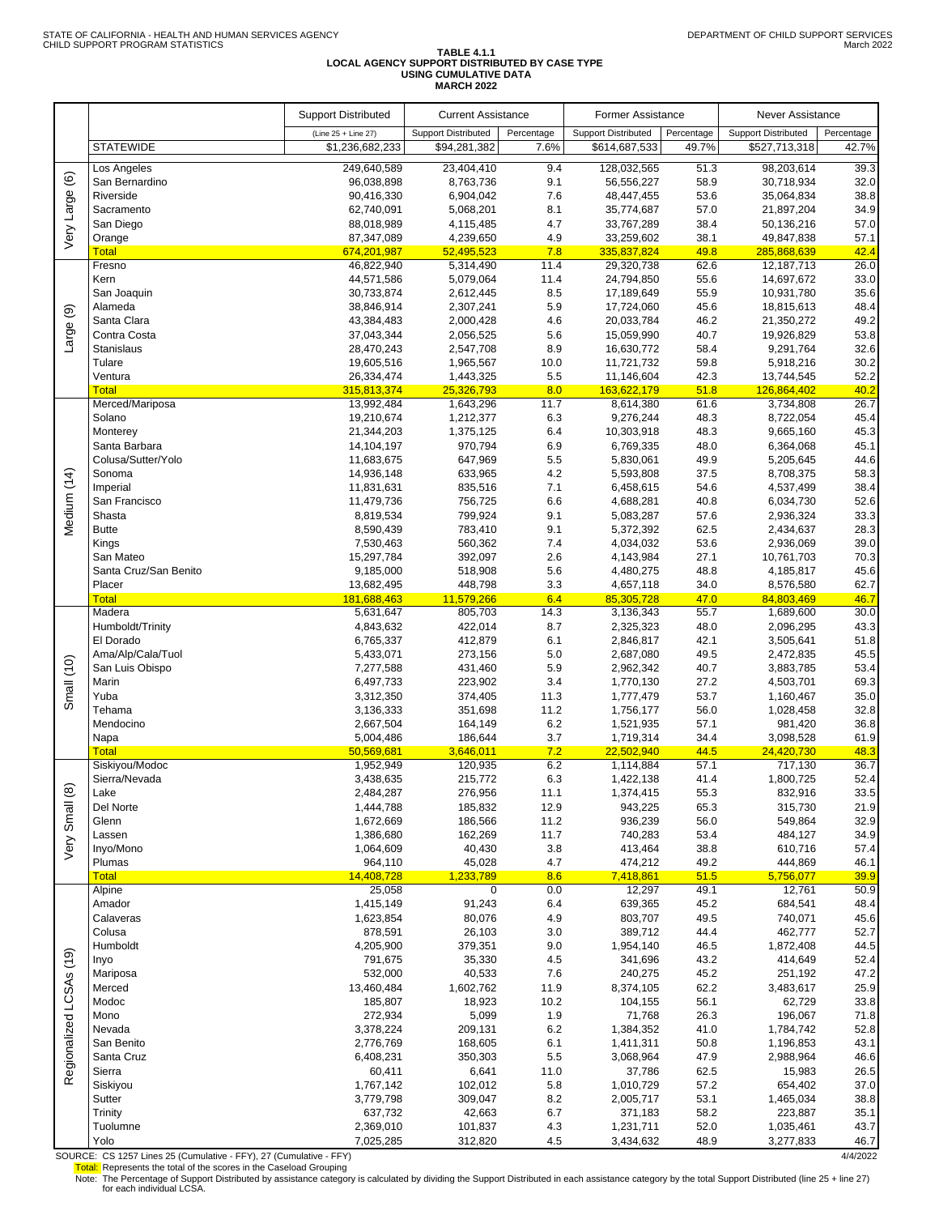STATE OF CALIFORNIA - HEALTH AND HUMAN SERVICES AGENCY
CHILD SUPPORT PROGRAM STATISTICS

DEPARTMENT OF CHILD SUPPORT SERVICES
March 2022

**TABLE 4.1.1**
**LOCAL AGENCY SUPPORT DISTRIBUTED BY CASE TYPE**
**USING CUMULATIVE DATA**
**MARCH 2022**

| | | Support Distributed | Current Assistance | | Former Assistance | | Never Assistance | |
|---|---|---|---|---|---|---|---|---|
| | | (Line 25 + Line 27) | Support Distributed | Percentage | Support Distributed | Percentage | Support Distributed | Percentage |
| | STATEWIDE | $1,236,682,233 | $94,281,382 | 7.6% | $614,687,533 | 49.7% | $527,713,318 | 42.7% |
| Very Large (6) | Los Angeles | 249,640,589 | 23,404,410 | 9.4 | 128,032,565 | 51.3 | 98,203,614 | 39.3 |
| | San Bernardino | 96,038,898 | 8,763,736 | 9.1 | 56,556,227 | 58.9 | 30,718,934 | 32.0 |
| | Riverside | 90,416,330 | 6,904,042 | 7.6 | 48,447,455 | 53.6 | 35,064,834 | 38.8 |
| | Sacramento | 62,740,091 | 5,068,201 | 8.1 | 35,774,687 | 57.0 | 21,897,204 | 34.9 |
| | San Diego | 88,018,989 | 4,115,485 | 4.7 | 33,767,289 | 38.4 | 50,136,216 | 57.0 |
| | Orange | 87,347,089 | 4,239,650 | 4.9 | 33,259,602 | 38.1 | 49,847,838 | 57.1 |
| | Total | 674,201,987 | 52,495,523 | 7.8 | 335,837,824 | 49.8 | 285,868,639 | 42.4 |
| Large (9) | Fresno | 46,822,940 | 5,314,490 | 11.4 | 29,320,738 | 62.6 | 12,187,713 | 26.0 |
| | Kern | 44,571,586 | 5,079,064 | 11.4 | 24,794,850 | 55.6 | 14,697,672 | 33.0 |
| | San Joaquin | 30,733,874 | 2,612,445 | 8.5 | 17,189,649 | 55.9 | 10,931,780 | 35.6 |
| | Alameda | 38,846,914 | 2,307,241 | 5.9 | 17,724,060 | 45.6 | 18,815,613 | 48.4 |
| | Santa Clara | 43,384,483 | 2,000,428 | 4.6 | 20,033,784 | 46.2 | 21,350,272 | 49.2 |
| | Contra Costa | 37,043,344 | 2,056,525 | 5.6 | 15,059,990 | 40.7 | 19,926,829 | 53.8 |
| | Stanislaus | 28,470,243 | 2,547,708 | 8.9 | 16,630,772 | 58.4 | 9,291,764 | 32.6 |
| | Tulare | 19,605,516 | 1,965,567 | 10.0 | 11,721,732 | 59.8 | 5,918,216 | 30.2 |
| | Ventura | 26,334,474 | 1,443,325 | 5.5 | 11,146,604 | 42.3 | 13,744,545 | 52.2 |
| | Total | 315,813,374 | 25,326,793 | 8.0 | 163,622,179 | 51.8 | 126,864,402 | 40.2 |
| Medium (14) | Merced/Mariposa | 13,992,484 | 1,643,296 | 11.7 | 8,614,380 | 61.6 | 3,734,808 | 26.7 |
| | Solano | 19,210,674 | 1,212,377 | 6.3 | 9,276,244 | 48.3 | 8,722,054 | 45.4 |
| | Monterey | 21,344,203 | 1,375,125 | 6.4 | 10,303,918 | 48.3 | 9,665,160 | 45.3 |
| | Santa Barbara | 14,104,197 | 970,794 | 6.9 | 6,769,335 | 48.0 | 6,364,068 | 45.1 |
| | Colusa/Sutter/Yolo | 11,683,675 | 647,969 | 5.5 | 5,830,061 | 49.9 | 5,205,645 | 44.6 |
| | Sonoma | 14,936,148 | 633,965 | 4.2 | 5,593,808 | 37.5 | 8,708,375 | 58.3 |
| | Imperial | 11,831,631 | 835,516 | 7.1 | 6,458,615 | 54.6 | 4,537,499 | 38.4 |
| | San Francisco | 11,479,736 | 756,725 | 6.6 | 4,688,281 | 40.8 | 6,034,730 | 52.6 |
| | Shasta | 8,819,534 | 799,924 | 9.1 | 5,083,287 | 57.6 | 2,936,324 | 33.3 |
| | Butte | 8,590,439 | 783,410 | 9.1 | 5,372,392 | 62.5 | 2,434,637 | 28.3 |
| | Kings | 7,530,463 | 560,362 | 7.4 | 4,034,032 | 53.6 | 2,936,069 | 39.0 |
| | San Mateo | 15,297,784 | 392,097 | 2.6 | 4,143,984 | 27.1 | 10,761,703 | 70.3 |
| | Santa Cruz/San Benito | 9,185,000 | 518,908 | 5.6 | 4,480,275 | 48.8 | 4,185,817 | 45.6 |
| | Placer | 13,682,495 | 448,798 | 3.3 | 4,657,118 | 34.0 | 8,576,580 | 62.7 |
| | Total | 181,688,463 | 11,579,266 | 6.4 | 85,305,728 | 47.0 | 84,803,469 | 46.7 |
| Small (10) | Madera | 5,631,647 | 805,703 | 14.3 | 3,136,343 | 55.7 | 1,689,600 | 30.0 |
| | Humboldt/Trinity | 4,843,632 | 422,014 | 8.7 | 2,325,323 | 48.0 | 2,096,295 | 43.3 |
| | El Dorado | 6,765,337 | 412,879 | 6.1 | 2,846,817 | 42.1 | 3,505,641 | 51.8 |
| | Ama/Alp/Cala/Tuol | 5,433,071 | 273,156 | 5.0 | 2,687,080 | 49.5 | 2,472,835 | 45.5 |
| | San Luis Obispo | 7,277,588 | 431,460 | 5.9 | 2,962,342 | 40.7 | 3,883,785 | 53.4 |
| | Marin | 6,497,733 | 223,902 | 3.4 | 1,770,130 | 27.2 | 4,503,701 | 69.3 |
| | Yuba | 3,312,350 | 374,405 | 11.3 | 1,777,479 | 53.7 | 1,160,467 | 35.0 |
| | Tehama | 3,136,333 | 351,698 | 11.2 | 1,756,177 | 56.0 | 1,028,458 | 32.8 |
| | Mendocino | 2,667,504 | 164,149 | 6.2 | 1,521,935 | 57.1 | 981,420 | 36.8 |
| | Napa | 5,004,486 | 186,644 | 3.7 | 1,719,314 | 34.4 | 3,098,528 | 61.9 |
| | Total | 50,569,681 | 3,646,011 | 7.2 | 22,502,940 | 44.5 | 24,420,730 | 48.3 |
| Very Small (8) | Siskiyou/Modoc | 1,952,949 | 120,935 | 6.2 | 1,114,884 | 57.1 | 717,130 | 36.7 |
| | Sierra/Nevada | 3,438,635 | 215,772 | 6.3 | 1,422,138 | 41.4 | 1,800,725 | 52.4 |
| | Lake | 2,484,287 | 276,956 | 11.1 | 1,374,415 | 55.3 | 832,916 | 33.5 |
| | Del Norte | 1,444,788 | 185,832 | 12.9 | 943,225 | 65.3 | 315,730 | 21.9 |
| | Glenn | 1,672,669 | 186,566 | 11.2 | 936,239 | 56.0 | 549,864 | 32.9 |
| | Lassen | 1,386,680 | 162,269 | 11.7 | 740,283 | 53.4 | 484,127 | 34.9 |
| | Inyo/Mono | 1,064,609 | 40,430 | 3.8 | 413,464 | 38.8 | 610,716 | 57.4 |
| | Plumas | 964,110 | 45,028 | 4.7 | 474,212 | 49.2 | 444,869 | 46.1 |
| | Total | 14,408,728 | 1,233,789 | 8.6 | 7,418,861 | 51.5 | 5,756,077 | 39.9 |
| Regionalized LCSAs (19) | Alpine | 25,058 | 0 | 0.0 | 12,297 | 49.1 | 12,761 | 50.9 |
| | Amador | 1,415,149 | 91,243 | 6.4 | 639,365 | 45.2 | 684,541 | 48.4 |
| | Calaveras | 1,623,854 | 80,076 | 4.9 | 803,707 | 49.5 | 740,071 | 45.6 |
| | Colusa | 878,591 | 26,103 | 3.0 | 389,712 | 44.4 | 462,777 | 52.7 |
| | Humboldt | 4,205,900 | 379,351 | 9.0 | 1,954,140 | 46.5 | 1,872,408 | 44.5 |
| | Inyo | 791,675 | 35,330 | 4.5 | 341,696 | 43.2 | 414,649 | 52.4 |
| | Mariposa | 532,000 | 40,533 | 7.6 | 240,275 | 45.2 | 251,192 | 47.2 |
| | Merced | 13,460,484 | 1,602,762 | 11.9 | 8,374,105 | 62.2 | 3,483,617 | 25.9 |
| | Modoc | 185,807 | 18,923 | 10.2 | 104,155 | 56.1 | 62,729 | 33.8 |
| | Mono | 272,934 | 5,099 | 1.9 | 71,768 | 26.3 | 196,067 | 71.8 |
| | Nevada | 3,378,224 | 209,131 | 6.2 | 1,384,352 | 41.0 | 1,784,742 | 52.8 |
| | San Benito | 2,776,769 | 168,605 | 6.1 | 1,411,311 | 50.8 | 1,196,853 | 43.1 |
| | Santa Cruz | 6,408,231 | 350,303 | 5.5 | 3,068,964 | 47.9 | 2,988,964 | 46.6 |
| | Sierra | 60,411 | 6,641 | 11.0 | 37,786 | 62.5 | 15,983 | 26.5 |
| | Siskiyou | 1,767,142 | 102,012 | 5.8 | 1,010,729 | 57.2 | 654,402 | 37.0 |
| | Sutter | 3,779,798 | 309,047 | 8.2 | 2,005,717 | 53.1 | 1,465,034 | 38.8 |
| | Trinity | 637,732 | 42,663 | 6.7 | 371,183 | 58.2 | 223,887 | 35.1 |
| | Tuolumne | 2,369,010 | 101,837 | 4.3 | 1,231,711 | 52.0 | 1,035,461 | 43.7 |
| | Yolo | 7,025,285 | 312,820 | 4.5 | 3,434,632 | 48.9 | 3,277,833 | 46.7 |

SOURCE: CS 1257 Lines 25 (Cumulative - FFY), 27 (Cumulative - FFY) 4/4/2022

Total: Represents the total of the scores in the Caseload Grouping

Note: The Percentage of Support Distributed by assistance category is calculated by dividing the Support Distributed in each assistance category by the total Support Distributed (line 25 + line 27) for each individual LCSA.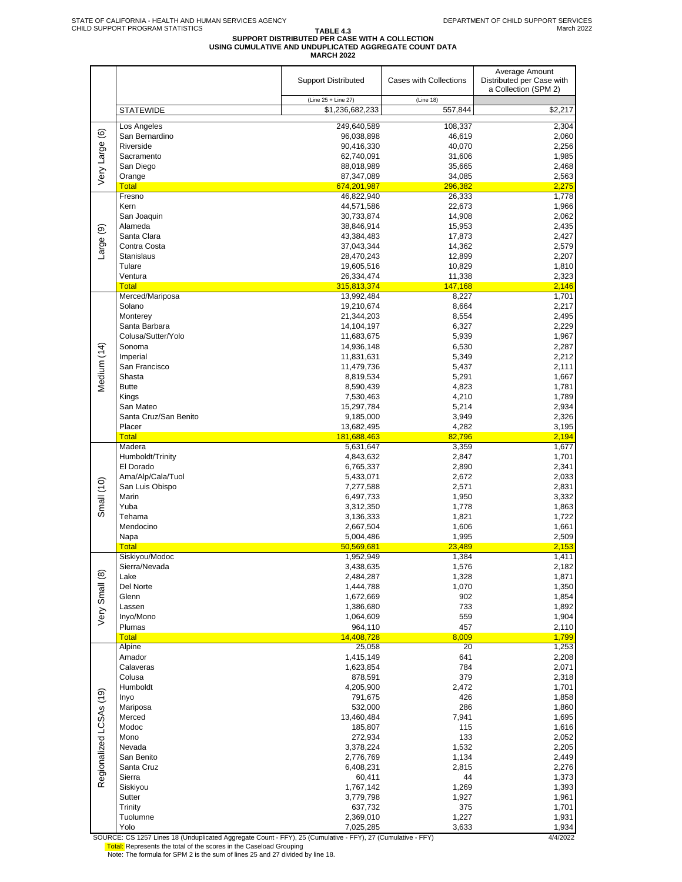STATE OF CALIFORNIA - HEALTH AND HUMAN SERVICES AGENCY
CHILD SUPPORT PROGRAM STATISTICS

DEPARTMENT OF CHILD SUPPORT SERVICES
March 2022

# TABLE 4.3
## SUPPORT DISTRIBUTED PER CASE WITH A COLLECTION USING CUMULATIVE AND UNDUPLICATED AGGREGATE COUNT DATA
### MARCH 2022

| | | Support Distributed | Cases with Collections | Average Amount Distributed per Case with a Collection (SPM 2) |
|---|---|---|---|---|
| | | (Line 25 + Line 27) | (Line 18) | |
| | STATEWIDE | $1,236,682,233 | 557,844 | $2,217 |
| Very Large (6) | Los Angeles | 249,640,589 | 108,337 | 2,304 |
| | San Bernardino | 96,038,898 | 46,619 | 2,060 |
| | Riverside | 90,416,330 | 40,070 | 2,256 |
| | Sacramento | 62,740,091 | 31,606 | 1,985 |
| | San Diego | 88,018,989 | 35,665 | 2,468 |
| | Orange | 87,347,089 | 34,085 | 2,563 |
| | Total | 674,201,987 | 296,382 | 2,275 |
| Large (9) | Fresno | 46,822,940 | 26,333 | 1,778 |
| | Kern | 44,571,586 | 22,673 | 1,966 |
| | San Joaquin | 30,733,874 | 14,908 | 2,062 |
| | Alameda | 38,846,914 | 15,953 | 2,435 |
| | Santa Clara | 43,384,483 | 17,873 | 2,427 |
| | Contra Costa | 37,043,344 | 14,362 | 2,579 |
| | Stanislaus | 28,470,243 | 12,899 | 2,207 |
| | Tulare | 19,605,516 | 10,829 | 1,810 |
| | Ventura | 26,334,474 | 11,338 | 2,323 |
| | Total | 315,813,374 | 147,168 | 2,146 |
| Medium (14) | Merced/Mariposa | 13,992,484 | 8,227 | 1,701 |
| | Solano | 19,210,674 | 8,664 | 2,217 |
| | Monterey | 21,344,203 | 8,554 | 2,495 |
| | Santa Barbara | 14,104,197 | 6,327 | 2,229 |
| | Colusa/Sutter/Yolo | 11,683,675 | 5,939 | 1,967 |
| | Sonoma | 14,936,148 | 6,530 | 2,287 |
| | Imperial | 11,831,631 | 5,349 | 2,212 |
| | San Francisco | 11,479,736 | 5,437 | 2,111 |
| | Shasta | 8,819,534 | 5,291 | 1,667 |
| | Butte | 8,590,439 | 4,823 | 1,781 |
| | Kings | 7,530,463 | 4,210 | 1,789 |
| | San Mateo | 15,297,784 | 5,214 | 2,934 |
| | Santa Cruz/San Benito | 9,185,000 | 3,949 | 2,326 |
| | Placer | 13,682,495 | 4,282 | 3,195 |
| | Total | 181,688,463 | 82,796 | 2,194 |
| Small (10) | Madera | 5,631,647 | 3,359 | 1,677 |
| | Humboldt/Trinity | 4,843,632 | 2,847 | 1,701 |
| | El Dorado | 6,765,337 | 2,890 | 2,341 |
| | Ama/Alp/Cala/Tuol | 5,433,071 | 2,672 | 2,033 |
| | San Luis Obispo | 7,277,588 | 2,571 | 2,831 |
| | Marin | 6,497,733 | 1,950 | 3,332 |
| | Yuba | 3,312,350 | 1,778 | 1,863 |
| | Tehama | 3,136,333 | 1,821 | 1,722 |
| | Mendocino | 2,667,504 | 1,606 | 1,661 |
| | Napa | 5,004,486 | 1,995 | 2,509 |
| | Total | 50,569,681 | 23,489 | 2,153 |
| Very Small (8) | Siskiyou/Modoc | 1,952,949 | 1,384 | 1,411 |
| | Sierra/Nevada | 3,438,635 | 1,576 | 2,182 |
| | Lake | 2,484,287 | 1,328 | 1,871 |
| | Del Norte | 1,444,788 | 1,070 | 1,350 |
| | Glenn | 1,672,669 | 902 | 1,854 |
| | Lassen | 1,386,680 | 733 | 1,892 |
| | Inyo/Mono | 1,064,609 | 559 | 1,904 |
| | Plumas | 964,110 | 457 | 2,110 |
| | Total | 14,408,728 | 8,009 | 1,799 |
| Regionalized LCSAs (19) | Alpine | 25,058 | 20 | 1,253 |
| | Amador | 1,415,149 | 641 | 2,208 |
| | Calaveras | 1,623,854 | 784 | 2,071 |
| | Colusa | 878,591 | 379 | 2,318 |
| | Humboldt | 4,205,900 | 2,472 | 1,701 |
| | Inyo | 791,675 | 426 | 1,858 |
| | Mariposa | 532,000 | 286 | 1,860 |
| | Merced | 13,460,484 | 7,941 | 1,695 |
| | Modoc | 185,807 | 115 | 1,616 |
| | Mono | 272,934 | 133 | 2,052 |
| | Nevada | 3,378,224 | 1,532 | 2,205 |
| | San Benito | 2,776,769 | 1,134 | 2,449 |
| | Santa Cruz | 6,408,231 | 2,815 | 2,276 |
| | Sierra | 60,411 | 44 | 1,373 |
| | Siskiyou | 1,767,142 | 1,269 | 1,393 |
| | Sutter | 3,779,798 | 1,927 | 1,961 |
| | Trinity | 637,732 | 375 | 1,701 |
| | Tuolumne | 2,369,010 | 1,227 | 1,931 |
| | Yolo | 7,025,285 | 3,633 | 1,934 |

SOURCE: CS 1257 Lines 18 (Unduplicated Aggregate Count - FFY), 25 (Cumulative - FFY), 27 (Cumulative - FFY) 4/4/2022

Total: Represents the total of the scores in the Caseload Grouping

Note: The formula for SPM 2 is the sum of lines 25 and 27 divided by line 18.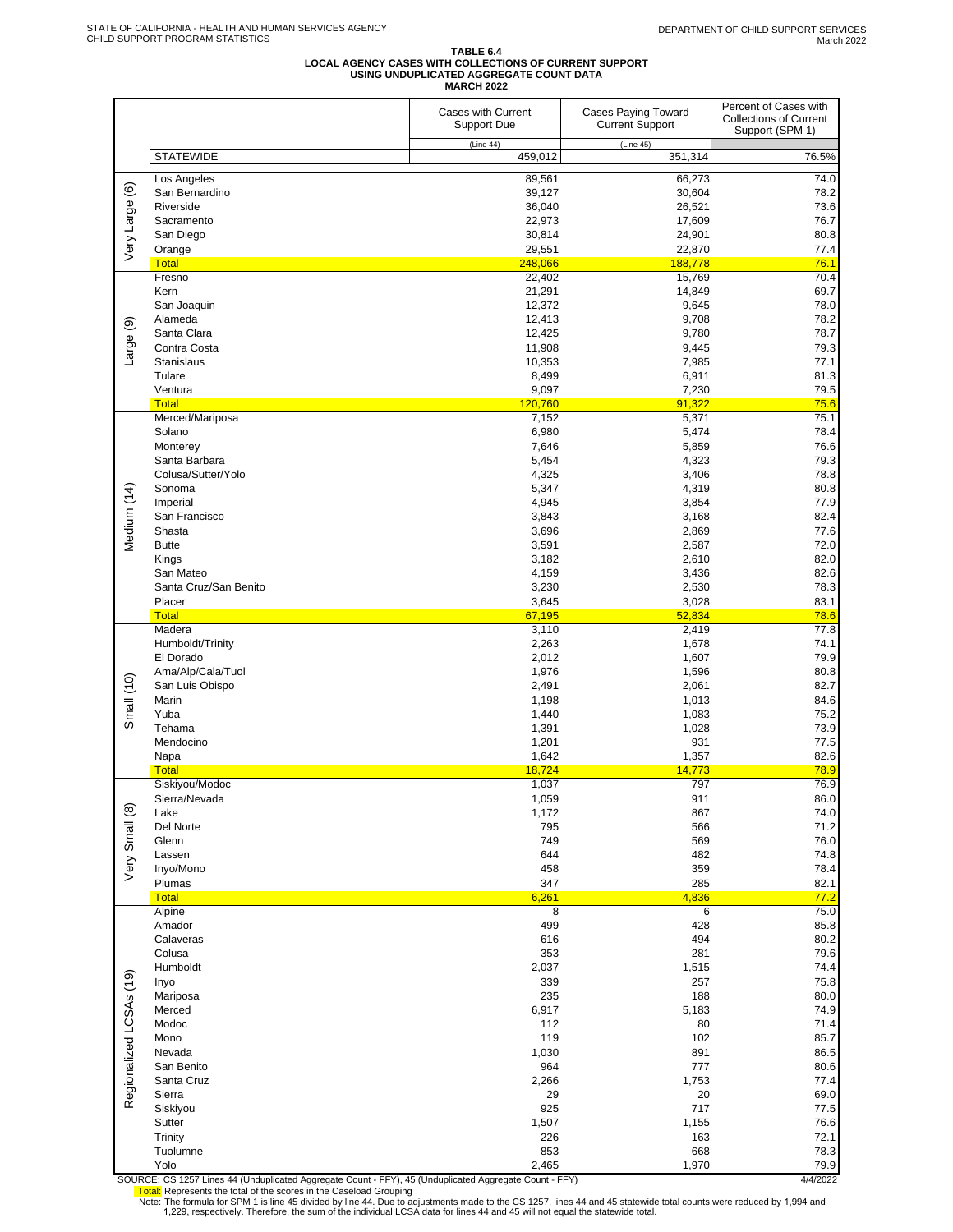STATE OF CALIFORNIA - HEALTH AND HUMAN SERVICES AGENCY
CHILD SUPPORT PROGRAM STATISTICS

DEPARTMENT OF CHILD SUPPORT SERVICES
March 2022

# TABLE 6.4
## LOCAL AGENCY CASES WITH COLLECTIONS OF CURRENT SUPPORT USING UNDUPLICATED AGGREGATE COUNT DATA
### MARCH 2022

| | | Cases with Current Support Due | Cases Paying Toward Current Support | Percent of Cases with Collections of Current Support (SPM 1) |
|---|---|---|---|---|
| | | (Line 44) | (Line 45) | |
| | STATEWIDE | 459,012 | 351,314 | 76.5% |
| Very Large (6) | Los Angeles | 89,561 | 66,273 | 74.0 |
| | San Bernardino | 39,127 | 30,604 | 78.2 |
| | Riverside | 36,040 | 26,521 | 73.6 |
| | Sacramento | 22,973 | 17,609 | 76.7 |
| | San Diego | 30,814 | 24,901 | 80.8 |
| | Orange | 29,551 | 22,870 | 77.4 |
| | Total | 248,066 | 188,778 | 76.1 |
| Large (9) | Fresno | 22,402 | 15,769 | 70.4 |
| | Kern | 21,291 | 14,849 | 69.7 |
| | San Joaquin | 12,372 | 9,645 | 78.0 |
| | Alameda | 12,413 | 9,708 | 78.2 |
| | Santa Clara | 12,425 | 9,780 | 78.7 |
| | Contra Costa | 11,908 | 9,445 | 79.3 |
| | Stanislaus | 10,353 | 7,985 | 77.1 |
| | Tulare | 8,499 | 6,911 | 81.3 |
| | Ventura | 9,097 | 7,230 | 79.5 |
| | Total | 120,760 | 91,322 | 75.6 |
| Medium (14) | Merced/Mariposa | 7,152 | 5,371 | 75.1 |
| | Solano | 6,980 | 5,474 | 78.4 |
| | Monterey | 7,646 | 5,859 | 76.6 |
| | Santa Barbara | 5,454 | 4,323 | 79.3 |
| | Colusa/Sutter/Yolo | 4,325 | 3,406 | 78.8 |
| | Sonoma | 5,347 | 4,319 | 80.8 |
| | Imperial | 4,945 | 3,854 | 77.9 |
| | San Francisco | 3,843 | 3,168 | 82.4 |
| | Shasta | 3,696 | 2,869 | 77.6 |
| | Butte | 3,591 | 2,587 | 72.0 |
| | Kings | 3,182 | 2,610 | 82.0 |
| | San Mateo | 4,159 | 3,436 | 82.6 |
| | Santa Cruz/San Benito | 3,230 | 2,530 | 78.3 |
| | Placer | 3,645 | 3,028 | 83.1 |
| | Total | 67,195 | 52,834 | 78.6 |
| Small (10) | Madera | 3,110 | 2,419 | 77.8 |
| | Humboldt/Trinity | 2,263 | 1,678 | 74.1 |
| | El Dorado | 2,012 | 1,607 | 79.9 |
| | Ama/Alp/Cala/Tuol | 1,976 | 1,596 | 80.8 |
| | San Luis Obispo | 2,491 | 2,061 | 82.7 |
| | Marin | 1,198 | 1,013 | 84.6 |
| | Yuba | 1,440 | 1,083 | 75.2 |
| | Tehama | 1,391 | 1,028 | 73.9 |
| | Mendocino | 1,201 | 931 | 77.5 |
| | Napa | 1,642 | 1,357 | 82.6 |
| | Total | 18,724 | 14,773 | 78.9 |
| Very Small (8) | Siskiyou/Modoc | 1,037 | 797 | 76.9 |
| | Sierra/Nevada | 1,059 | 911 | 86.0 |
| | Lake | 1,172 | 867 | 74.0 |
| | Del Norte | 795 | 566 | 71.2 |
| | Glenn | 749 | 569 | 76.0 |
| | Lassen | 644 | 482 | 74.8 |
| | Inyo/Mono | 458 | 359 | 78.4 |
| | Plumas | 347 | 285 | 82.1 |
| | Total | 6,261 | 4,836 | 77.2 |
| Regionalized LCSAs (19) | Alpine | 8 | 6 | 75.0 |
| | Amador | 499 | 428 | 85.8 |
| | Calaveras | 616 | 494 | 80.2 |
| | Colusa | 353 | 281 | 79.6 |
| | Humboldt | 2,037 | 1,515 | 74.4 |
| | Inyo | 339 | 257 | 75.8 |
| | Mariposa | 235 | 188 | 80.0 |
| | Merced | 6,917 | 5,183 | 74.9 |
| | Modoc | 112 | 80 | 71.4 |
| | Mono | 119 | 102 | 85.7 |
| | Nevada | 1,030 | 891 | 86.5 |
| | San Benito | 964 | 777 | 80.6 |
| | Santa Cruz | 2,266 | 1,753 | 77.4 |
| | Sierra | 29 | 20 | 69.0 |
| | Siskiyou | 925 | 717 | 77.5 |
| | Sutter | 1,507 | 1,155 | 76.6 |
| | Trinity | 226 | 163 | 72.1 |
| | Tuolumne | 853 | 668 | 78.3 |
| | Yolo | 2,465 | 1,970 | 79.9 |

SOURCE: CS 1257 Lines 44 (Unduplicated Aggregate Count - FFY), 45 (Unduplicated Aggregate Count - FFY) 4/4/2022

Total: Represents the total of the scores in the Caseload Grouping

Note: The formula for SPM 1 is line 45 divided by line 44. Due to adjustments made to the CS 1257, lines 44 and 45 statewide total counts were reduced by 1,994 and 1,229, respectively. Therefore, the sum of the individual LCSA data for lines 44 and 45 will not equal the statewide total.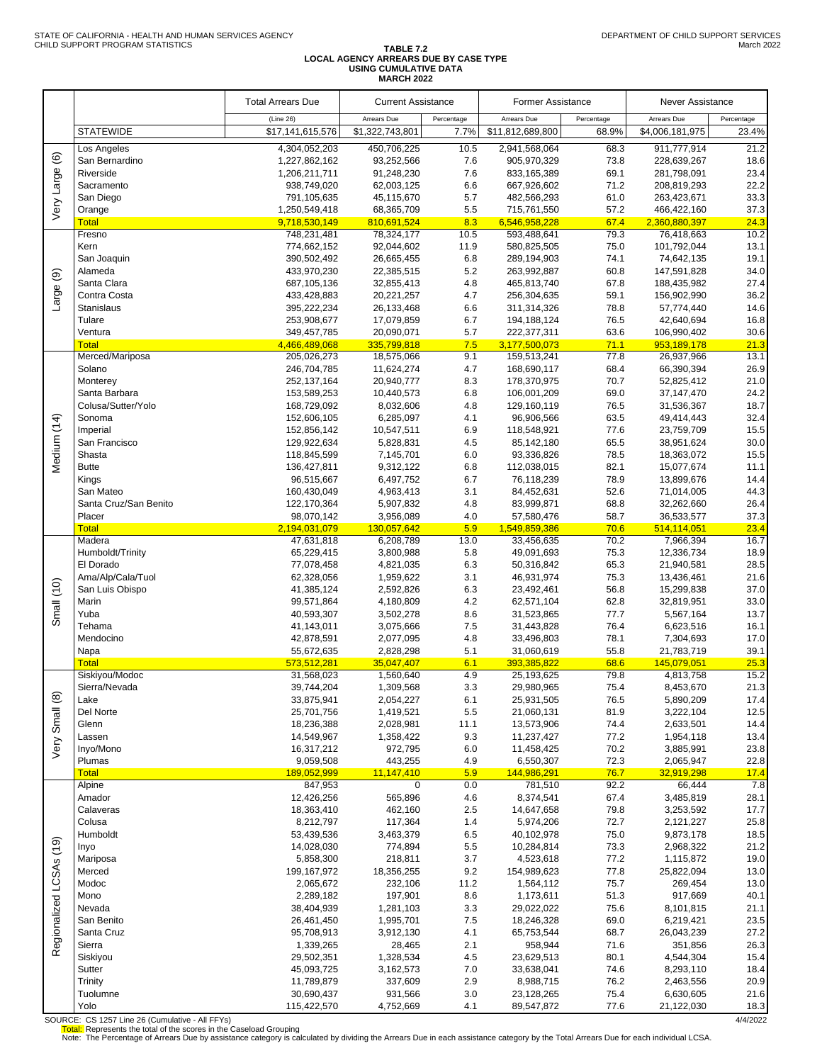STATE OF CALIFORNIA - HEALTH AND HUMAN SERVICES AGENCY
CHILD SUPPORT PROGRAM STATISTICS

DEPARTMENT OF CHILD SUPPORT SERVICES
March 2022

**TABLE 7.2**
**LOCAL AGENCY ARREARS DUE BY CASE TYPE**
**USING CUMULATIVE DATA**
**MARCH 2022**

| | | Total Arrears Due | Current Assistance | | Former Assistance | | Never Assistance | |
|---|---|---|---|---|---|---|---|---|
| | | (Line 26) | Arrears Due | Percentage | Arrears Due | Percentage | Arrears Due | Percentage |
| | STATEWIDE | $17,141,615,576 | $1,322,743,801 | 7.7% | $11,812,689,800 | 68.9% | $4,006,181,975 | 23.4% |
| Very Large (6) | Los Angeles | 4,304,052,203 | 450,706,225 | 10.5 | 2,941,568,064 | 68.3 | 911,777,914 | 21.2 |
| | San Bernardino | 1,227,862,162 | 93,252,566 | 7.6 | 905,970,329 | 73.8 | 228,639,267 | 18.6 |
| | Riverside | 1,206,211,711 | 91,248,230 | 7.6 | 833,165,389 | 69.1 | 281,798,091 | 23.4 |
| | Sacramento | 938,749,020 | 62,003,125 | 6.6 | 667,926,602 | 71.2 | 208,819,293 | 22.2 |
| | San Diego | 791,105,635 | 45,115,670 | 5.7 | 482,566,293 | 61.0 | 263,423,671 | 33.3 |
| | Orange | 1,250,549,418 | 68,365,709 | 5.5 | 715,761,550 | 57.2 | 466,422,160 | 37.3 |
| | Total | 9,718,530,149 | 810,691,524 | 8.3 | 6,546,958,228 | 67.4 | 2,360,880,397 | 24.3 |
| Large (9) | Fresno | 748,231,481 | 78,324,177 | 10.5 | 593,488,641 | 79.3 | 76,418,663 | 10.2 |
| | Kern | 774,662,152 | 92,044,602 | 11.9 | 580,825,505 | 75.0 | 101,792,044 | 13.1 |
| | San Joaquin | 390,502,492 | 26,665,455 | 6.8 | 289,194,903 | 74.1 | 74,642,135 | 19.1 |
| | Alameda | 433,970,230 | 22,385,515 | 5.2 | 263,992,887 | 60.8 | 147,591,828 | 34.0 |
| | Santa Clara | 687,105,136 | 32,855,413 | 4.8 | 465,813,740 | 67.8 | 188,435,982 | 27.4 |
| | Contra Costa | 433,428,883 | 20,221,257 | 4.7 | 256,304,635 | 59.1 | 156,902,990 | 36.2 |
| | Stanislaus | 395,222,234 | 26,133,468 | 6.6 | 311,314,326 | 78.8 | 57,774,440 | 14.6 |
| | Tulare | 253,908,677 | 17,079,859 | 6.7 | 194,188,124 | 76.5 | 42,640,694 | 16.8 |
| | Ventura | 349,457,785 | 20,090,071 | 5.7 | 222,377,311 | 63.6 | 106,990,402 | 30.6 |
| | Total | 4,466,489,068 | 335,799,818 | 7.5 | 3,177,500,073 | 71.1 | 953,189,178 | 21.3 |
| Medium (14) | Merced/Mariposa | 205,026,273 | 18,575,066 | 9.1 | 159,513,241 | 77.8 | 26,937,966 | 13.1 |
| | Solano | 246,704,785 | 11,624,274 | 4.7 | 168,690,117 | 68.4 | 66,390,394 | 26.9 |
| | Monterey | 252,137,164 | 20,940,777 | 8.3 | 178,370,975 | 70.7 | 52,825,412 | 21.0 |
| | Santa Barbara | 153,589,253 | 10,440,573 | 6.8 | 106,001,209 | 69.0 | 37,147,470 | 24.2 |
| | Colusa/Sutter/Yolo | 168,729,092 | 8,032,606 | 4.8 | 129,160,119 | 76.5 | 31,536,367 | 18.7 |
| | Sonoma | 152,606,105 | 6,285,097 | 4.1 | 96,906,566 | 63.5 | 49,414,443 | 32.4 |
| | Imperial | 152,856,142 | 10,547,511 | 6.9 | 118,548,921 | 77.6 | 23,759,709 | 15.5 |
| | San Francisco | 129,922,634 | 5,828,831 | 4.5 | 85,142,180 | 65.5 | 38,951,624 | 30.0 |
| | Shasta | 118,845,599 | 7,145,701 | 6.0 | 93,336,826 | 78.5 | 18,363,072 | 15.5 |
| | Butte | 136,427,811 | 9,312,122 | 6.8 | 112,038,015 | 82.1 | 15,077,674 | 11.1 |
| | Kings | 96,515,667 | 6,497,752 | 6.7 | 76,118,239 | 78.9 | 13,899,676 | 14.4 |
| | San Mateo | 160,430,049 | 4,963,413 | 3.1 | 84,452,631 | 52.6 | 71,014,005 | 44.3 |
| | Santa Cruz/San Benito | 122,170,364 | 5,907,832 | 4.8 | 83,999,871 | 68.8 | 32,262,660 | 26.4 |
| | Placer | 98,070,142 | 3,956,089 | 4.0 | 57,580,476 | 58.7 | 36,533,577 | 37.3 |
| | Total | 2,194,031,079 | 130,057,642 | 5.9 | 1,549,859,386 | 70.6 | 514,114,051 | 23.4 |
| Small (10) | Madera | 47,631,818 | 6,208,789 | 13.0 | 33,456,635 | 70.2 | 7,966,394 | 16.7 |
| | Humboldt/Trinity | 65,229,415 | 3,800,988 | 5.8 | 49,091,693 | 75.3 | 12,336,734 | 18.9 |
| | El Dorado | 77,078,458 | 4,821,035 | 6.3 | 50,316,842 | 65.3 | 21,940,581 | 28.5 |
| | Ama/Alp/Cala/Tuol | 62,328,056 | 1,959,622 | 3.1 | 46,931,974 | 75.3 | 13,436,461 | 21.6 |
| | San Luis Obispo | 41,385,124 | 2,592,826 | 6.3 | 23,492,461 | 56.8 | 15,299,838 | 37.0 |
| | Marin | 99,571,864 | 4,180,809 | 4.2 | 62,571,104 | 62.8 | 32,819,951 | 33.0 |
| | Yuba | 40,593,307 | 3,502,278 | 8.6 | 31,523,865 | 77.7 | 5,567,164 | 13.7 |
| | Tehama | 41,143,011 | 3,075,666 | 7.5 | 31,443,828 | 76.4 | 6,623,516 | 16.1 |
| | Mendocino | 42,878,591 | 2,077,095 | 4.8 | 33,496,803 | 78.1 | 7,304,693 | 17.0 |
| | Napa | 55,672,635 | 2,828,298 | 5.1 | 31,060,619 | 55.8 | 21,783,719 | 39.1 |
| | Total | 573,512,281 | 35,047,407 | 6.1 | 393,385,822 | 68.6 | 145,079,051 | 25.3 |
| Very Small (8) | Siskiyou/Modoc | 31,568,023 | 1,560,640 | 4.9 | 25,193,625 | 79.8 | 4,813,758 | 15.2 |
| | Sierra/Nevada | 39,744,204 | 1,309,568 | 3.3 | 29,980,965 | 75.4 | 8,453,670 | 21.3 |
| | Lake | 33,875,941 | 2,054,227 | 6.1 | 25,931,505 | 76.5 | 5,890,209 | 17.4 |
| | Del Norte | 25,701,756 | 1,419,521 | 5.5 | 21,060,131 | 81.9 | 3,222,104 | 12.5 |
| | Glenn | 18,236,388 | 2,028,981 | 11.1 | 13,573,906 | 74.4 | 2,633,501 | 14.4 |
| | Lassen | 14,549,967 | 1,358,422 | 9.3 | 11,237,427 | 77.2 | 1,954,118 | 13.4 |
| | Inyo/Mono | 16,317,212 | 972,795 | 6.0 | 11,458,425 | 70.2 | 3,885,991 | 23.8 |
| | Plumas | 9,059,508 | 443,255 | 4.9 | 6,550,307 | 72.3 | 2,065,947 | 22.8 |
| | Total | 189,052,999 | 11,147,410 | 5.9 | 144,986,291 | 76.7 | 32,919,298 | 17.4 |
| Regionalized LCSAs (19) | Alpine | 847,953 | 0 | 0.0 | 781,510 | 92.2 | 66,444 | 7.8 |
| | Amador | 12,426,256 | 565,896 | 4.6 | 8,374,541 | 67.4 | 3,485,819 | 28.1 |
| | Calaveras | 18,363,410 | 462,160 | 2.5 | 14,647,658 | 79.8 | 3,253,592 | 17.7 |
| | Colusa | 8,212,797 | 117,364 | 1.4 | 5,974,206 | 72.7 | 2,121,227 | 25.8 |
| | Humboldt | 53,439,536 | 3,463,379 | 6.5 | 40,102,978 | 75.0 | 9,873,178 | 18.5 |
| | Inyo | 14,028,030 | 774,894 | 5.5 | 10,284,814 | 73.3 | 2,968,322 | 21.2 |
| | Mariposa | 5,858,300 | 218,811 | 3.7 | 4,523,618 | 77.2 | 1,115,872 | 19.0 |
| | Merced | 199,167,972 | 18,356,255 | 9.2 | 154,989,623 | 77.8 | 25,822,094 | 13.0 |
| | Modoc | 2,065,672 | 232,106 | 11.2 | 1,564,112 | 75.7 | 269,454 | 13.0 |
| | Mono | 2,289,182 | 197,901 | 8.6 | 1,173,611 | 51.3 | 917,669 | 40.1 |
| | Nevada | 38,404,939 | 1,281,103 | 3.3 | 29,022,022 | 75.6 | 8,101,815 | 21.1 |
| | San Benito | 26,461,450 | 1,995,701 | 7.5 | 18,246,328 | 69.0 | 6,219,421 | 23.5 |
| | Santa Cruz | 95,708,913 | 3,912,130 | 4.1 | 65,753,544 | 68.7 | 26,043,239 | 27.2 |
| | Sierra | 1,339,265 | 28,465 | 2.1 | 958,944 | 71.6 | 351,856 | 26.3 |
| | Siskiyou | 29,502,351 | 1,328,534 | 4.5 | 23,629,513 | 80.1 | 4,544,304 | 15.4 |
| | Sutter | 45,093,725 | 3,162,573 | 7.0 | 33,638,041 | 74.6 | 8,293,110 | 18.4 |
| | Trinity | 11,789,879 | 337,609 | 2.9 | 8,988,715 | 76.2 | 2,463,556 | 20.9 |
| | Tuolumne | 30,690,437 | 931,566 | 3.0 | 23,128,265 | 75.4 | 6,630,605 | 21.6 |
| | Yolo | 115,422,570 | 4,752,669 | 4.1 | 89,547,872 | 77.6 | 21,122,030 | 18.3 |

SOURCE: CS 1257 Line 26 (Cumulative - All FFYs)

4/4/2022

Total: Represents the total of the scores in the Caseload Grouping

Note: The Percentage of Arrears Due by assistance category is calculated by dividing the Arrears Due in each assistance category by the Total Arrears Due for each individual LCSA.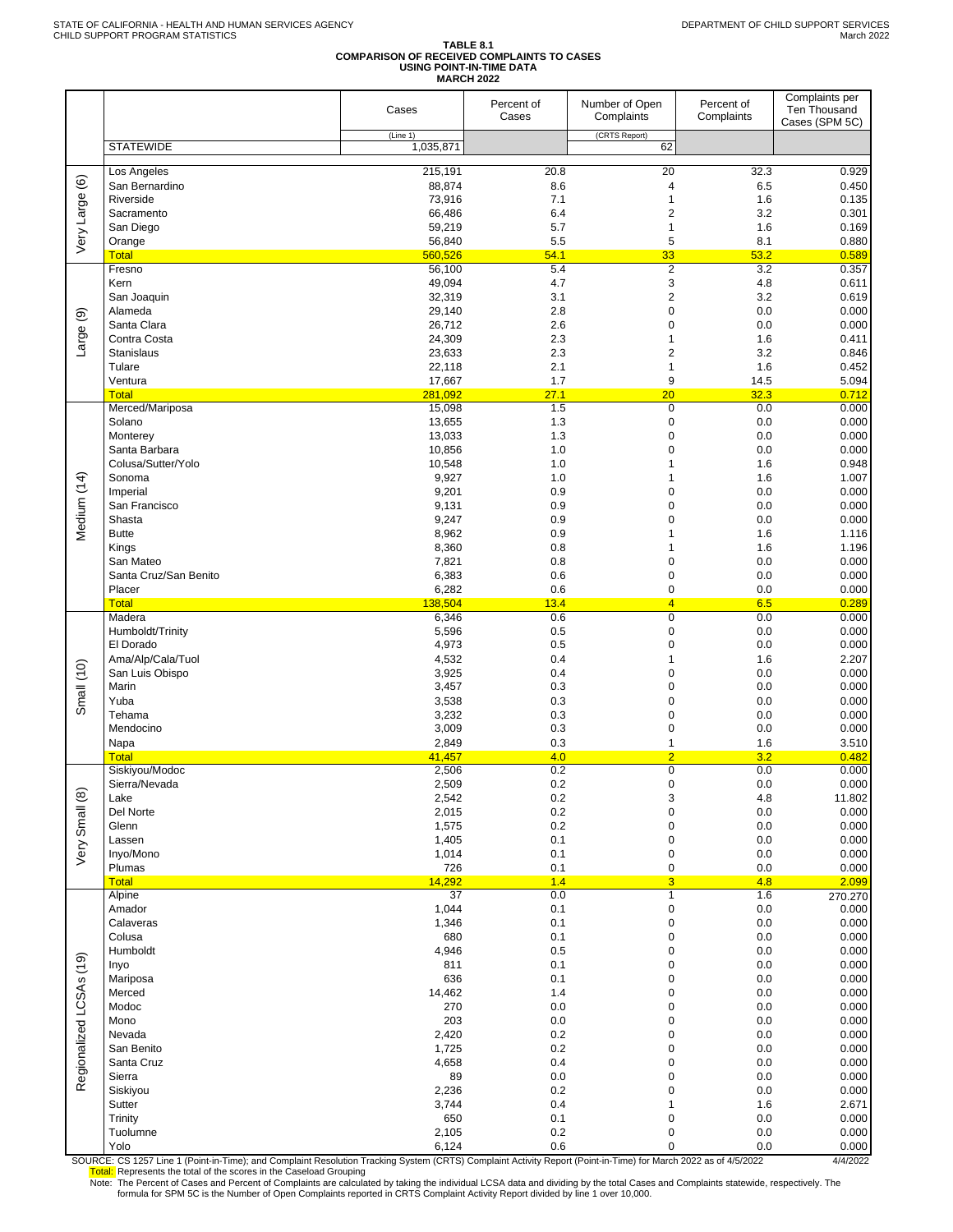STATE OF CALIFORNIA - HEALTH AND HUMAN SERVICES AGENCY
CHILD SUPPORT PROGRAM STATISTICS

DEPARTMENT OF CHILD SUPPORT SERVICES
March 2022

**TABLE 8.1**
**COMPARISON OF RECEIVED COMPLAINTS TO CASES**
**USING POINT-IN-TIME DATA**
**MARCH 2022**

| | | Cases | Percent of Cases | Number of Open Complaints | Percent of Complaints | Complaints per Ten Thousand Cases (SPM 5C) |
|---|---|---|---|---|---|---|
| | | (Line 1) | | (CRTS Report) | | |
| | STATEWIDE | 1,035,871 | | 62 | | |
| Very Large (6) | Los Angeles | 215,191 | 20.8 | 20 | 32.3 | 0.929 |
| | San Bernardino | 88,874 | 8.6 | 4 | 6.5 | 0.450 |
| | Riverside | 73,916 | 7.1 | 1 | 1.6 | 0.135 |
| | Sacramento | 66,486 | 6.4 | 2 | 3.2 | 0.301 |
| | San Diego | 59,219 | 5.7 | 1 | 1.6 | 0.169 |
| | Orange | 56,840 | 5.5 | 5 | 8.1 | 0.880 |
| | Total | 560,526 | 54.1 | 33 | 53.2 | 0.589 |
| Large (9) | Fresno | 56,100 | 5.4 | 2 | 3.2 | 0.357 |
| | Kern | 49,094 | 4.7 | 3 | 4.8 | 0.611 |
| | San Joaquin | 32,319 | 3.1 | 2 | 3.2 | 0.619 |
| | Alameda | 29,140 | 2.8 | 0 | 0.0 | 0.000 |
| | Santa Clara | 26,712 | 2.6 | 0 | 0.0 | 0.000 |
| | Contra Costa | 24,309 | 2.3 | 1 | 1.6 | 0.411 |
| | Stanislaus | 23,633 | 2.3 | 2 | 3.2 | 0.846 |
| | Tulare | 22,118 | 2.1 | 1 | 1.6 | 0.452 |
| | Ventura | 17,667 | 1.7 | 9 | 14.5 | 5.094 |
| | Total | 281,092 | 27.1 | 20 | 32.3 | 0.712 |
| Medium (14) | Merced/Mariposa | 15,098 | 1.5 | 0 | 0.0 | 0.000 |
| | Solano | 13,655 | 1.3 | 0 | 0.0 | 0.000 |
| | Monterey | 13,033 | 1.3 | 0 | 0.0 | 0.000 |
| | Santa Barbara | 10,856 | 1.0 | 0 | 0.0 | 0.000 |
| | Colusa/Sutter/Yolo | 10,548 | 1.0 | 1 | 1.6 | 0.948 |
| | Sonoma | 9,927 | 1.0 | 1 | 1.6 | 1.007 |
| | Imperial | 9,201 | 0.9 | 0 | 0.0 | 0.000 |
| | San Francisco | 9,131 | 0.9 | 0 | 0.0 | 0.000 |
| | Shasta | 9,247 | 0.9 | 0 | 0.0 | 0.000 |
| | Butte | 8,962 | 0.9 | 1 | 1.6 | 1.116 |
| | Kings | 8,360 | 0.8 | 1 | 1.6 | 1.196 |
| | San Mateo | 7,821 | 0.8 | 0 | 0.0 | 0.000 |
| | Santa Cruz/San Benito | 6,383 | 0.6 | 0 | 0.0 | 0.000 |
| | Placer | 6,282 | 0.6 | 0 | 0.0 | 0.000 |
| | Total | 138,504 | 13.4 | 4 | 6.5 | 0.289 |
| Small (10) | Madera | 6,346 | 0.6 | 0 | 0.0 | 0.000 |
| | Humboldt/Trinity | 5,596 | 0.5 | 0 | 0.0 | 0.000 |
| | El Dorado | 4,973 | 0.5 | 0 | 0.0 | 0.000 |
| | Ama/Alp/Cala/Tuol | 4,532 | 0.4 | 1 | 1.6 | 2.207 |
| | San Luis Obispo | 3,925 | 0.4 | 0 | 0.0 | 0.000 |
| | Marin | 3,457 | 0.3 | 0 | 0.0 | 0.000 |
| | Yuba | 3,538 | 0.3 | 0 | 0.0 | 0.000 |
| | Tehama | 3,232 | 0.3 | 0 | 0.0 | 0.000 |
| | Mendocino | 3,009 | 0.3 | 0 | 0.0 | 0.000 |
| | Napa | 2,849 | 0.3 | 1 | 1.6 | 3.510 |
| | Total | 41,457 | 4.0 | 2 | 3.2 | 0.482 |
| Very Small (8) | Siskiyou/Modoc | 2,506 | 0.2 | 0 | 0.0 | 0.000 |
| | Sierra/Nevada | 2,509 | 0.2 | 0 | 0.0 | 0.000 |
| | Lake | 2,542 | 0.2 | 3 | 4.8 | 11.802 |
| | Del Norte | 2,015 | 0.2 | 0 | 0.0 | 0.000 |
| | Glenn | 1,575 | 0.2 | 0 | 0.0 | 0.000 |
| | Lassen | 1,405 | 0.1 | 0 | 0.0 | 0.000 |
| | Inyo/Mono | 1,014 | 0.1 | 0 | 0.0 | 0.000 |
| | Plumas | 726 | 0.1 | 0 | 0.0 | 0.000 |
| | Total | 14,292 | 1.4 | 3 | 4.8 | 2.099 |
| Regionalized LCSAs (19) | Alpine | 37 | 0.0 | 1 | 1.6 | 270.270 |
| | Amador | 1,044 | 0.1 | 0 | 0.0 | 0.000 |
| | Calaveras | 1,346 | 0.1 | 0 | 0.0 | 0.000 |
| | Colusa | 680 | 0.1 | 0 | 0.0 | 0.000 |
| | Humboldt | 4,946 | 0.5 | 0 | 0.0 | 0.000 |
| | Inyo | 811 | 0.1 | 0 | 0.0 | 0.000 |
| | Mariposa | 636 | 0.1 | 0 | 0.0 | 0.000 |
| | Merced | 14,462 | 1.4 | 0 | 0.0 | 0.000 |
| | Modoc | 270 | 0.0 | 0 | 0.0 | 0.000 |
| | Mono | 203 | 0.0 | 0 | 0.0 | 0.000 |
| | Nevada | 2,420 | 0.2 | 0 | 0.0 | 0.000 |
| | San Benito | 1,725 | 0.2 | 0 | 0.0 | 0.000 |
| | Santa Cruz | 4,658 | 0.4 | 0 | 0.0 | 0.000 |
| | Sierra | 89 | 0.0 | 0 | 0.0 | 0.000 |
| | Siskiyou | 2,236 | 0.2 | 0 | 0.0 | 0.000 |
| | Sutter | 3,744 | 0.4 | 1 | 1.6 | 2.671 |
| | Trinity | 650 | 0.1 | 0 | 0.0 | 0.000 |
| | Tuolumne | 2,105 | 0.2 | 0 | 0.0 | 0.000 |
| | Yolo | 6,124 | 0.6 | 0 | 0.0 | 0.000 |

SOURCE: CS 1257 Line 1 (Point-in-Time); and Complaint Resolution Tracking System (CRTS) Complaint Activity Report (Point-in-Time) for March 2022 as of 4/5/2022 — 4/4/2022

Total: Represents the total of the scores in the Caseload Grouping

Note: The Percent of Cases and Percent of Complaints are calculated by taking the individual LCSA data and dividing by the total Cases and Complaints statewide, respectively. The formula for SPM 5C is the Number of Open Complaints reported in CRTS Complaint Activity Report divided by line 1 over 10,000.